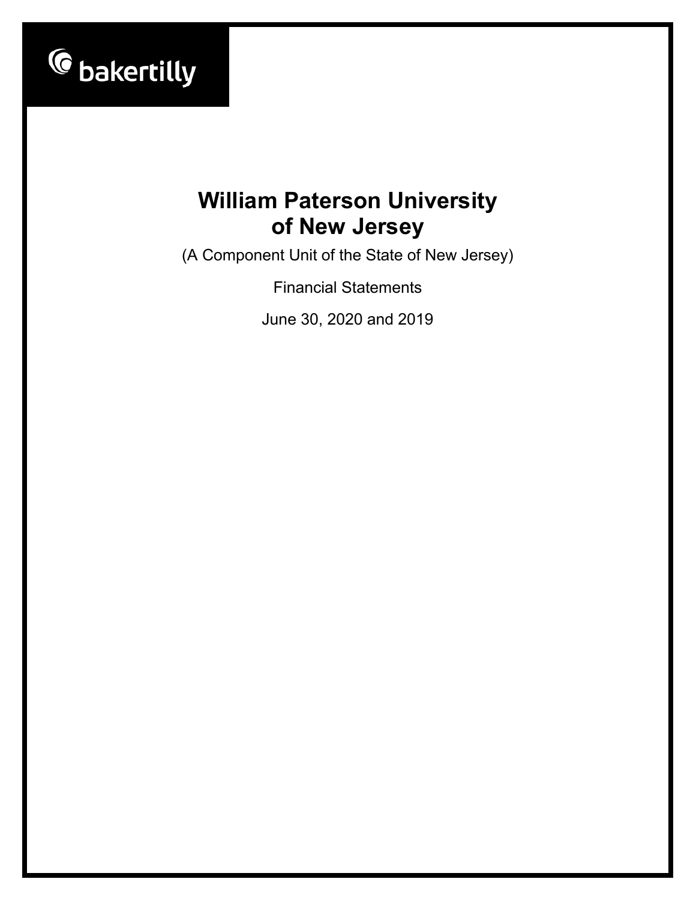bakertilly

# William Paterson University of New Jersey

(A Component Unit of the State of New Jersey)

Financial Statements

June 30, 2020 and 2019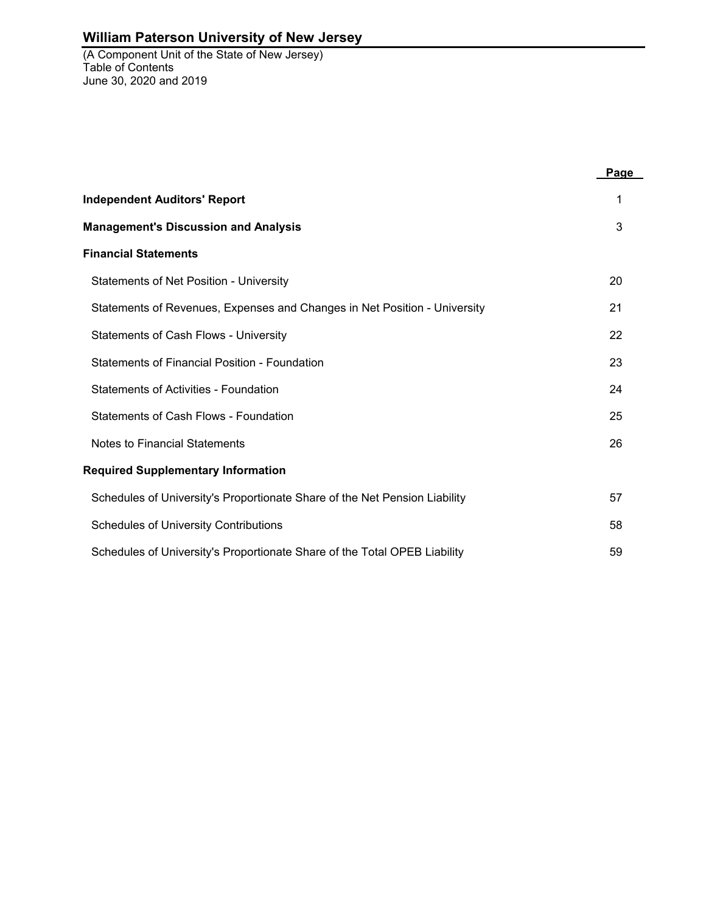# William Paterson University of New Jersey

(A Component Unit of the State of New Jersey)
Table of Contents
June 30, 2020 and 2019

| | Page |
|---|---|
| **Independent Auditors' Report** | 1 |
| **Management's Discussion and Analysis** | 3 |
| **Financial Statements** | |
| Statements of Net Position - University | 20 |
| Statements of Revenues, Expenses and Changes in Net Position - University | 21 |
| Statements of Cash Flows - University | 22 |
| Statements of Financial Position - Foundation | 23 |
| Statements of Activities - Foundation | 24 |
| Statements of Cash Flows - Foundation | 25 |
| Notes to Financial Statements | 26 |
| **Required Supplementary Information** | |
| Schedules of University's Proportionate Share of the Net Pension Liability | 57 |
| Schedules of University Contributions | 58 |
| Schedules of University's Proportionate Share of the Total OPEB Liability | 59 |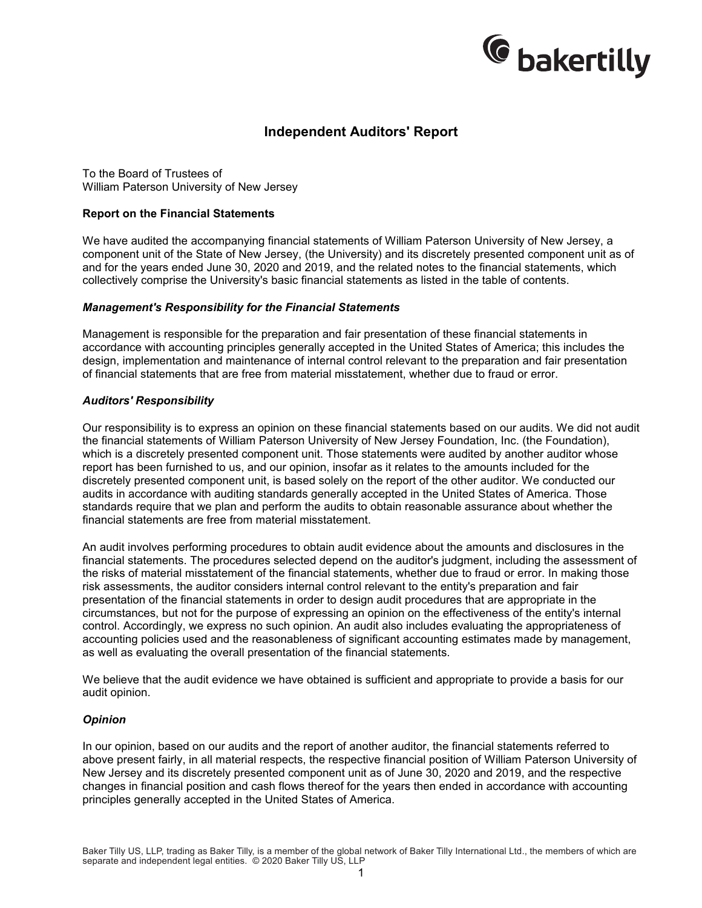# Independent Auditors' Report

To the Board of Trustees of
William Paterson University of New Jersey

**Report on the Financial Statements**

We have audited the accompanying financial statements of William Paterson University of New Jersey, a component unit of the State of New Jersey, (the University) and its discretely presented component unit as of and for the years ended June 30, 2020 and 2019, and the related notes to the financial statements, which collectively comprise the University's basic financial statements as listed in the table of contents.

***Management's Responsibility for the Financial Statements***

Management is responsible for the preparation and fair presentation of these financial statements in accordance with accounting principles generally accepted in the United States of America; this includes the design, implementation and maintenance of internal control relevant to the preparation and fair presentation of financial statements that are free from material misstatement, whether due to fraud or error.

***Auditors' Responsibility***

Our responsibility is to express an opinion on these financial statements based on our audits. We did not audit the financial statements of William Paterson University of New Jersey Foundation, Inc. (the Foundation), which is a discretely presented component unit. Those statements were audited by another auditor whose report has been furnished to us, and our opinion, insofar as it relates to the amounts included for the discretely presented component unit, is based solely on the report of the other auditor. We conducted our audits in accordance with auditing standards generally accepted in the United States of America. Those standards require that we plan and perform the audits to obtain reasonable assurance about whether the financial statements are free from material misstatement.

An audit involves performing procedures to obtain audit evidence about the amounts and disclosures in the financial statements. The procedures selected depend on the auditor's judgment, including the assessment of the risks of material misstatement of the financial statements, whether due to fraud or error. In making those risk assessments, the auditor considers internal control relevant to the entity's preparation and fair presentation of the financial statements in order to design audit procedures that are appropriate in the circumstances, but not for the purpose of expressing an opinion on the effectiveness of the entity's internal control. Accordingly, we express no such opinion. An audit also includes evaluating the appropriateness of accounting policies used and the reasonableness of significant accounting estimates made by management, as well as evaluating the overall presentation of the financial statements.

We believe that the audit evidence we have obtained is sufficient and appropriate to provide a basis for our audit opinion.

***Opinion***

In our opinion, based on our audits and the report of another auditor, the financial statements referred to above present fairly, in all material respects, the respective financial position of William Paterson University of New Jersey and its discretely presented component unit as of June 30, 2020 and 2019, and the respective changes in financial position and cash flows thereof for the years then ended in accordance with accounting principles generally accepted in the United States of America.

Baker Tilly US, LLP, trading as Baker Tilly, is a member of the global network of Baker Tilly International Ltd., the members of which are separate and independent legal entities. © 2020 Baker Tilly US, LLP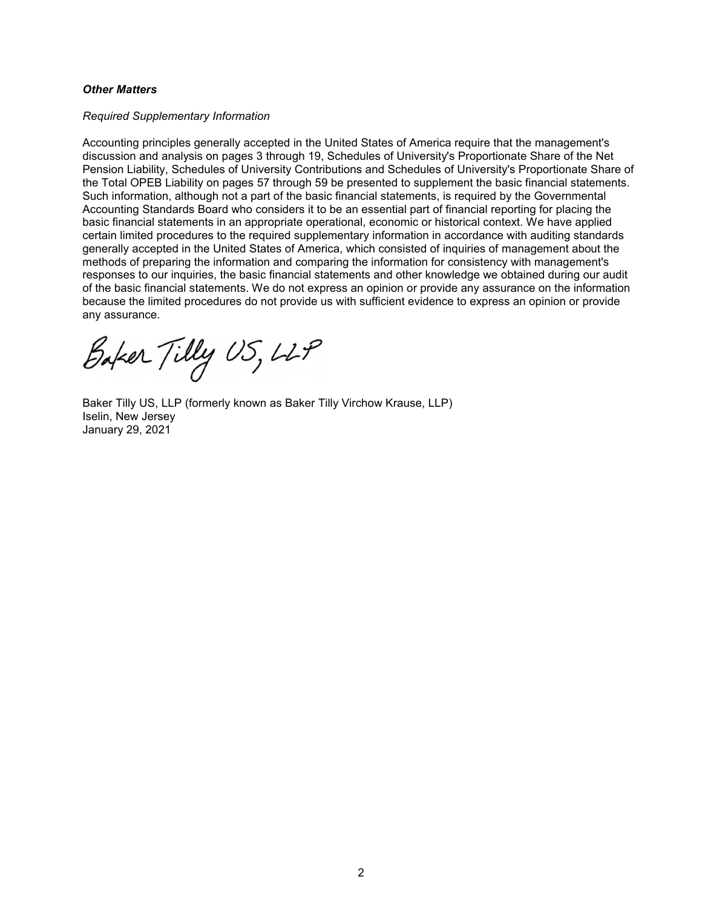***Other Matters***

*Required Supplementary Information*

Accounting principles generally accepted in the United States of America require that the management's discussion and analysis on pages 3 through 19, Schedules of University's Proportionate Share of the Net Pension Liability, Schedules of University Contributions and Schedules of University's Proportionate Share of the Total OPEB Liability on pages 57 through 59 be presented to supplement the basic financial statements. Such information, although not a part of the basic financial statements, is required by the Governmental Accounting Standards Board who considers it to be an essential part of financial reporting for placing the basic financial statements in an appropriate operational, economic or historical context. We have applied certain limited procedures to the required supplementary information in accordance with auditing standards generally accepted in the United States of America, which consisted of inquiries of management about the methods of preparing the information and comparing the information for consistency with management's responses to our inquiries, the basic financial statements and other knowledge we obtained during our audit of the basic financial statements. We do not express an opinion or provide any assurance on the information because the limited procedures do not provide us with sufficient evidence to express an opinion or provide any assurance.

Baker Tilly US, LLP

Baker Tilly US, LLP (formerly known as Baker Tilly Virchow Krause, LLP)
Iselin, New Jersey
January 29, 2021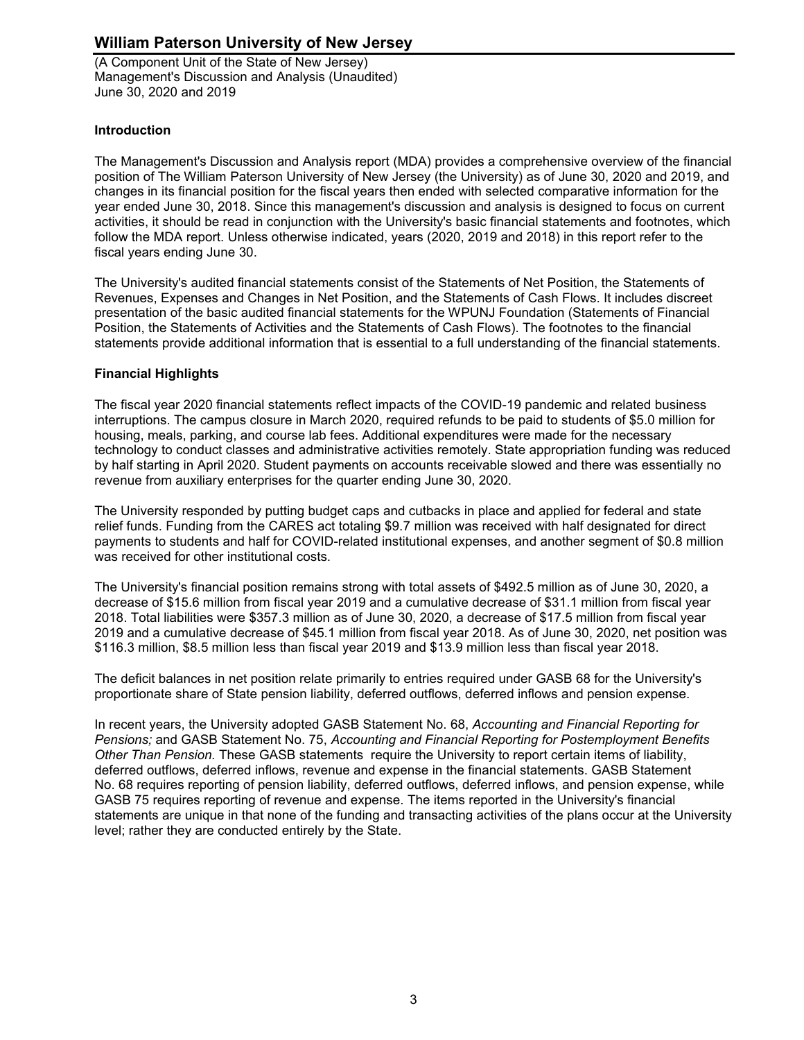## William Paterson University of New Jersey

(A Component Unit of the State of New Jersey)
Management's Discussion and Analysis (Unaudited)
June 30, 2020 and 2019

### Introduction

The Management's Discussion and Analysis report (MDA) provides a comprehensive overview of the financial position of The William Paterson University of New Jersey (the University) as of June 30, 2020 and 2019, and changes in its financial position for the fiscal years then ended with selected comparative information for the year ended June 30, 2018. Since this management's discussion and analysis is designed to focus on current activities, it should be read in conjunction with the University's basic financial statements and footnotes, which follow the MDA report. Unless otherwise indicated, years (2020, 2019 and 2018) in this report refer to the fiscal years ending June 30.

The University's audited financial statements consist of the Statements of Net Position, the Statements of Revenues, Expenses and Changes in Net Position, and the Statements of Cash Flows. It includes discreet presentation of the basic audited financial statements for the WPUNJ Foundation (Statements of Financial Position, the Statements of Activities and the Statements of Cash Flows). The footnotes to the financial statements provide additional information that is essential to a full understanding of the financial statements.

### Financial Highlights

The fiscal year 2020 financial statements reflect impacts of the COVID-19 pandemic and related business interruptions. The campus closure in March 2020, required refunds to be paid to students of $5.0 million for housing, meals, parking, and course lab fees. Additional expenditures were made for the necessary technology to conduct classes and administrative activities remotely. State appropriation funding was reduced by half starting in April 2020. Student payments on accounts receivable slowed and there was essentially no revenue from auxiliary enterprises for the quarter ending June 30, 2020.

The University responded by putting budget caps and cutbacks in place and applied for federal and state relief funds. Funding from the CARES act totaling $9.7 million was received with half designated for direct payments to students and half for COVID-related institutional expenses, and another segment of $0.8 million was received for other institutional costs.

The University's financial position remains strong with total assets of $492.5 million as of June 30, 2020, a decrease of $15.6 million from fiscal year 2019 and a cumulative decrease of $31.1 million from fiscal year 2018. Total liabilities were $357.3 million as of June 30, 2020, a decrease of $17.5 million from fiscal year 2019 and a cumulative decrease of $45.1 million from fiscal year 2018. As of June 30, 2020, net position was $116.3 million, $8.5 million less than fiscal year 2019 and $13.9 million less than fiscal year 2018.

The deficit balances in net position relate primarily to entries required under GASB 68 for the University's proportionate share of State pension liability, deferred outflows, deferred inflows and pension expense.

In recent years, the University adopted GASB Statement No. 68, *Accounting and Financial Reporting for Pensions;* and GASB Statement No. 75, *Accounting and Financial Reporting for Postemployment Benefits Other Than Pension.* These GASB statements require the University to report certain items of liability, deferred outflows, deferred inflows, revenue and expense in the financial statements. GASB Statement No. 68 requires reporting of pension liability, deferred outflows, deferred inflows, and pension expense, while GASB 75 requires reporting of revenue and expense. The items reported in the University's financial statements are unique in that none of the funding and transacting activities of the plans occur at the University level; rather they are conducted entirely by the State.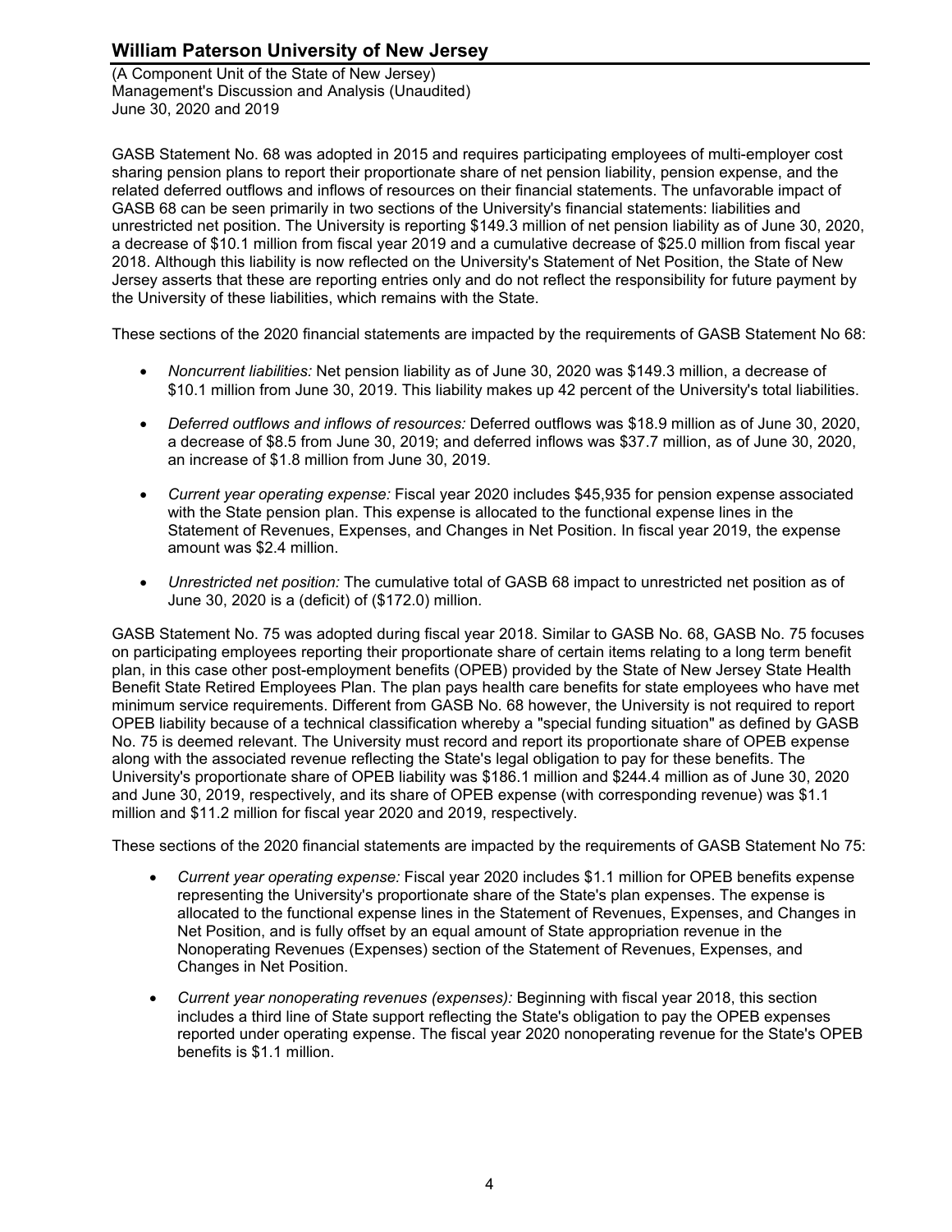GASB Statement No. 68 was adopted in 2015 and requires participating employees of multi-employer cost sharing pension plans to report their proportionate share of net pension liability, pension expense, and the related deferred outflows and inflows of resources on their financial statements. The unfavorable impact of GASB 68 can be seen primarily in two sections of the University's financial statements: liabilities and unrestricted net position. The University is reporting $149.3 million of net pension liability as of June 30, 2020, a decrease of $10.1 million from fiscal year 2019 and a cumulative decrease of $25.0 million from fiscal year 2018. Although this liability is now reflected on the University's Statement of Net Position, the State of New Jersey asserts that these are reporting entries only and do not reflect the responsibility for future payment by the University of these liabilities, which remains with the State.

These sections of the 2020 financial statements are impacted by the requirements of GASB Statement No 68:

- *Noncurrent liabilities:* Net pension liability as of June 30, 2020 was $149.3 million, a decrease of $10.1 million from June 30, 2019. This liability makes up 42 percent of the University's total liabilities.
- *Deferred outflows and inflows of resources:* Deferred outflows was $18.9 million as of June 30, 2020, a decrease of $8.5 from June 30, 2019; and deferred inflows was $37.7 million, as of June 30, 2020, an increase of $1.8 million from June 30, 2019.
- *Current year operating expense:* Fiscal year 2020 includes $45,935 for pension expense associated with the State pension plan. This expense is allocated to the functional expense lines in the Statement of Revenues, Expenses, and Changes in Net Position. In fiscal year 2019, the expense amount was $2.4 million.
- *Unrestricted net position:* The cumulative total of GASB 68 impact to unrestricted net position as of June 30, 2020 is a (deficit) of ($172.0) million.

GASB Statement No. 75 was adopted during fiscal year 2018. Similar to GASB No. 68, GASB No. 75 focuses on participating employees reporting their proportionate share of certain items relating to a long term benefit plan, in this case other post-employment benefits (OPEB) provided by the State of New Jersey State Health Benefit State Retired Employees Plan. The plan pays health care benefits for state employees who have met minimum service requirements. Different from GASB No. 68 however, the University is not required to report OPEB liability because of a technical classification whereby a "special funding situation" as defined by GASB No. 75 is deemed relevant. The University must record and report its proportionate share of OPEB expense along with the associated revenue reflecting the State's legal obligation to pay for these benefits. The University's proportionate share of OPEB liability was $186.1 million and $244.4 million as of June 30, 2020 and June 30, 2019, respectively, and its share of OPEB expense (with corresponding revenue) was $1.1 million and $11.2 million for fiscal year 2020 and 2019, respectively.

These sections of the 2020 financial statements are impacted by the requirements of GASB Statement No 75:

- *Current year operating expense:* Fiscal year 2020 includes $1.1 million for OPEB benefits expense representing the University's proportionate share of the State's plan expenses. The expense is allocated to the functional expense lines in the Statement of Revenues, Expenses, and Changes in Net Position, and is fully offset by an equal amount of State appropriation revenue in the Nonoperating Revenues (Expenses) section of the Statement of Revenues, Expenses, and Changes in Net Position.
- *Current year nonoperating revenues (expenses):* Beginning with fiscal year 2018, this section includes a third line of State support reflecting the State's obligation to pay the OPEB expenses reported under operating expense. The fiscal year 2020 nonoperating revenue for the State's OPEB benefits is $1.1 million.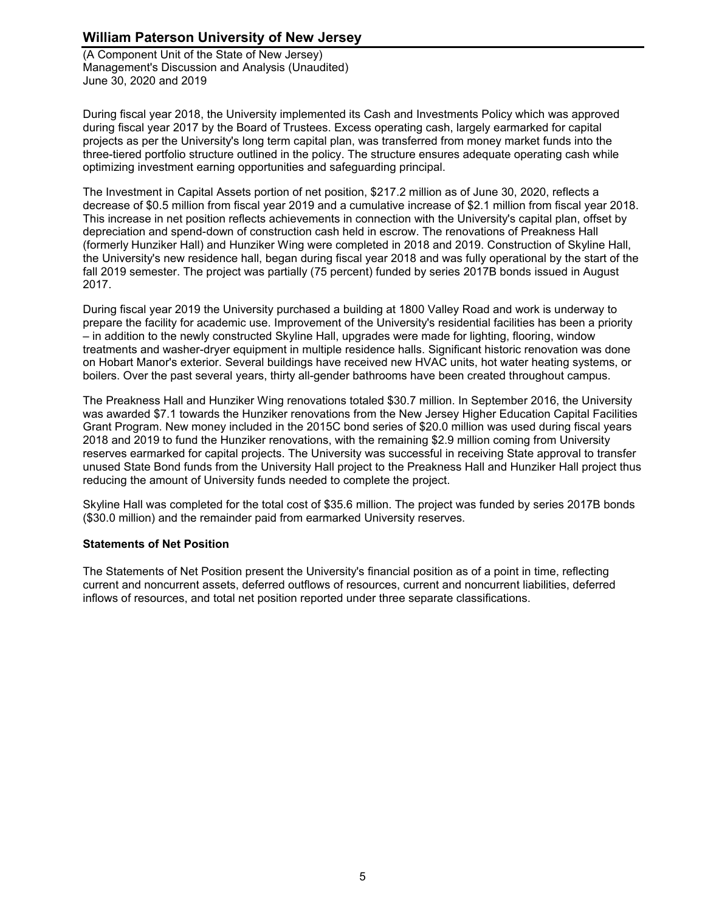During fiscal year 2018, the University implemented its Cash and Investments Policy which was approved during fiscal year 2017 by the Board of Trustees. Excess operating cash, largely earmarked for capital projects as per the University's long term capital plan, was transferred from money market funds into the three-tiered portfolio structure outlined in the policy. The structure ensures adequate operating cash while optimizing investment earning opportunities and safeguarding principal.

The Investment in Capital Assets portion of net position, $217.2 million as of June 30, 2020, reflects a decrease of $0.5 million from fiscal year 2019 and a cumulative increase of $2.1 million from fiscal year 2018. This increase in net position reflects achievements in connection with the University's capital plan, offset by depreciation and spend-down of construction cash held in escrow. The renovations of Preakness Hall (formerly Hunziker Hall) and Hunziker Wing were completed in 2018 and 2019. Construction of Skyline Hall, the University's new residence hall, began during fiscal year 2018 and was fully operational by the start of the fall 2019 semester. The project was partially (75 percent) funded by series 2017B bonds issued in August 2017.

During fiscal year 2019 the University purchased a building at 1800 Valley Road and work is underway to prepare the facility for academic use. Improvement of the University's residential facilities has been a priority – in addition to the newly constructed Skyline Hall, upgrades were made for lighting, flooring, window treatments and washer-dryer equipment in multiple residence halls. Significant historic renovation was done on Hobart Manor's exterior. Several buildings have received new HVAC units, hot water heating systems, or boilers. Over the past several years, thirty all-gender bathrooms have been created throughout campus.

The Preakness Hall and Hunziker Wing renovations totaled $30.7 million. In September 2016, the University was awarded $7.1 towards the Hunziker renovations from the New Jersey Higher Education Capital Facilities Grant Program. New money included in the 2015C bond series of $20.0 million was used during fiscal years 2018 and 2019 to fund the Hunziker renovations, with the remaining $2.9 million coming from University reserves earmarked for capital projects. The University was successful in receiving State approval to transfer unused State Bond funds from the University Hall project to the Preakness Hall and Hunziker Hall project thus reducing the amount of University funds needed to complete the project.

Skyline Hall was completed for the total cost of $35.6 million. The project was funded by series 2017B bonds ($30.0 million) and the remainder paid from earmarked University reserves.

**Statements of Net Position**

The Statements of Net Position present the University's financial position as of a point in time, reflecting current and noncurrent assets, deferred outflows of resources, current and noncurrent liabilities, deferred inflows of resources, and total net position reported under three separate classifications.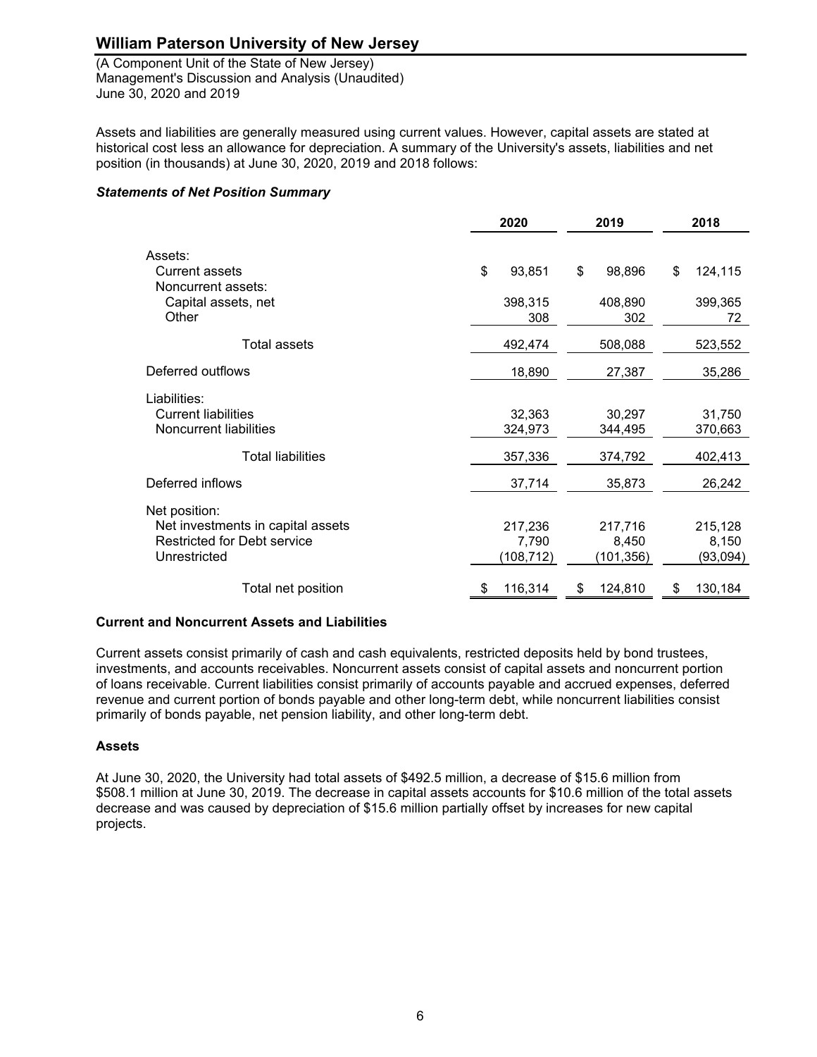# William Paterson University of New Jersey

(A Component Unit of the State of New Jersey)
Management's Discussion and Analysis (Unaudited)
June 30, 2020 and 2019

Assets and liabilities are generally measured using current values. However, capital assets are stated at historical cost less an allowance for depreciation. A summary of the University's assets, liabilities and net position (in thousands) at June 30, 2020, 2019 and 2018 follows:

***Statements of Net Position Summary***

| | 2020 | 2019 | 2018 |
|---|---|---|---|
| Assets: | | | |
| Current assets | $ 93,851 | $ 98,896 | $ 124,115 |
| Noncurrent assets: | | | |
| Capital assets, net | 398,315 | 408,890 | 399,365 |
| Other | 308 | 302 | 72 |
| Total assets | 492,474 | 508,088 | 523,552 |
| Deferred outflows | 18,890 | 27,387 | 35,286 |
| Liabilities: | | | |
| Current liabilities | 32,363 | 30,297 | 31,750 |
| Noncurrent liabilities | 324,973 | 344,495 | 370,663 |
| Total liabilities | 357,336 | 374,792 | 402,413 |
| Deferred inflows | 37,714 | 35,873 | 26,242 |
| Net position: | | | |
| Net investments in capital assets | 217,236 | 217,716 | 215,128 |
| Restricted for Debt service | 7,790 | 8,450 | 8,150 |
| Unrestricted | (108,712) | (101,356) | (93,094) |
| Total net position | $ 116,314 | $ 124,810 | $ 130,184 |

**Current and Noncurrent Assets and Liabilities**

Current assets consist primarily of cash and cash equivalents, restricted deposits held by bond trustees, investments, and accounts receivables. Noncurrent assets consist of capital assets and noncurrent portion of loans receivable. Current liabilities consist primarily of accounts payable and accrued expenses, deferred revenue and current portion of bonds payable and other long-term debt, while noncurrent liabilities consist primarily of bonds payable, net pension liability, and other long-term debt.

**Assets**

At June 30, 2020, the University had total assets of $492.5 million, a decrease of $15.6 million from $508.1 million at June 30, 2019. The decrease in capital assets accounts for $10.6 million of the total assets decrease and was caused by depreciation of $15.6 million partially offset by increases for new capital projects.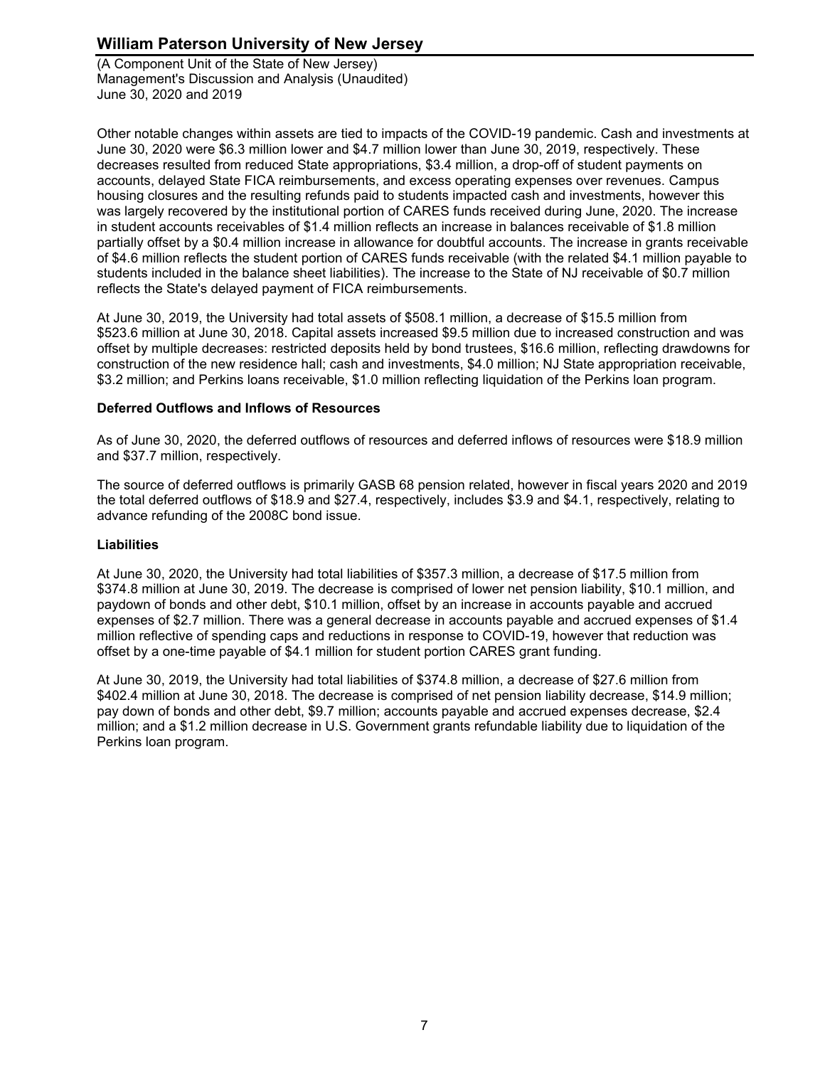Other notable changes within assets are tied to impacts of the COVID-19 pandemic. Cash and investments at June 30, 2020 were $6.3 million lower and $4.7 million lower than June 30, 2019, respectively. These decreases resulted from reduced State appropriations, $3.4 million, a drop-off of student payments on accounts, delayed State FICA reimbursements, and excess operating expenses over revenues. Campus housing closures and the resulting refunds paid to students impacted cash and investments, however this was largely recovered by the institutional portion of CARES funds received during June, 2020. The increase in student accounts receivables of $1.4 million reflects an increase in balances receivable of $1.8 million partially offset by a $0.4 million increase in allowance for doubtful accounts. The increase in grants receivable of $4.6 million reflects the student portion of CARES funds receivable (with the related $4.1 million payable to students included in the balance sheet liabilities). The increase to the State of NJ receivable of $0.7 million reflects the State's delayed payment of FICA reimbursements.

At June 30, 2019, the University had total assets of $508.1 million, a decrease of $15.5 million from $523.6 million at June 30, 2018. Capital assets increased $9.5 million due to increased construction and was offset by multiple decreases: restricted deposits held by bond trustees, $16.6 million, reflecting drawdowns for construction of the new residence hall; cash and investments, $4.0 million; NJ State appropriation receivable, $3.2 million; and Perkins loans receivable, $1.0 million reflecting liquidation of the Perkins loan program.

### Deferred Outflows and Inflows of Resources

As of June 30, 2020, the deferred outflows of resources and deferred inflows of resources were $18.9 million and $37.7 million, respectively.

The source of deferred outflows is primarily GASB 68 pension related, however in fiscal years 2020 and 2019 the total deferred outflows of $18.9 and $27.4, respectively, includes $3.9 and $4.1, respectively, relating to advance refunding of the 2008C bond issue.

### Liabilities

At June 30, 2020, the University had total liabilities of $357.3 million, a decrease of $17.5 million from $374.8 million at June 30, 2019. The decrease is comprised of lower net pension liability, $10.1 million, and paydown of bonds and other debt, $10.1 million, offset by an increase in accounts payable and accrued expenses of $2.7 million. There was a general decrease in accounts payable and accrued expenses of $1.4 million reflective of spending caps and reductions in response to COVID-19, however that reduction was offset by a one-time payable of $4.1 million for student portion CARES grant funding.

At June 30, 2019, the University had total liabilities of $374.8 million, a decrease of $27.6 million from $402.4 million at June 30, 2018. The decrease is comprised of net pension liability decrease, $14.9 million; pay down of bonds and other debt, $9.7 million; accounts payable and accrued expenses decrease, $2.4 million; and a $1.2 million decrease in U.S. Government grants refundable liability due to liquidation of the Perkins loan program.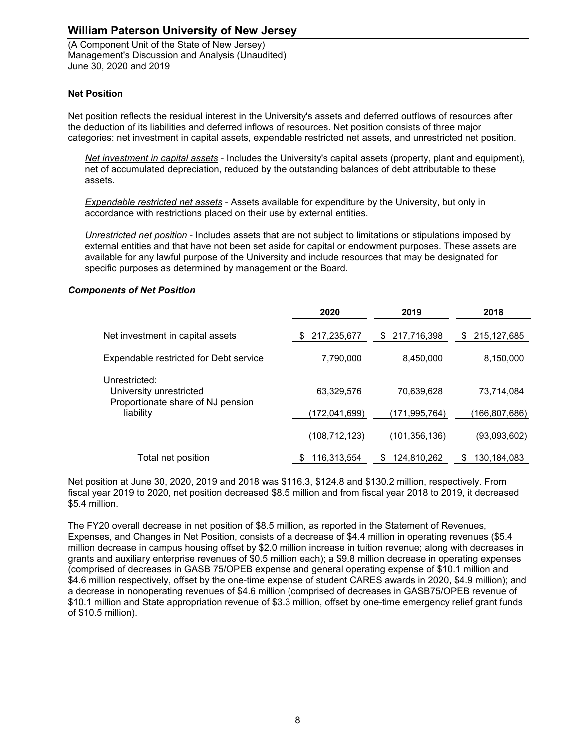# William Paterson University of New Jersey

(A Component Unit of the State of New Jersey)
Management's Discussion and Analysis (Unaudited)
June 30, 2020 and 2019

**Net Position**

Net position reflects the residual interest in the University's assets and deferred outflows of resources after the deduction of its liabilities and deferred inflows of resources. Net position consists of three major categories: net investment in capital assets, expendable restricted net assets, and unrestricted net position.

*Net investment in capital assets* - Includes the University's capital assets (property, plant and equipment), net of accumulated depreciation, reduced by the outstanding balances of debt attributable to these assets.

*Expendable restricted net assets* - Assets available for expenditure by the University, but only in accordance with restrictions placed on their use by external entities.

*Unrestricted net position* - Includes assets that are not subject to limitations or stipulations imposed by external entities and that have not been set aside for capital or endowment purposes. These assets are available for any lawful purpose of the University and include resources that may be designated for specific purposes as determined by management or the Board.

***Components of Net Position***

| | 2020 | 2019 | 2018 |
|---|---|---|---|
| Net investment in capital assets | $ 217,235,677 | $ 217,716,398 | $ 215,127,685 |
| Expendable restricted for Debt service | 7,790,000 | 8,450,000 | 8,150,000 |
| Unrestricted: | | | |
| University unrestricted | 63,329,576 | 70,639,628 | 73,714,084 |
| Proportionate share of NJ pension liability | (172,041,699) | (171,995,764) | (166,807,686) |
| | (108,712,123) | (101,356,136) | (93,093,602) |
| Total net position | $ 116,313,554 | $ 124,810,262 | $ 130,184,083 |

Net position at June 30, 2020, 2019 and 2018 was $116.3, $124.8 and $130.2 million, respectively. From fiscal year 2019 to 2020, net position decreased $8.5 million and from fiscal year 2018 to 2019, it decreased $5.4 million.

The FY20 overall decrease in net position of $8.5 million, as reported in the Statement of Revenues, Expenses, and Changes in Net Position, consists of a decrease of $4.4 million in operating revenues ($5.4 million decrease in campus housing offset by $2.0 million increase in tuition revenue; along with decreases in grants and auxiliary enterprise revenues of $0.5 million each); a $9.8 million decrease in operating expenses (comprised of decreases in GASB 75/OPEB expense and general operating expense of $10.1 million and $4.6 million respectively, offset by the one-time expense of student CARES awards in 2020, $4.9 million); and a decrease in nonoperating revenues of $4.6 million (comprised of decreases in GASB75/OPEB revenue of $10.1 million and State appropriation revenue of $3.3 million, offset by one-time emergency relief grant funds of $10.5 million).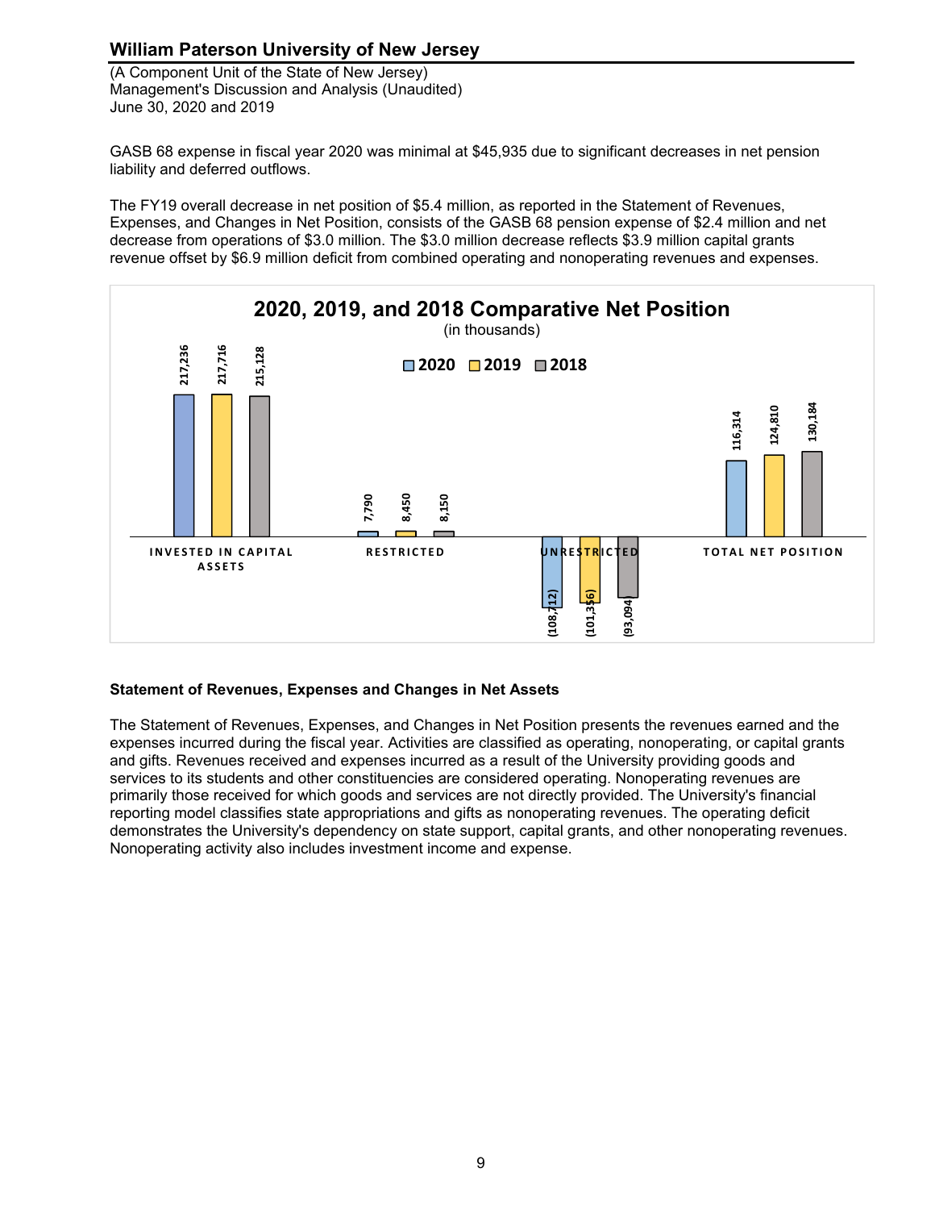GASB 68 expense in fiscal year 2020 was minimal at $45,935 due to significant decreases in net pension liability and deferred outflows.

The FY19 overall decrease in net position of $5.4 million, as reported in the Statement of Revenues, Expenses, and Changes in Net Position, consists of the GASB 68 pension expense of $2.4 million and net decrease from operations of $3.0 million. The $3.0 million decrease reflects $3.9 million capital grants revenue offset by $6.9 million deficit from combined operating and nonoperating revenues and expenses.

2020, 2019, and 2018 Comparative Net Position

(in thousands)

2020 2019 2018

INVESTED IN CAPITAL ASSETS: 217,236 217,716 215,128

RESTRICTED: 7,790 8,450 8,150

UNRESTRICTED: (108,712) (101,356) (93,094)

TOTAL NET POSITION: 116,314 124,810 130,184

### Statement of Revenues, Expenses and Changes in Net Assets

The Statement of Revenues, Expenses, and Changes in Net Position presents the revenues earned and the expenses incurred during the fiscal year. Activities are classified as operating, nonoperating, or capital grants and gifts. Revenues received and expenses incurred as a result of the University providing goods and services to its students and other constituencies are considered operating. Nonoperating revenues are primarily those received for which goods and services are not directly provided. The University's financial reporting model classifies state appropriations and gifts as nonoperating revenues. The operating deficit demonstrates the University's dependency on state support, capital grants, and other nonoperating revenues. Nonoperating activity also includes investment income and expense.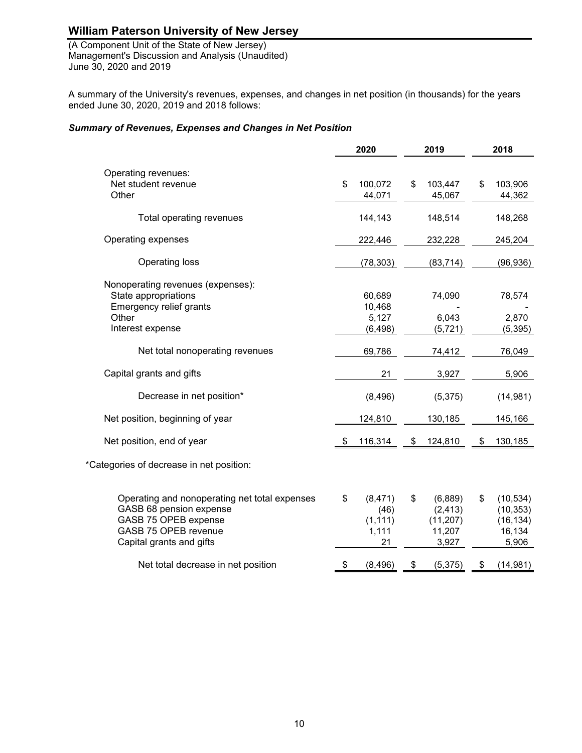# William Paterson University of New Jersey

(A Component Unit of the State of New Jersey)
Management's Discussion and Analysis (Unaudited)
June 30, 2020 and 2019

A summary of the University's revenues, expenses, and changes in net position (in thousands) for the years ended June 30, 2020, 2019 and 2018 follows:

***Summary of Revenues, Expenses and Changes in Net Position***

| | 2020 | 2019 | 2018 |
|---|---|---|---|
| Operating revenues: | | | |
| Net student revenue | $ 100,072 | $ 103,447 | $ 103,906 |
| Other | 44,071 | 45,067 | 44,362 |
| Total operating revenues | 144,143 | 148,514 | 148,268 |
| Operating expenses | 222,446 | 232,228 | 245,204 |
| Operating loss | (78,303) | (83,714) | (96,936) |
| Nonoperating revenues (expenses): | | | |
| State appropriations | 60,689 | 74,090 | 78,574 |
| Emergency relief grants | 10,468 | - | - |
| Other | 5,127 | 6,043 | 2,870 |
| Interest expense | (6,498) | (5,721) | (5,395) |
| Net total nonoperating revenues | 69,786 | 74,412 | 76,049 |
| Capital grants and gifts | 21 | 3,927 | 5,906 |
| Decrease in net position* | (8,496) | (5,375) | (14,981) |
| Net position, beginning of year | 124,810 | 130,185 | 145,166 |
| Net position, end of year | $ 116,314 | $ 124,810 | $ 130,185 |

*Categories of decrease in net position:

| | 2020 | 2019 | 2018 |
|---|---|---|---|
| Operating and nonoperating net total expenses | $ (8,471) | $ (6,889) | $ (10,534) |
| GASB 68 pension expense | (46) | (2,413) | (10,353) |
| GASB 75 OPEB expense | (1,111) | (11,207) | (16,134) |
| GASB 75 OPEB revenue | 1,111 | 11,207 | 16,134 |
| Capital grants and gifts | 21 | 3,927 | 5,906 |
| Net total decrease in net position | $ (8,496) | $ (5,375) | $ (14,981) |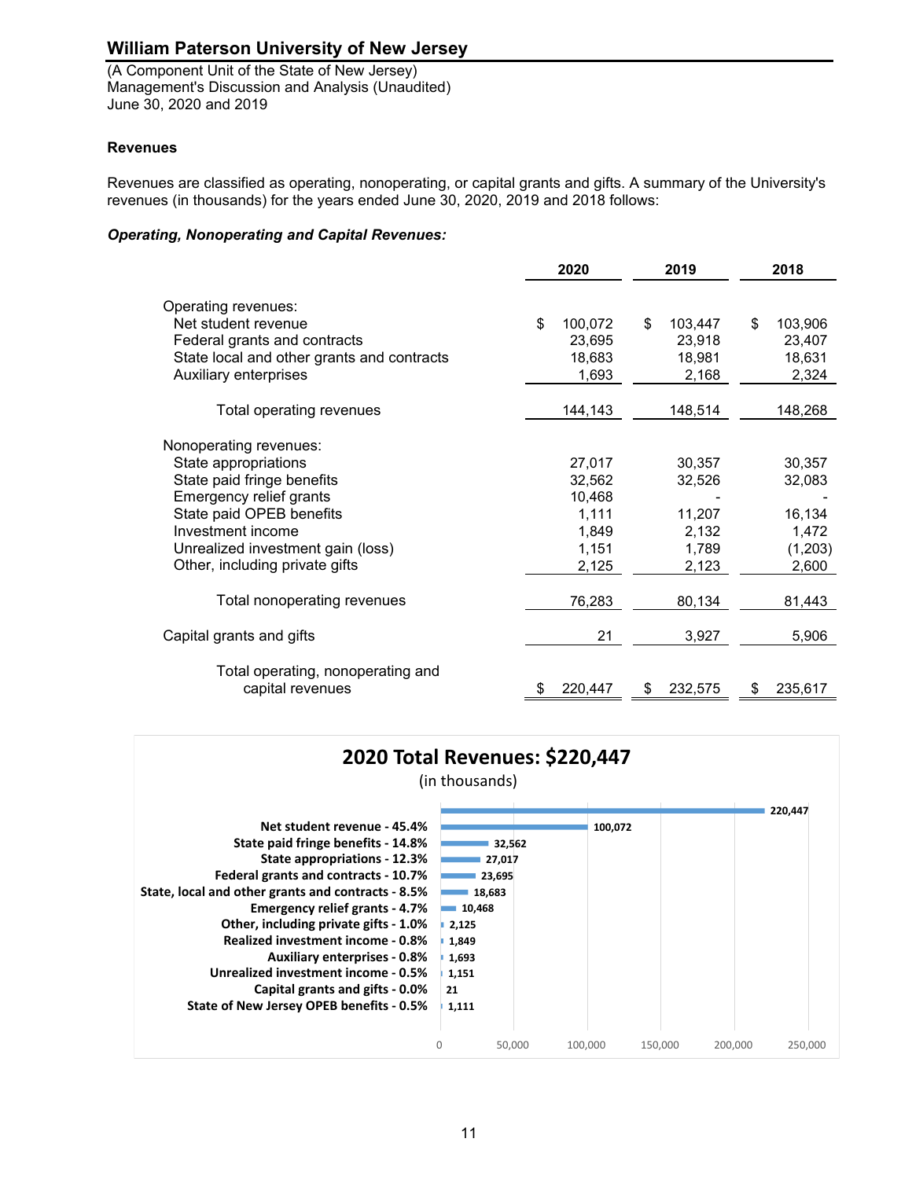## William Paterson University of New Jersey

(A Component Unit of the State of New Jersey)
Management's Discussion and Analysis (Unaudited)
June 30, 2020 and 2019

### Revenues

Revenues are classified as operating, nonoperating, or capital grants and gifts. A summary of the University's revenues (in thousands) for the years ended June 30, 2020, 2019 and 2018 follows:

***Operating, Nonoperating and Capital Revenues:***

| | 2020 | 2019 | 2018 |
|---|---|---|---|
| Operating revenues: | | | |
| Net student revenue | $ 100,072 | $ 103,447 | $ 103,906 |
| Federal grants and contracts | 23,695 | 23,918 | 23,407 |
| State local and other grants and contracts | 18,683 | 18,981 | 18,631 |
| Auxiliary enterprises | 1,693 | 2,168 | 2,324 |
| Total operating revenues | 144,143 | 148,514 | 148,268 |
| Nonoperating revenues: | | | |
| State appropriations | 27,017 | 30,357 | 30,357 |
| State paid fringe benefits | 32,562 | 32,526 | 32,083 |
| Emergency relief grants | 10,468 | - | - |
| State paid OPEB benefits | 1,111 | 11,207 | 16,134 |
| Investment income | 1,849 | 2,132 | 1,472 |
| Unrealized investment gain (loss) | 1,151 | 1,789 | (1,203) |
| Other, including private gifts | 2,125 | 2,123 | 2,600 |
| Total nonoperating revenues | 76,283 | 80,134 | 81,443 |
| Capital grants and gifts | 21 | 3,927 | 5,906 |
| Total operating, nonoperating and capital revenues | $ 220,447 | $ 232,575 | $ 235,617 |

**2020 Total Revenues: $220,447**
(in thousands)

220,447
Net student revenue - 45.4% 100,072
State paid fringe benefits - 14.8% 32,562
State appropriations - 12.3% 27,017
Federal grants and contracts - 10.7% 23,695
State, local and other grants and contracts - 8.5% 18,683
Emergency relief grants - 4.7% 10,468
Other, including private gifts - 1.0% 2,125
Realized investment income - 0.8% 1,849
Auxiliary enterprises - 0.8% 1,693
Unrealized investment income - 0.5% 1,151
Capital grants and gifts - 0.0% 21
State of New Jersey OPEB benefits - 0.5% 1,111

0 50,000 100,000 150,000 200,000 250,000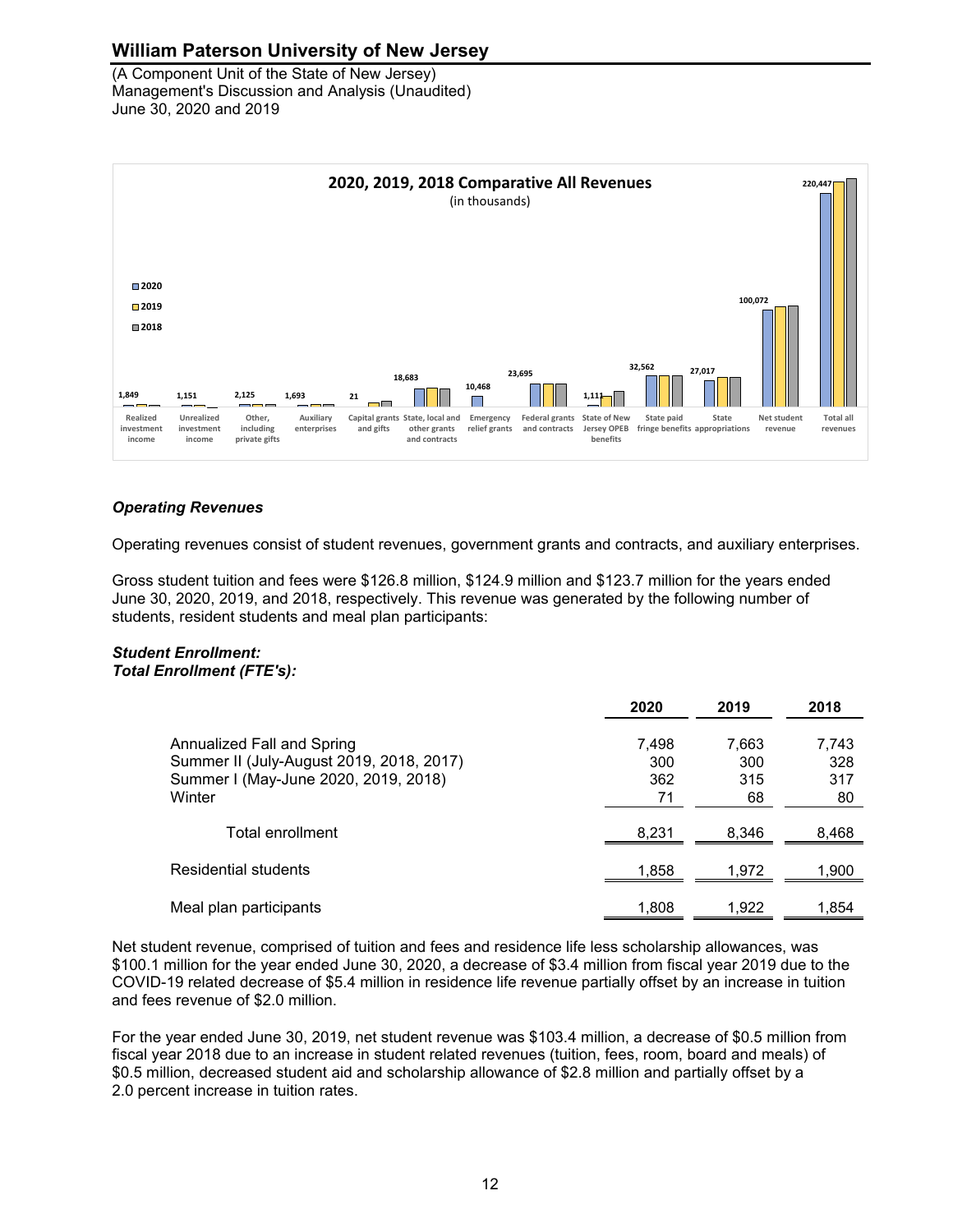# William Paterson University of New Jersey

(A Component Unit of the State of New Jersey)
Management's Discussion and Analysis (Unaudited)
June 30, 2020 and 2019

2020, 2019, 2018 Comparative All Revenues
(in thousands)

2020
2019
2018

1,849
1,151
2,125
1,693
21
18,683
10,468
23,695
1,111
32,562
27,017
100,072
220,447

Realized investment income
Unrealized investment income
Other, including private gifts
Auxiliary enterprises
Capital grants and gifts
State, local and other grants and contracts
Emergency relief grants
Federal grants and contracts
State of New Jersey OPEB benefits
State paid fringe benefits
State appropriations
Net student revenue
Total all revenues

### *Operating Revenues*

Operating revenues consist of student revenues, government grants and contracts, and auxiliary enterprises.

Gross student tuition and fees were $126.8 million, $124.9 million and $123.7 million for the years ended June 30, 2020, 2019, and 2018, respectively. This revenue was generated by the following number of students, resident students and meal plan participants:

***Student Enrollment:***
***Total Enrollment (FTE's):***

| | 2020 | 2019 | 2018 |
|---|---|---|---|
| Annualized Fall and Spring | 7,498 | 7,663 | 7,743 |
| Summer II (July-August 2019, 2018, 2017) | 300 | 300 | 328 |
| Summer I (May-June 2020, 2019, 2018) | 362 | 315 | 317 |
| Winter | 71 | 68 | 80 |
| Total enrollment | 8,231 | 8,346 | 8,468 |
| Residential students | 1,858 | 1,972 | 1,900 |
| Meal plan participants | 1,808 | 1,922 | 1,854 |

Net student revenue, comprised of tuition and fees and residence life less scholarship allowances, was $100.1 million for the year ended June 30, 2020, a decrease of $3.4 million from fiscal year 2019 due to the COVID-19 related decrease of $5.4 million in residence life revenue partially offset by an increase in tuition and fees revenue of $2.0 million.

For the year ended June 30, 2019, net student revenue was $103.4 million, a decrease of $0.5 million from fiscal year 2018 due to an increase in student related revenues (tuition, fees, room, board and meals) of $0.5 million, decreased student aid and scholarship allowance of $2.8 million and partially offset by a 2.0 percent increase in tuition rates.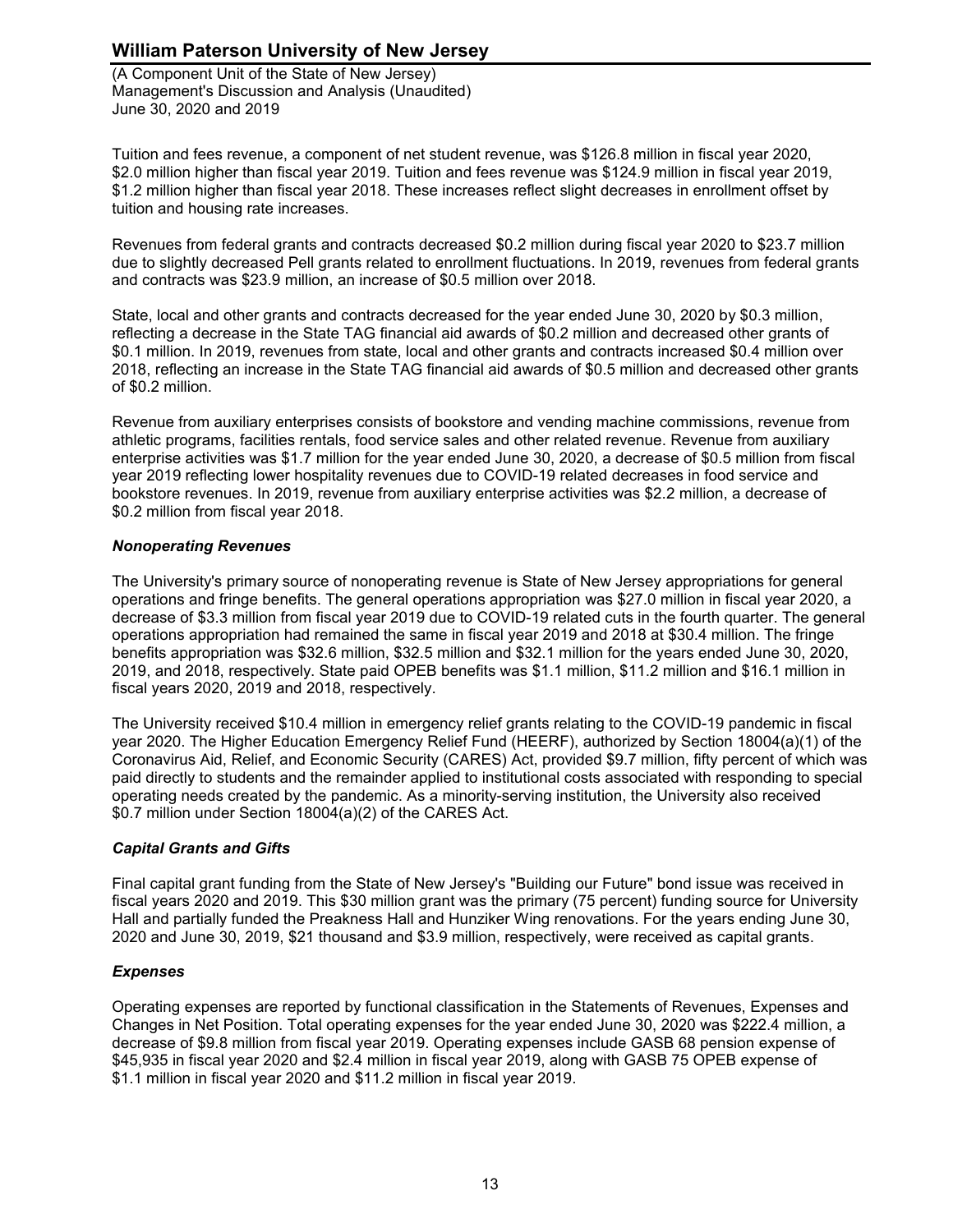Tuition and fees revenue, a component of net student revenue, was $126.8 million in fiscal year 2020, $2.0 million higher than fiscal year 2019. Tuition and fees revenue was $124.9 million in fiscal year 2019, $1.2 million higher than fiscal year 2018. These increases reflect slight decreases in enrollment offset by tuition and housing rate increases.

Revenues from federal grants and contracts decreased $0.2 million during fiscal year 2020 to $23.7 million due to slightly decreased Pell grants related to enrollment fluctuations. In 2019, revenues from federal grants and contracts was $23.9 million, an increase of $0.5 million over 2018.

State, local and other grants and contracts decreased for the year ended June 30, 2020 by $0.3 million, reflecting a decrease in the State TAG financial aid awards of $0.2 million and decreased other grants of $0.1 million. In 2019, revenues from state, local and other grants and contracts increased $0.4 million over 2018, reflecting an increase in the State TAG financial aid awards of $0.5 million and decreased other grants of $0.2 million.

Revenue from auxiliary enterprises consists of bookstore and vending machine commissions, revenue from athletic programs, facilities rentals, food service sales and other related revenue. Revenue from auxiliary enterprise activities was $1.7 million for the year ended June 30, 2020, a decrease of $0.5 million from fiscal year 2019 reflecting lower hospitality revenues due to COVID-19 related decreases in food service and bookstore revenues. In 2019, revenue from auxiliary enterprise activities was $2.2 million, a decrease of $0.2 million from fiscal year 2018.

### *Nonoperating Revenues*

The University's primary source of nonoperating revenue is State of New Jersey appropriations for general operations and fringe benefits. The general operations appropriation was $27.0 million in fiscal year 2020, a decrease of $3.3 million from fiscal year 2019 due to COVID-19 related cuts in the fourth quarter. The general operations appropriation had remained the same in fiscal year 2019 and 2018 at $30.4 million. The fringe benefits appropriation was $32.6 million, $32.5 million and $32.1 million for the years ended June 30, 2020, 2019, and 2018, respectively. State paid OPEB benefits was $1.1 million, $11.2 million and $16.1 million in fiscal years 2020, 2019 and 2018, respectively.

The University received $10.4 million in emergency relief grants relating to the COVID-19 pandemic in fiscal year 2020. The Higher Education Emergency Relief Fund (HEERF), authorized by Section 18004(a)(1) of the Coronavirus Aid, Relief, and Economic Security (CARES) Act, provided $9.7 million, fifty percent of which was paid directly to students and the remainder applied to institutional costs associated with responding to special operating needs created by the pandemic. As a minority-serving institution, the University also received $0.7 million under Section 18004(a)(2) of the CARES Act.

### *Capital Grants and Gifts*

Final capital grant funding from the State of New Jersey's "Building our Future" bond issue was received in fiscal years 2020 and 2019. This $30 million grant was the primary (75 percent) funding source for University Hall and partially funded the Preakness Hall and Hunziker Wing renovations. For the years ending June 30, 2020 and June 30, 2019, $21 thousand and $3.9 million, respectively, were received as capital grants.

### *Expenses*

Operating expenses are reported by functional classification in the Statements of Revenues, Expenses and Changes in Net Position. Total operating expenses for the year ended June 30, 2020 was $222.4 million, a decrease of $9.8 million from fiscal year 2019. Operating expenses include GASB 68 pension expense of $45,935 in fiscal year 2020 and $2.4 million in fiscal year 2019, along with GASB 75 OPEB expense of $1.1 million in fiscal year 2020 and $11.2 million in fiscal year 2019.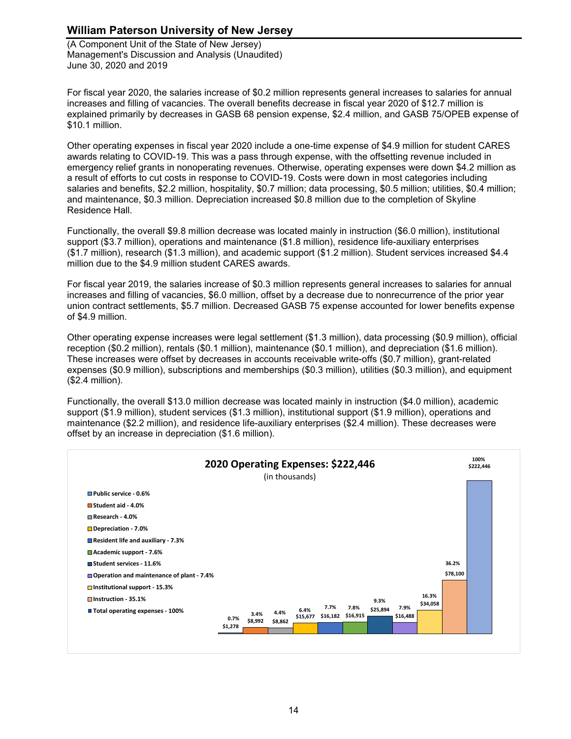For fiscal year 2020, the salaries increase of $0.2 million represents general increases to salaries for annual increases and filling of vacancies. The overall benefits decrease in fiscal year 2020 of $12.7 million is explained primarily by decreases in GASB 68 pension expense, $2.4 million, and GASB 75/OPEB expense of $10.1 million.

Other operating expenses in fiscal year 2020 include a one-time expense of $4.9 million for student CARES awards relating to COVID-19. This was a pass through expense, with the offsetting revenue included in emergency relief grants in nonoperating revenues. Otherwise, operating expenses were down $4.2 million as a result of efforts to cut costs in response to COVID-19. Costs were down in most categories including salaries and benefits, $2.2 million, hospitality, $0.7 million; data processing, $0.5 million; utilities, $0.4 million; and maintenance, $0.3 million. Depreciation increased $0.8 million due to the completion of Skyline Residence Hall.

Functionally, the overall $9.8 million decrease was located mainly in instruction ($6.0 million), institutional support ($3.7 million), operations and maintenance ($1.8 million), residence life-auxiliary enterprises ($1.7 million), research ($1.3 million), and academic support ($1.2 million). Student services increased $4.4 million due to the $4.9 million student CARES awards.

For fiscal year 2019, the salaries increase of $0.3 million represents general increases to salaries for annual increases and filling of vacancies, $6.0 million, offset by a decrease due to nonrecurrence of the prior year union contract settlements, $5.7 million. Decreased GASB 75 expense accounted for lower benefits expense of $4.9 million.

Other operating expense increases were legal settlement ($1.3 million), data processing ($0.9 million), official reception ($0.2 million), rentals ($0.1 million), maintenance ($0.1 million), and depreciation ($1.6 million). These increases were offset by decreases in accounts receivable write-offs ($0.7 million), grant-related expenses ($0.9 million), subscriptions and memberships ($0.3 million), utilities ($0.3 million), and equipment ($2.4 million).

Functionally, the overall $13.0 million decrease was located mainly in instruction ($4.0 million), academic support ($1.9 million), student services ($1.3 million), institutional support ($1.9 million), operations and maintenance ($2.2 million), and residence life-auxiliary enterprises ($2.4 million). These decreases were offset by an increase in depreciation ($1.6 million).

**2020 Operating Expenses: $222,446**

(in thousands)

- Public service - 0.6%
- Student aid - 4.0%
- Research - 4.0%
- Depreciation - 7.0%
- Resident life and auxiliary - 7.3%
- Academic support - 7.6%
- Student services - 11.6%
- Operation and maintenance of plant - 7.4%
- Institutional support - 15.3%
- Instruction - 35.1%
- Total operating expenses - 100%

0.7% $1,278

3.4% $8,992

4.4% $8,862

6.4% $15,677

7.7% $16,182

7.8% $16,915

9.3% $25,894

7.9% $16,488

16.3% $34,058

36.2% $78,100

100% $222,446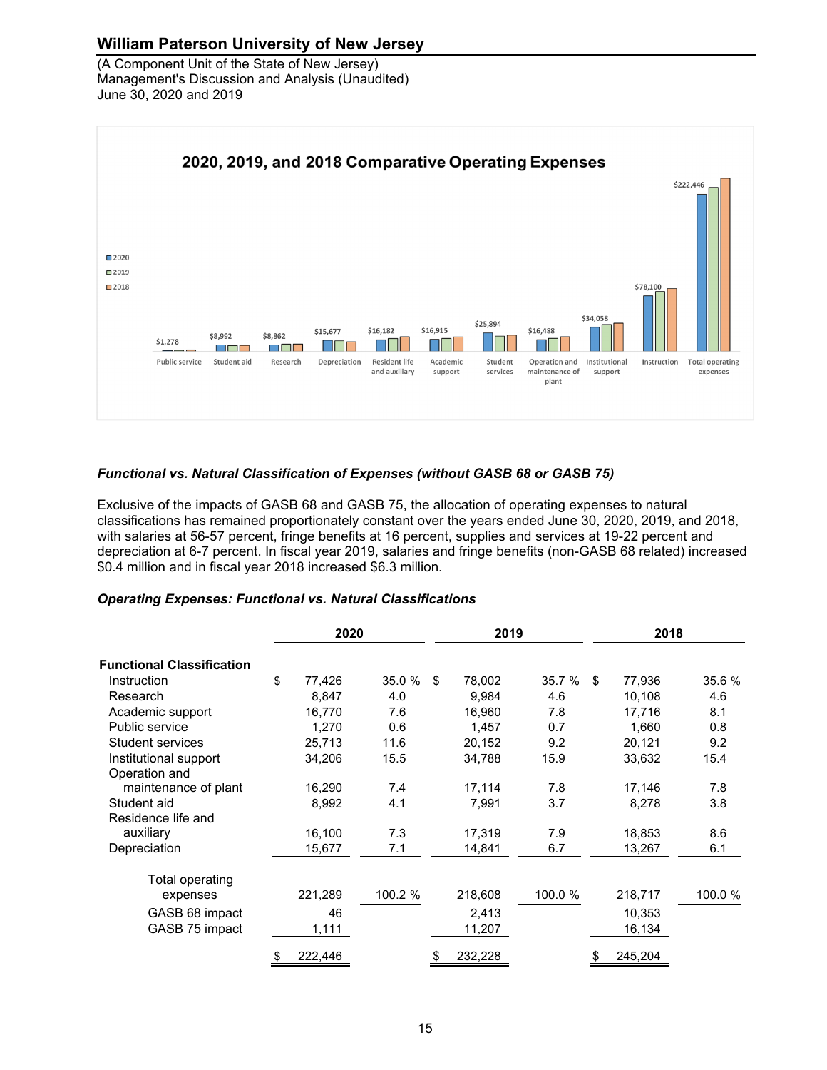**William Paterson University of New Jersey**

(A Component Unit of the State of New Jersey)
Management's Discussion and Analysis (Unaudited)
June 30, 2020 and 2019

**2020, 2019, and 2018 Comparative Operating Expenses**

2020
2019
2018

$1,278 Public service
$8,992 Student aid
$8,862 Research
$15,677 Depreciation
$16,182 Resident life and auxiliary
$16,915 Academic support
$25,894 Student services
$16,488 Operation and maintenance of plant
$34,058 Institutional support
$78,100 Instruction
$222,446 Total operating expenses

### *Functional vs. Natural Classification of Expenses (without GASB 68 or GASB 75)*

Exclusive of the impacts of GASB 68 and GASB 75, the allocation of operating expenses to natural classifications has remained proportionately constant over the years ended June 30, 2020, 2019, and 2018, with salaries at 56-57 percent, fringe benefits at 16 percent, supplies and services at 19-22 percent and depreciation at 6-7 percent. In fiscal year 2019, salaries and fringe benefits (non-GASB 68 related) increased $0.4 million and in fiscal year 2018 increased $6.3 million.

### *Operating Expenses: Functional vs. Natural Classifications*

| | 2020 | | 2019 | | 2018 | |
|---|---|---|---|---|---|---|
| **Functional Classification** | | | | | | |
| Instruction | $ 77,426 | 35.0 % | $ 78,002 | 35.7 % | $ 77,936 | 35.6 % |
| Research | 8,847 | 4.0 | 9,984 | 4.6 | 10,108 | 4.6 |
| Academic support | 16,770 | 7.6 | 16,960 | 7.8 | 17,716 | 8.1 |
| Public service | 1,270 | 0.6 | 1,457 | 0.7 | 1,660 | 0.8 |
| Student services | 25,713 | 11.6 | 20,152 | 9.2 | 20,121 | 9.2 |
| Institutional support | 34,206 | 15.5 | 34,788 | 15.9 | 33,632 | 15.4 |
| Operation and maintenance of plant | 16,290 | 7.4 | 17,114 | 7.8 | 17,146 | 7.8 |
| Student aid | 8,992 | 4.1 | 7,991 | 3.7 | 8,278 | 3.8 |
| Residence life and auxiliary | 16,100 | 7.3 | 17,319 | 7.9 | 18,853 | 8.6 |
| Depreciation | 15,677 | 7.1 | 14,841 | 6.7 | 13,267 | 6.1 |
| Total operating expenses | 221,289 | 100.2 % | 218,608 | 100.0 % | 218,717 | 100.0 % |
| GASB 68 impact | 46 | | 2,413 | | 10,353 | |
| GASB 75 impact | 1,111 | | 11,207 | | 16,134 | |
| | $ 222,446 | | $ 232,228 | | $ 245,204 | |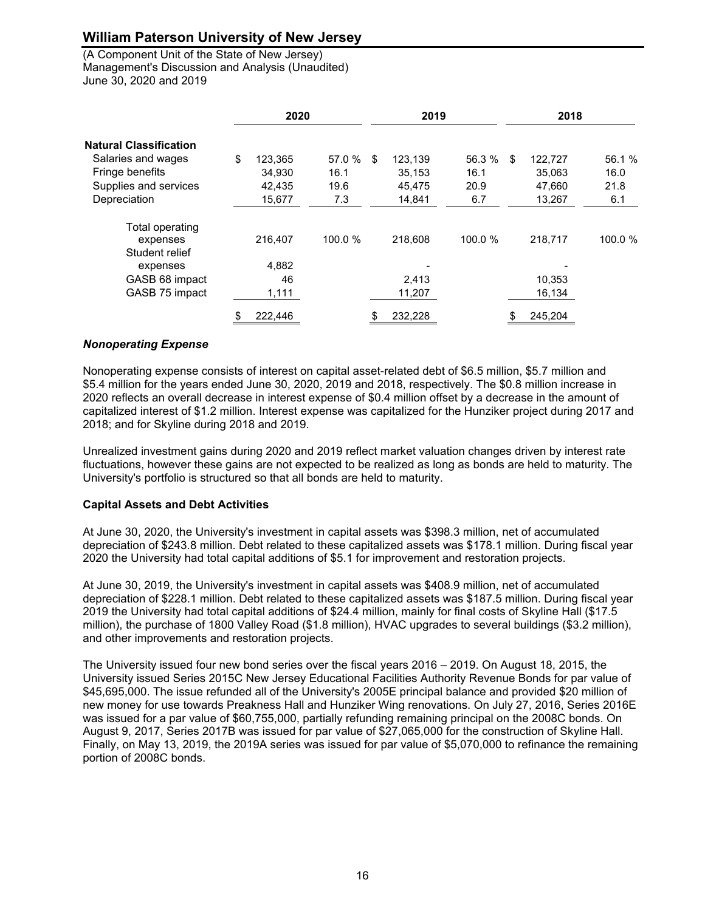| | 2020 | | 2019 | | 2018 | |
|---|---|---|---|---|---|---|
| **Natural Classification** | | | | | | |
| Salaries and wages | $ 123,365 | 57.0 % | $ 123,139 | 56.3 % | $ 122,727 | 56.1 % |
| Fringe benefits | 34,930 | 16.1 | 35,153 | 16.1 | 35,063 | 16.0 |
| Supplies and services | 42,435 | 19.6 | 45,475 | 20.9 | 47,660 | 21.8 |
| Depreciation | 15,677 | 7.3 | 14,841 | 6.7 | 13,267 | 6.1 |
| Total operating expenses | 216,407 | 100.0 % | 218,608 | 100.0 % | 218,717 | 100.0 % |
| Student relief expenses | 4,882 | | - | | - | |
| GASB 68 impact | 46 | | 2,413 | | 10,353 | |
| GASB 75 impact | 1,111 | | 11,207 | | 16,134 | |
| | $ 222,446 | | $ 232,228 | | $ 245,204 | |

### *Nonoperating Expense*

Nonoperating expense consists of interest on capital asset-related debt of $6.5 million, $5.7 million and $5.4 million for the years ended June 30, 2020, 2019 and 2018, respectively. The $0.8 million increase in 2020 reflects an overall decrease in interest expense of $0.4 million offset by a decrease in the amount of capitalized interest of $1.2 million. Interest expense was capitalized for the Hunziker project during 2017 and 2018; and for Skyline during 2018 and 2019.

Unrealized investment gains during 2020 and 2019 reflect market valuation changes driven by interest rate fluctuations, however these gains are not expected to be realized as long as bonds are held to maturity. The University's portfolio is structured so that all bonds are held to maturity.

### **Capital Assets and Debt Activities**

At June 30, 2020, the University's investment in capital assets was $398.3 million, net of accumulated depreciation of $243.8 million. Debt related to these capitalized assets was $178.1 million. During fiscal year 2020 the University had total capital additions of $5.1 for improvement and restoration projects.

At June 30, 2019, the University's investment in capital assets was $408.9 million, net of accumulated depreciation of $228.1 million. Debt related to these capitalized assets was $187.5 million. During fiscal year 2019 the University had total capital additions of $24.4 million, mainly for final costs of Skyline Hall ($17.5 million), the purchase of 1800 Valley Road ($1.8 million), HVAC upgrades to several buildings ($3.2 million), and other improvements and restoration projects.

The University issued four new bond series over the fiscal years 2016 – 2019. On August 18, 2015, the University issued Series 2015C New Jersey Educational Facilities Authority Revenue Bonds for par value of $45,695,000. The issue refunded all of the University's 2005E principal balance and provided $20 million of new money for use towards Preakness Hall and Hunziker Wing renovations. On July 27, 2016, Series 2016E was issued for a par value of $60,755,000, partially refunding remaining principal on the 2008C bonds. On August 9, 2017, Series 2017B was issued for par value of $27,065,000 for the construction of Skyline Hall. Finally, on May 13, 2019, the 2019A series was issued for par value of $5,070,000 to refinance the remaining portion of 2008C bonds.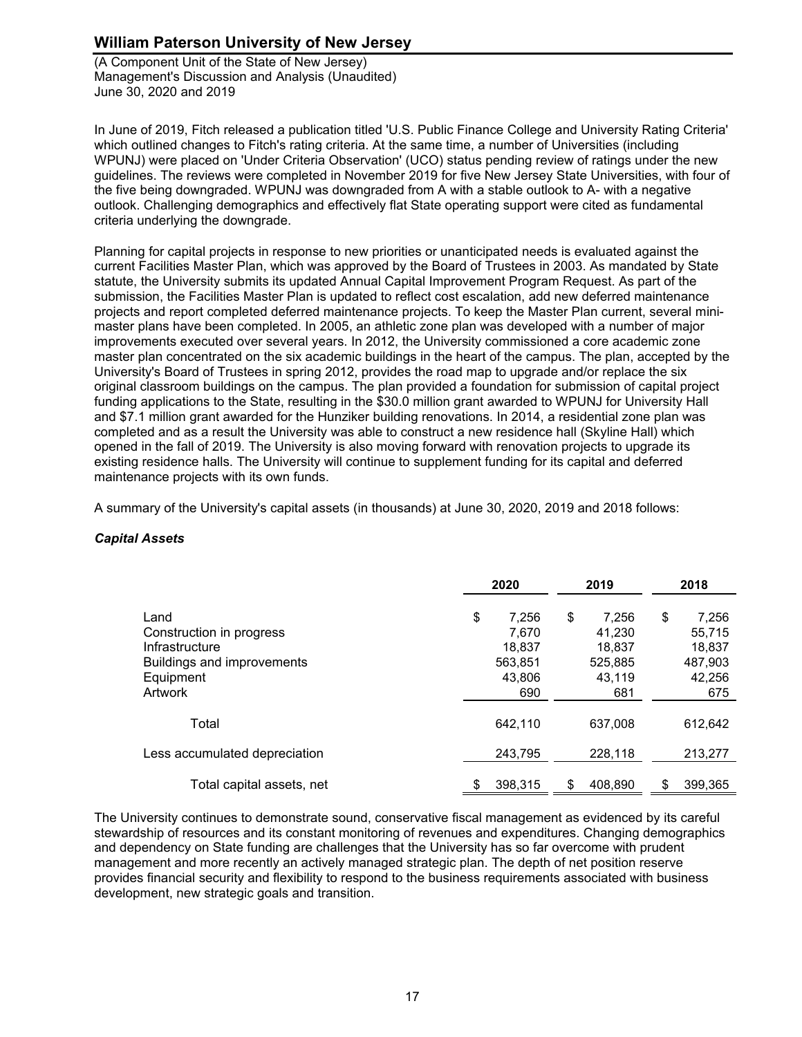In June of 2019, Fitch released a publication titled 'U.S. Public Finance College and University Rating Criteria' which outlined changes to Fitch's rating criteria. At the same time, a number of Universities (including WPUNJ) were placed on 'Under Criteria Observation' (UCO) status pending review of ratings under the new guidelines. The reviews were completed in November 2019 for five New Jersey State Universities, with four of the five being downgraded. WPUNJ was downgraded from A with a stable outlook to A- with a negative outlook. Challenging demographics and effectively flat State operating support were cited as fundamental criteria underlying the downgrade.

Planning for capital projects in response to new priorities or unanticipated needs is evaluated against the current Facilities Master Plan, which was approved by the Board of Trustees in 2003. As mandated by State statute, the University submits its updated Annual Capital Improvement Program Request. As part of the submission, the Facilities Master Plan is updated to reflect cost escalation, add new deferred maintenance projects and report completed deferred maintenance projects. To keep the Master Plan current, several mini-master plans have been completed. In 2005, an athletic zone plan was developed with a number of major improvements executed over several years. In 2012, the University commissioned a core academic zone master plan concentrated on the six academic buildings in the heart of the campus. The plan, accepted by the University's Board of Trustees in spring 2012, provides the road map to upgrade and/or replace the six original classroom buildings on the campus. The plan provided a foundation for submission of capital project funding applications to the State, resulting in the $30.0 million grant awarded to WPUNJ for University Hall and $7.1 million grant awarded for the Hunziker building renovations. In 2014, a residential zone plan was completed and as a result the University was able to construct a new residence hall (Skyline Hall) which opened in the fall of 2019. The University is also moving forward with renovation projects to upgrade its existing residence halls. The University will continue to supplement funding for its capital and deferred maintenance projects with its own funds.

A summary of the University's capital assets (in thousands) at June 30, 2020, 2019 and 2018 follows:

***Capital Assets***

| | 2020 | 2019 | 2018 |
|---|---|---|---|
| Land | $ 7,256 | $ 7,256 | $ 7,256 |
| Construction in progress | 7,670 | 41,230 | 55,715 |
| Infrastructure | 18,837 | 18,837 | 18,837 |
| Buildings and improvements | 563,851 | 525,885 | 487,903 |
| Equipment | 43,806 | 43,119 | 42,256 |
| Artwork | 690 | 681 | 675 |
| Total | 642,110 | 637,008 | 612,642 |
| Less accumulated depreciation | 243,795 | 228,118 | 213,277 |
| Total capital assets, net | $ 398,315 | $ 408,890 | $ 399,365 |

The University continues to demonstrate sound, conservative fiscal management as evidenced by its careful stewardship of resources and its constant monitoring of revenues and expenditures. Changing demographics and dependency on State funding are challenges that the University has so far overcome with prudent management and more recently an actively managed strategic plan. The depth of net position reserve provides financial security and flexibility to respond to the business requirements associated with business development, new strategic goals and transition.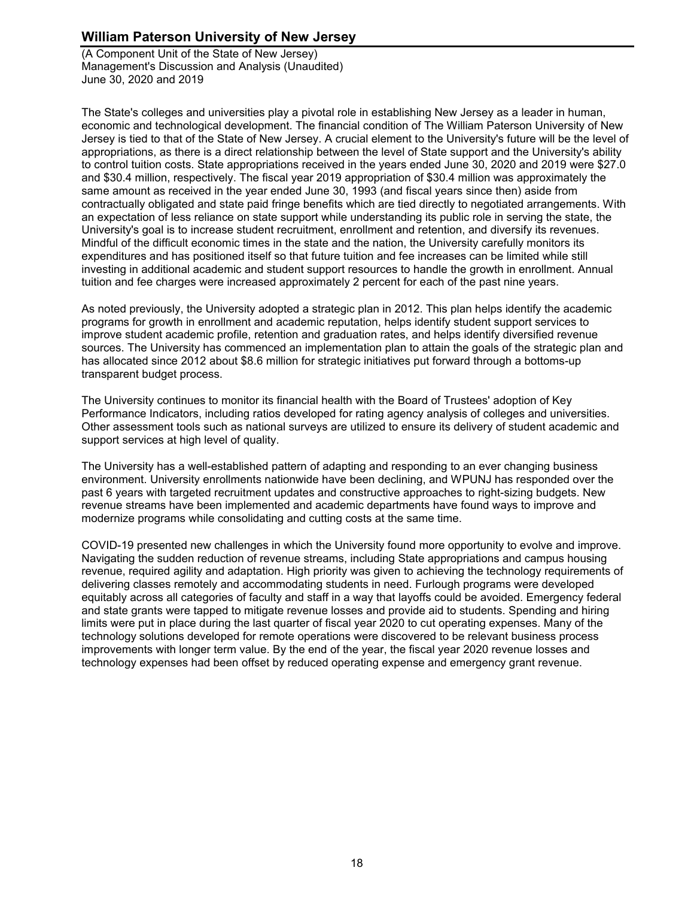The State's colleges and universities play a pivotal role in establishing New Jersey as a leader in human, economic and technological development. The financial condition of The William Paterson University of New Jersey is tied to that of the State of New Jersey. A crucial element to the University's future will be the level of appropriations, as there is a direct relationship between the level of State support and the University's ability to control tuition costs. State appropriations received in the years ended June 30, 2020 and 2019 were $27.0 and $30.4 million, respectively. The fiscal year 2019 appropriation of $30.4 million was approximately the same amount as received in the year ended June 30, 1993 (and fiscal years since then) aside from contractually obligated and state paid fringe benefits which are tied directly to negotiated arrangements. With an expectation of less reliance on state support while understanding its public role in serving the state, the University's goal is to increase student recruitment, enrollment and retention, and diversify its revenues. Mindful of the difficult economic times in the state and the nation, the University carefully monitors its expenditures and has positioned itself so that future tuition and fee increases can be limited while still investing in additional academic and student support resources to handle the growth in enrollment. Annual tuition and fee charges were increased approximately 2 percent for each of the past nine years.

As noted previously, the University adopted a strategic plan in 2012. This plan helps identify the academic programs for growth in enrollment and academic reputation, helps identify student support services to improve student academic profile, retention and graduation rates, and helps identify diversified revenue sources. The University has commenced an implementation plan to attain the goals of the strategic plan and has allocated since 2012 about $8.6 million for strategic initiatives put forward through a bottoms-up transparent budget process.

The University continues to monitor its financial health with the Board of Trustees' adoption of Key Performance Indicators, including ratios developed for rating agency analysis of colleges and universities. Other assessment tools such as national surveys are utilized to ensure its delivery of student academic and support services at high level of quality.

The University has a well-established pattern of adapting and responding to an ever changing business environment. University enrollments nationwide have been declining, and WPUNJ has responded over the past 6 years with targeted recruitment updates and constructive approaches to right-sizing budgets. New revenue streams have been implemented and academic departments have found ways to improve and modernize programs while consolidating and cutting costs at the same time.

COVID-19 presented new challenges in which the University found more opportunity to evolve and improve. Navigating the sudden reduction of revenue streams, including State appropriations and campus housing revenue, required agility and adaptation. High priority was given to achieving the technology requirements of delivering classes remotely and accommodating students in need. Furlough programs were developed equitably across all categories of faculty and staff in a way that layoffs could be avoided. Emergency federal and state grants were tapped to mitigate revenue losses and provide aid to students. Spending and hiring limits were put in place during the last quarter of fiscal year 2020 to cut operating expenses. Many of the technology solutions developed for remote operations were discovered to be relevant business process improvements with longer term value. By the end of the year, the fiscal year 2020 revenue losses and technology expenses had been offset by reduced operating expense and emergency grant revenue.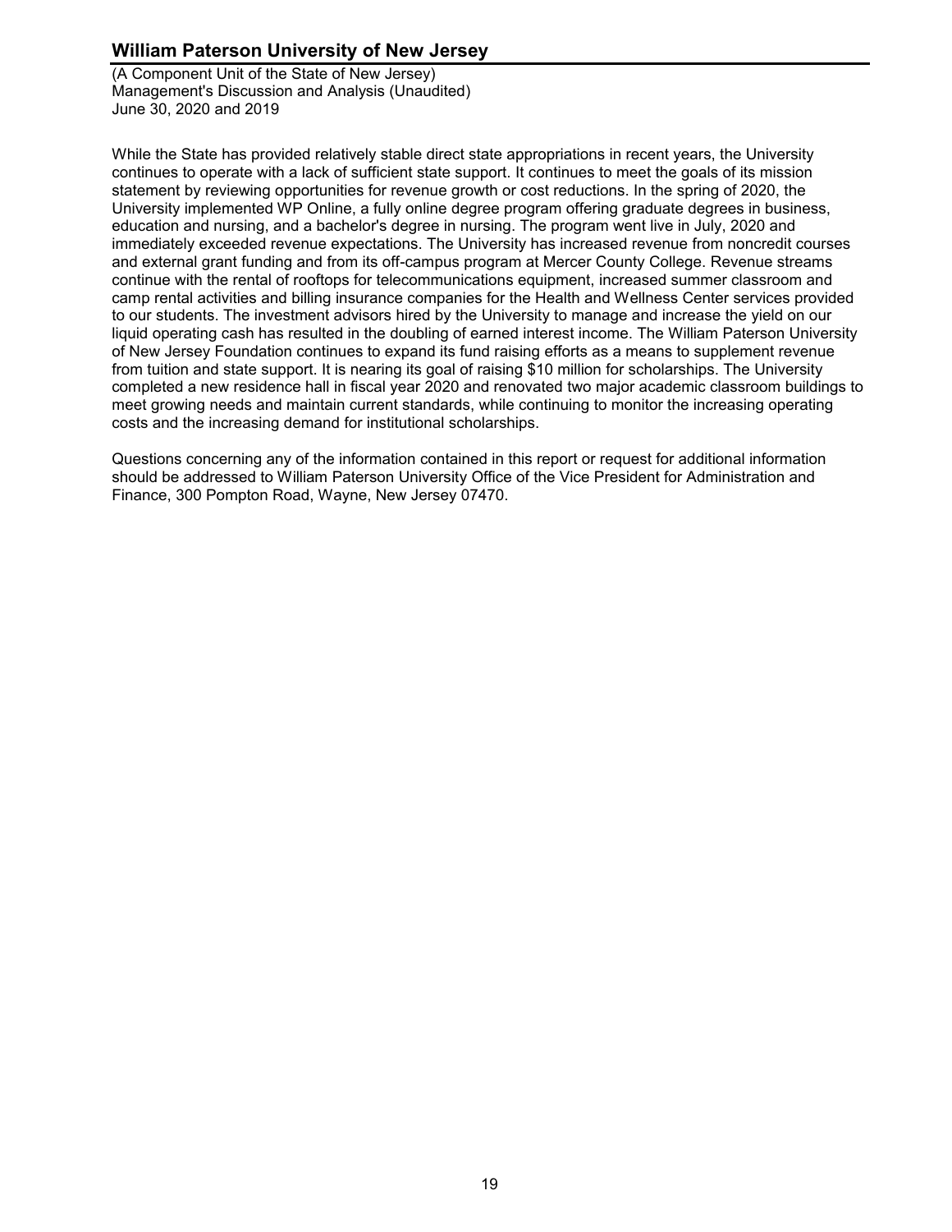While the State has provided relatively stable direct state appropriations in recent years, the University continues to operate with a lack of sufficient state support. It continues to meet the goals of its mission statement by reviewing opportunities for revenue growth or cost reductions. In the spring of 2020, the University implemented WP Online, a fully online degree program offering graduate degrees in business, education and nursing, and a bachelor's degree in nursing. The program went live in July, 2020 and immediately exceeded revenue expectations. The University has increased revenue from noncredit courses and external grant funding and from its off-campus program at Mercer County College. Revenue streams continue with the rental of rooftops for telecommunications equipment, increased summer classroom and camp rental activities and billing insurance companies for the Health and Wellness Center services provided to our students. The investment advisors hired by the University to manage and increase the yield on our liquid operating cash has resulted in the doubling of earned interest income. The William Paterson University of New Jersey Foundation continues to expand its fund raising efforts as a means to supplement revenue from tuition and state support. It is nearing its goal of raising $10 million for scholarships. The University completed a new residence hall in fiscal year 2020 and renovated two major academic classroom buildings to meet growing needs and maintain current standards, while continuing to monitor the increasing operating costs and the increasing demand for institutional scholarships.

Questions concerning any of the information contained in this report or request for additional information should be addressed to William Paterson University Office of the Vice President for Administration and Finance, 300 Pompton Road, Wayne, New Jersey 07470.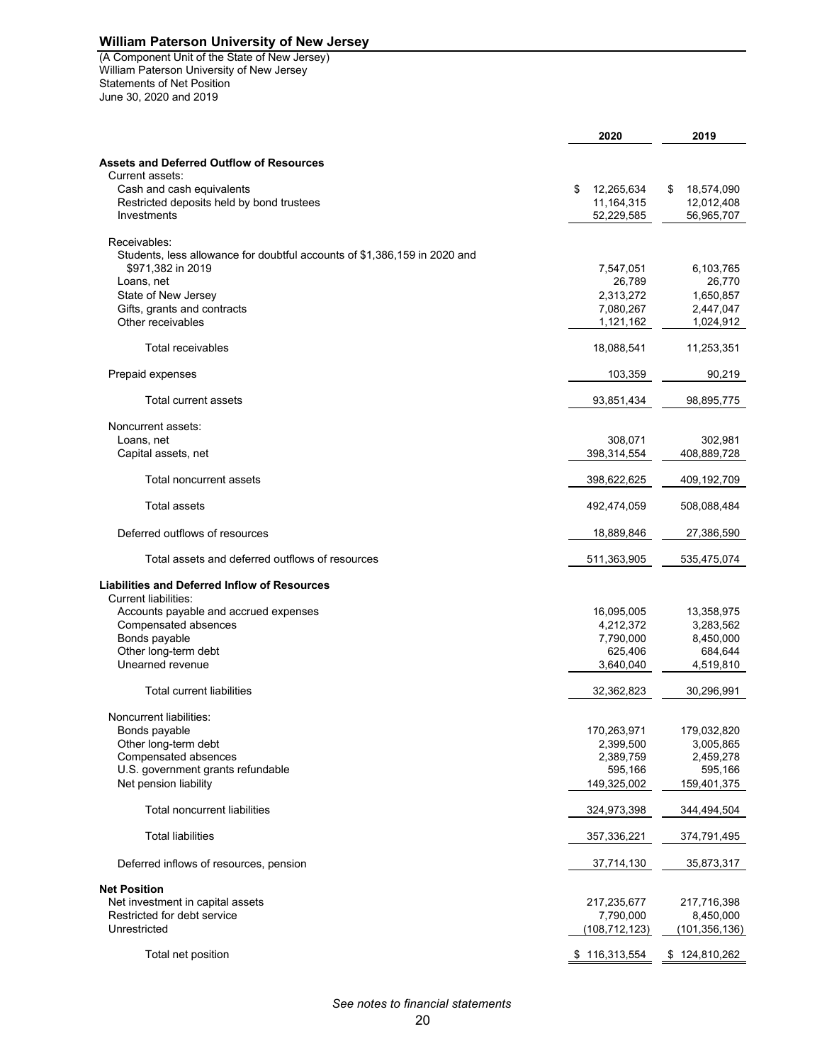## William Paterson University of New Jersey

(A Component Unit of the State of New Jersey)
William Paterson University of New Jersey
Statements of Net Position
June 30, 2020 and 2019

| | 2020 | 2019 |
|---|---|---|
| **Assets and Deferred Outflow of Resources** | | |
| Current assets: | | |
| Cash and cash equivalents | $ 12,265,634 | $ 18,574,090 |
| Restricted deposits held by bond trustees | 11,164,315 | 12,012,408 |
| Investments | 52,229,585 | 56,965,707 |
| Receivables: | | |
| Students, less allowance for doubtful accounts of $1,386,159 in 2020 and $971,382 in 2019 | 7,547,051 | 6,103,765 |
| Loans, net | 26,789 | 26,770 |
| State of New Jersey | 2,313,272 | 1,650,857 |
| Gifts, grants and contracts | 7,080,267 | 2,447,047 |
| Other receivables | 1,121,162 | 1,024,912 |
| Total receivables | 18,088,541 | 11,253,351 |
| Prepaid expenses | 103,359 | 90,219 |
| Total current assets | 93,851,434 | 98,895,775 |
| Noncurrent assets: | | |
| Loans, net | 308,071 | 302,981 |
| Capital assets, net | 398,314,554 | 408,889,728 |
| Total noncurrent assets | 398,622,625 | 409,192,709 |
| Total assets | 492,474,059 | 508,088,484 |
| Deferred outflows of resources | 18,889,846 | 27,386,590 |
| Total assets and deferred outflows of resources | 511,363,905 | 535,475,074 |
| **Liabilities and Deferred Inflow of Resources** | | |
| Current liabilities: | | |
| Accounts payable and accrued expenses | 16,095,005 | 13,358,975 |
| Compensated absences | 4,212,372 | 3,283,562 |
| Bonds payable | 7,790,000 | 8,450,000 |
| Other long-term debt | 625,406 | 684,644 |
| Unearned revenue | 3,640,040 | 4,519,810 |
| Total current liabilities | 32,362,823 | 30,296,991 |
| Noncurrent liabilities: | | |
| Bonds payable | 170,263,971 | 179,032,820 |
| Other long-term debt | 2,399,500 | 3,005,865 |
| Compensated absences | 2,389,759 | 2,459,278 |
| U.S. government grants refundable | 595,166 | 595,166 |
| Net pension liability | 149,325,002 | 159,401,375 |
| Total noncurrent liabilities | 324,973,398 | 344,494,504 |
| Total liabilities | 357,336,221 | 374,791,495 |
| Deferred inflows of resources, pension | 37,714,130 | 35,873,317 |
| **Net Position** | | |
| Net investment in capital assets | 217,235,677 | 217,716,398 |
| Restricted for debt service | 7,790,000 | 8,450,000 |
| Unrestricted | (108,712,123) | (101,356,136) |
| Total net position | $ 116,313,554 | $ 124,810,262 |

*See notes to financial statements*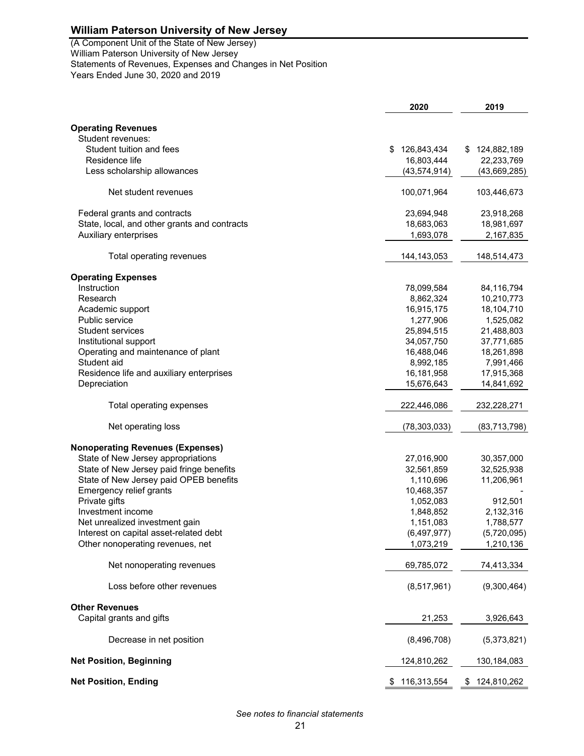# William Paterson University of New Jersey

(A Component Unit of the State of New Jersey)
William Paterson University of New Jersey
Statements of Revenues, Expenses and Changes in Net Position
Years Ended June 30, 2020 and 2019

| | 2020 | 2019 |
|---|---|---|
| **Operating Revenues** | | |
| Student revenues: | | |
| Student tuition and fees | $ 126,843,434 | $ 124,882,189 |
| Residence life | 16,803,444 | 22,233,769 |
| Less scholarship allowances | (43,574,914) | (43,669,285) |
| Net student revenues | 100,071,964 | 103,446,673 |
| Federal grants and contracts | 23,694,948 | 23,918,268 |
| State, local, and other grants and contracts | 18,683,063 | 18,981,697 |
| Auxiliary enterprises | 1,693,078 | 2,167,835 |
| Total operating revenues | 144,143,053 | 148,514,473 |
| **Operating Expenses** | | |
| Instruction | 78,099,584 | 84,116,794 |
| Research | 8,862,324 | 10,210,773 |
| Academic support | 16,915,175 | 18,104,710 |
| Public service | 1,277,906 | 1,525,082 |
| Student services | 25,894,515 | 21,488,803 |
| Institutional support | 34,057,750 | 37,771,685 |
| Operating and maintenance of plant | 16,488,046 | 18,261,898 |
| Student aid | 8,992,185 | 7,991,466 |
| Residence life and auxiliary enterprises | 16,181,958 | 17,915,368 |
| Depreciation | 15,676,643 | 14,841,692 |
| Total operating expenses | 222,446,086 | 232,228,271 |
| Net operating loss | (78,303,033) | (83,713,798) |
| **Nonoperating Revenues (Expenses)** | | |
| State of New Jersey appropriations | 27,016,900 | 30,357,000 |
| State of New Jersey paid fringe benefits | 32,561,859 | 32,525,938 |
| State of New Jersey paid OPEB benefits | 1,110,696 | 11,206,961 |
| Emergency relief grants | 10,468,357 | - |
| Private gifts | 1,052,083 | 912,501 |
| Investment income | 1,848,852 | 2,132,316 |
| Net unrealized investment gain | 1,151,083 | 1,788,577 |
| Interest on capital asset-related debt | (6,497,977) | (5,720,095) |
| Other nonoperating revenues, net | 1,073,219 | 1,210,136 |
| Net nonoperating revenues | 69,785,072 | 74,413,334 |
| Loss before other revenues | (8,517,961) | (9,300,464) |
| **Other Revenues** | | |
| Capital grants and gifts | 21,253 | 3,926,643 |
| Decrease in net position | (8,496,708) | (5,373,821) |
| **Net Position, Beginning** | 124,810,262 | 130,184,083 |
| **Net Position, Ending** | $ 116,313,554 | $ 124,810,262 |

*See notes to financial statements*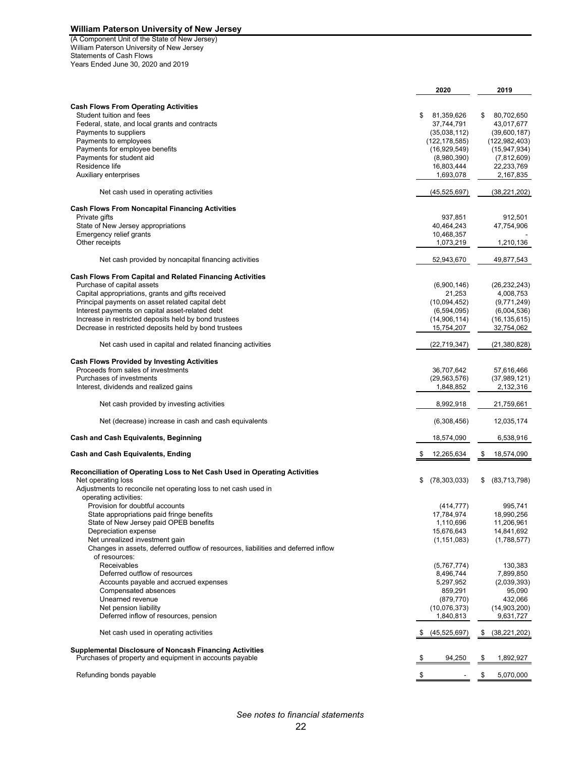**William Paterson University of New Jersey**

(A Component Unit of the State of New Jersey)
William Paterson University of New Jersey
Statements of Cash Flows
Years Ended June 30, 2020 and 2019

| | 2020 | 2019 |
|---|---|---|
| **Cash Flows From Operating Activities** | | |
| Student tuition and fees | $ 81,359,626 | $ 80,702,650 |
| Federal, state, and local grants and contracts | 37,744,791 | 43,017,677 |
| Payments to suppliers | (35,038,112) | (39,600,187) |
| Payments to employees | (122,178,585) | (122,982,403) |
| Payments for employee benefits | (16,929,549) | (15,947,934) |
| Payments for student aid | (8,980,390) | (7,812,609) |
| Residence life | 16,803,444 | 22,233,769 |
| Auxiliary enterprises | 1,693,078 | 2,167,835 |
| Net cash used in operating activities | (45,525,697) | (38,221,202) |
| **Cash Flows From Noncapital Financing Activities** | | |
| Private gifts | 937,851 | 912,501 |
| State of New Jersey appropriations | 40,464,243 | 47,754,906 |
| Emergency relief grants | 10,468,357 | - |
| Other receipts | 1,073,219 | 1,210,136 |
| Net cash provided by noncapital financing activities | 52,943,670 | 49,877,543 |
| **Cash Flows From Capital and Related Financing Activities** | | |
| Purchase of capital assets | (6,900,146) | (26,232,243) |
| Capital appropriations, grants and gifts received | 21,253 | 4,008,753 |
| Principal payments on asset related capital debt | (10,094,452) | (9,771,249) |
| Interest payments on capital asset-related debt | (6,594,095) | (6,004,536) |
| Increase in restricted deposits held by bond trustees | (14,906,114) | (16,135,615) |
| Decrease in restricted deposits held by bond trustees | 15,754,207 | 32,754,062 |
| Net cash used in capital and related financing activities | (22,719,347) | (21,380,828) |
| **Cash Flows Provided by Investing Activities** | | |
| Proceeds from sales of investments | 36,707,642 | 57,616,466 |
| Purchases of investments | (29,563,576) | (37,989,121) |
| Interest, dividends and realized gains | 1,848,852 | 2,132,316 |
| Net cash provided by investing activities | 8,992,918 | 21,759,661 |
| Net (decrease) increase in cash and cash equivalents | (6,308,456) | 12,035,174 |
| **Cash and Cash Equivalents, Beginning** | 18,574,090 | 6,538,916 |
| **Cash and Cash Equivalents, Ending** | $ 12,265,634 | $ 18,574,090 |
| **Reconciliation of Operating Loss to Net Cash Used in Operating Activities** | | |
| Net operating loss | $ (78,303,033) | $ (83,713,798) |
| Adjustments to reconcile net operating loss to net cash used in operating activities: | | |
| Provision for doubtful accounts | (414,777) | 995,741 |
| State appropriations paid fringe benefits | 17,784,974 | 18,990,256 |
| State of New Jersey paid OPEB benefits | 1,110,696 | 11,206,961 |
| Depreciation expense | 15,676,643 | 14,841,692 |
| Net unrealized investment gain | (1,151,083) | (1,788,577) |
| Changes in assets, deferred outflow of resources, liabilities and deferred inflow of resources: | | |
| Receivables | (5,767,774) | 130,383 |
| Deferred outflow of resources | 8,496,744 | 7,899,850 |
| Accounts payable and accrued expenses | 5,297,952 | (2,039,393) |
| Compensated absences | 859,291 | 95,090 |
| Unearned revenue | (879,770) | 432,066 |
| Net pension liability | (10,076,373) | (14,903,200) |
| Deferred inflow of resources, pension | 1,840,813 | 9,631,727 |
| Net cash used in operating activities | $ (45,525,697) | $ (38,221,202) |
| **Supplemental Disclosure of Noncash Financing Activities** | | |
| Purchases of property and equipment in accounts payable | $ 94,250 | $ 1,892,927 |
| Refunding bonds payable | $ - | $ 5,070,000 |

*See notes to financial statements*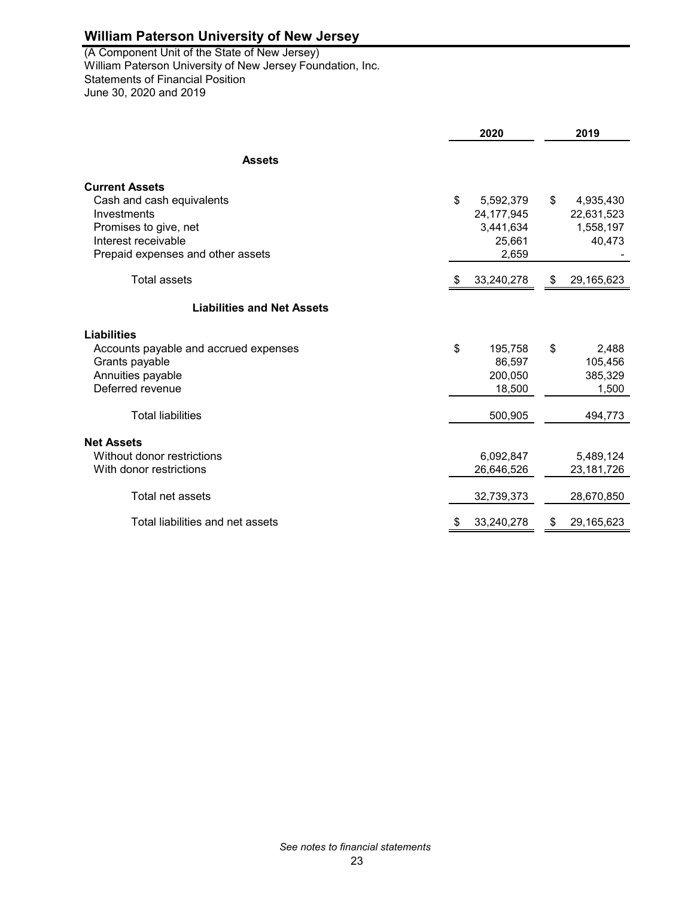# William Paterson University of New Jersey

(A Component Unit of the State of New Jersey)
William Paterson University of New Jersey Foundation, Inc.
Statements of Financial Position
June 30, 2020 and 2019

| | 2020 | 2019 |
|---|---|---|
| **Assets** | | |
| **Current Assets** | | |
| Cash and cash equivalents | $ 5,592,379 | $ 4,935,430 |
| Investments | 24,177,945 | 22,631,523 |
| Promises to give, net | 3,441,634 | 1,558,197 |
| Interest receivable | 25,661 | 40,473 |
| Prepaid expenses and other assets | 2,659 | - |
| Total assets | $ 33,240,278 | $ 29,165,623 |
| **Liabilities and Net Assets** | | |
| **Liabilities** | | |
| Accounts payable and accrued expenses | $ 195,758 | $ 2,488 |
| Grants payable | 86,597 | 105,456 |
| Annuities payable | 200,050 | 385,329 |
| Deferred revenue | 18,500 | 1,500 |
| Total liabilities | 500,905 | 494,773 |
| **Net Assets** | | |
| Without donor restrictions | 6,092,847 | 5,489,124 |
| With donor restrictions | 26,646,526 | 23,181,726 |
| Total net assets | 32,739,373 | 28,670,850 |
| Total liabilities and net assets | $ 33,240,278 | $ 29,165,623 |

*See notes to financial statements*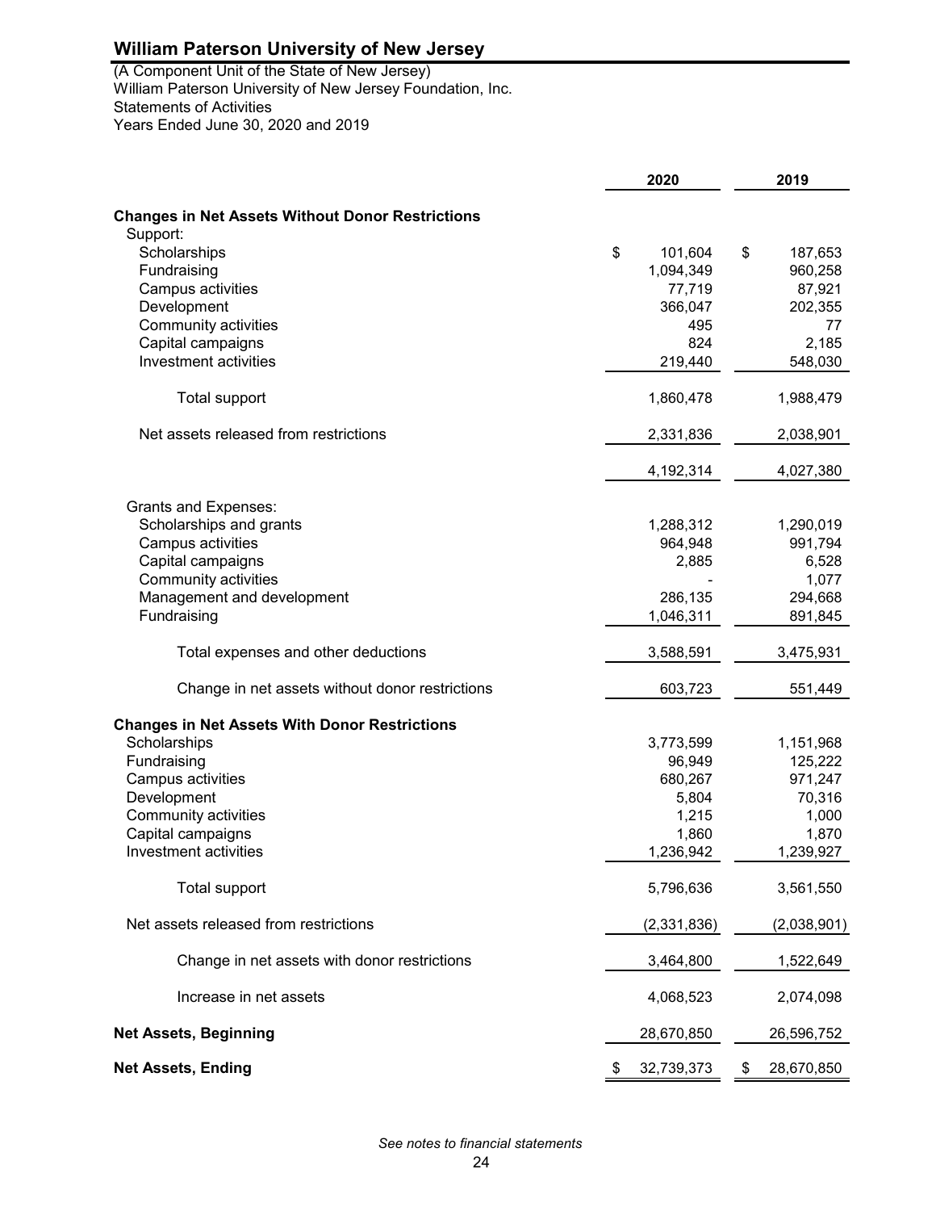# William Paterson University of New Jersey

(A Component Unit of the State of New Jersey)
William Paterson University of New Jersey Foundation, Inc.
Statements of Activities
Years Ended June 30, 2020 and 2019

| | 2020 | 2019 |
|---|---|---|
| **Changes in Net Assets Without Donor Restrictions** | | |
| Support: | | |
| Scholarships | $ 101,604 | $ 187,653 |
| Fundraising | 1,094,349 | 960,258 |
| Campus activities | 77,719 | 87,921 |
| Development | 366,047 | 202,355 |
| Community activities | 495 | 77 |
| Capital campaigns | 824 | 2,185 |
| Investment activities | 219,440 | 548,030 |
| Total support | 1,860,478 | 1,988,479 |
| Net assets released from restrictions | 2,331,836 | 2,038,901 |
| | 4,192,314 | 4,027,380 |
| Grants and Expenses: | | |
| Scholarships and grants | 1,288,312 | 1,290,019 |
| Campus activities | 964,948 | 991,794 |
| Capital campaigns | 2,885 | 6,528 |
| Community activities | - | 1,077 |
| Management and development | 286,135 | 294,668 |
| Fundraising | 1,046,311 | 891,845 |
| Total expenses and other deductions | 3,588,591 | 3,475,931 |
| Change in net assets without donor restrictions | 603,723 | 551,449 |
| **Changes in Net Assets With Donor Restrictions** | | |
| Scholarships | 3,773,599 | 1,151,968 |
| Fundraising | 96,949 | 125,222 |
| Campus activities | 680,267 | 971,247 |
| Development | 5,804 | 70,316 |
| Community activities | 1,215 | 1,000 |
| Capital campaigns | 1,860 | 1,870 |
| Investment activities | 1,236,942 | 1,239,927 |
| Total support | 5,796,636 | 3,561,550 |
| Net assets released from restrictions | (2,331,836) | (2,038,901) |
| Change in net assets with donor restrictions | 3,464,800 | 1,522,649 |
| Increase in net assets | 4,068,523 | 2,074,098 |
| **Net Assets, Beginning** | 28,670,850 | 26,596,752 |
| **Net Assets, Ending** | $ 32,739,373 | $ 28,670,850 |

*See notes to financial statements*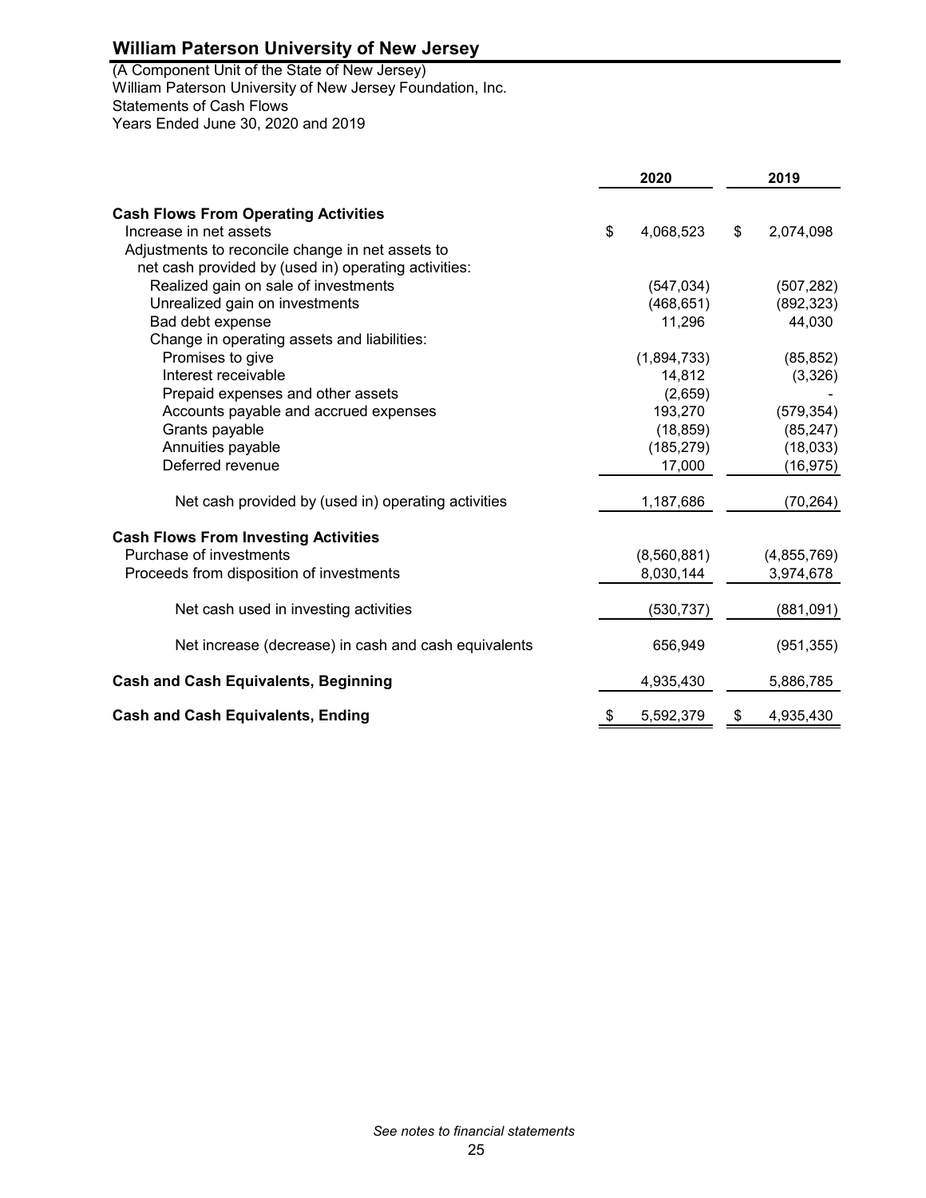# William Paterson University of New Jersey

(A Component Unit of the State of New Jersey)
William Paterson University of New Jersey Foundation, Inc.
Statements of Cash Flows
Years Ended June 30, 2020 and 2019

| | 2020 | 2019 |
|---|---|---|
| **Cash Flows From Operating Activities** | | |
| Increase in net assets | $ 4,068,523 | $ 2,074,098 |
| Adjustments to reconcile change in net assets to net cash provided by (used in) operating activities: | | |
| Realized gain on sale of investments | (547,034) | (507,282) |
| Unrealized gain on investments | (468,651) | (892,323) |
| Bad debt expense | 11,296 | 44,030 |
| Change in operating assets and liabilities: | | |
| Promises to give | (1,894,733) | (85,852) |
| Interest receivable | 14,812 | (3,326) |
| Prepaid expenses and other assets | (2,659) | - |
| Accounts payable and accrued expenses | 193,270 | (579,354) |
| Grants payable | (18,859) | (85,247) |
| Annuities payable | (185,279) | (18,033) |
| Deferred revenue | 17,000 | (16,975) |
| Net cash provided by (used in) operating activities | 1,187,686 | (70,264) |
| **Cash Flows From Investing Activities** | | |
| Purchase of investments | (8,560,881) | (4,855,769) |
| Proceeds from disposition of investments | 8,030,144 | 3,974,678 |
| Net cash used in investing activities | (530,737) | (881,091) |
| Net increase (decrease) in cash and cash equivalents | 656,949 | (951,355) |
| **Cash and Cash Equivalents, Beginning** | 4,935,430 | 5,886,785 |
| **Cash and Cash Equivalents, Ending** | $ 5,592,379 | $ 4,935,430 |

*See notes to financial statements*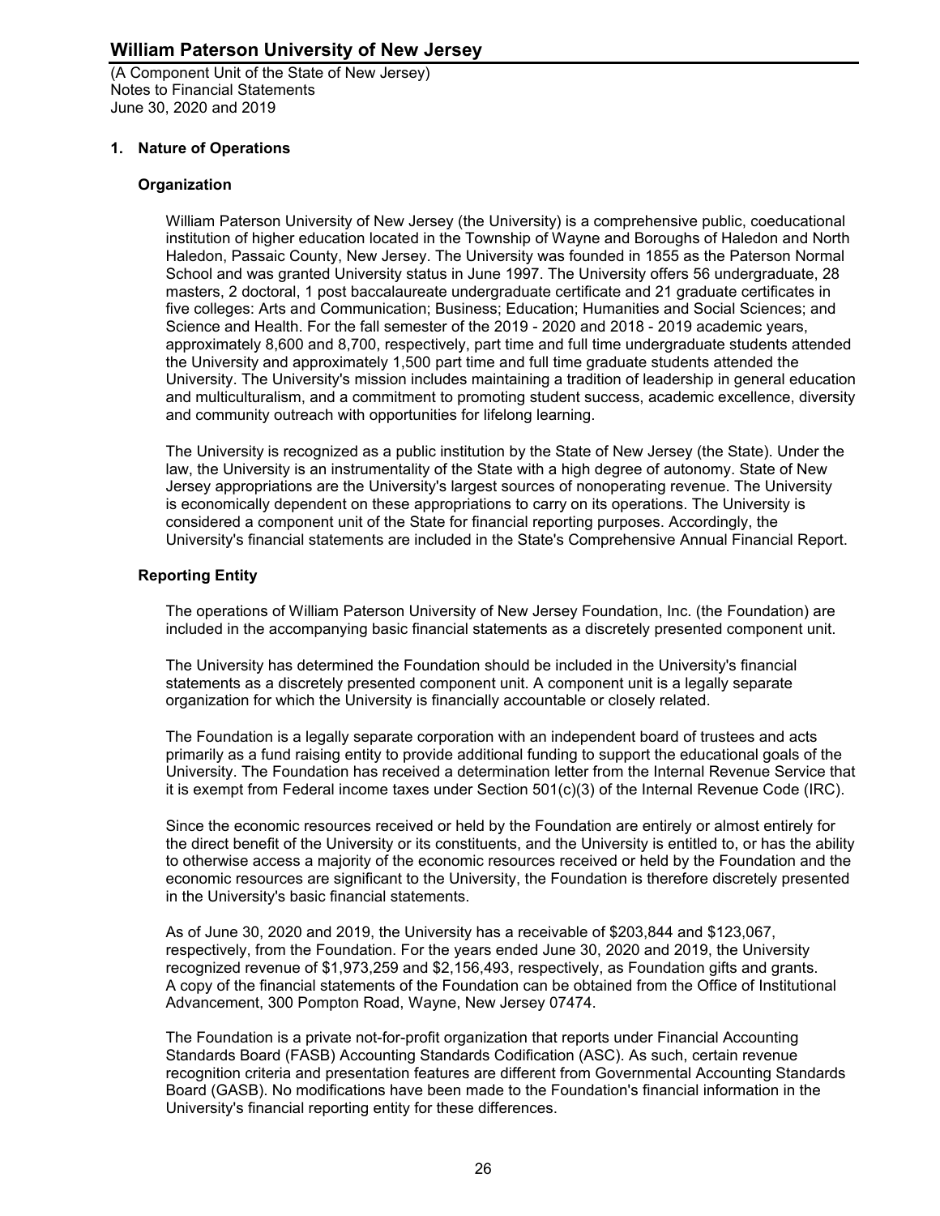# William Paterson University of New Jersey

(A Component Unit of the State of New Jersey)
Notes to Financial Statements
June 30, 2020 and 2019

## 1. Nature of Operations

### Organization

William Paterson University of New Jersey (the University) is a comprehensive public, coeducational institution of higher education located in the Township of Wayne and Boroughs of Haledon and North Haledon, Passaic County, New Jersey. The University was founded in 1855 as the Paterson Normal School and was granted University status in June 1997. The University offers 56 undergraduate, 28 masters, 2 doctoral, 1 post baccalaureate undergraduate certificate and 21 graduate certificates in five colleges: Arts and Communication; Business; Education; Humanities and Social Sciences; and Science and Health. For the fall semester of the 2019 - 2020 and 2018 - 2019 academic years, approximately 8,600 and 8,700, respectively, part time and full time undergraduate students attended the University and approximately 1,500 part time and full time graduate students attended the University. The University's mission includes maintaining a tradition of leadership in general education and multiculturalism, and a commitment to promoting student success, academic excellence, diversity and community outreach with opportunities for lifelong learning.

The University is recognized as a public institution by the State of New Jersey (the State). Under the law, the University is an instrumentality of the State with a high degree of autonomy. State of New Jersey appropriations are the University's largest sources of nonoperating revenue. The University is economically dependent on these appropriations to carry on its operations. The University is considered a component unit of the State for financial reporting purposes. Accordingly, the University's financial statements are included in the State's Comprehensive Annual Financial Report.

### Reporting Entity

The operations of William Paterson University of New Jersey Foundation, Inc. (the Foundation) are included in the accompanying basic financial statements as a discretely presented component unit.

The University has determined the Foundation should be included in the University's financial statements as a discretely presented component unit. A component unit is a legally separate organization for which the University is financially accountable or closely related.

The Foundation is a legally separate corporation with an independent board of trustees and acts primarily as a fund raising entity to provide additional funding to support the educational goals of the University. The Foundation has received a determination letter from the Internal Revenue Service that it is exempt from Federal income taxes under Section 501(c)(3) of the Internal Revenue Code (IRC).

Since the economic resources received or held by the Foundation are entirely or almost entirely for the direct benefit of the University or its constituents, and the University is entitled to, or has the ability to otherwise access a majority of the economic resources received or held by the Foundation and the economic resources are significant to the University, the Foundation is therefore discretely presented in the University's basic financial statements.

As of June 30, 2020 and 2019, the University has a receivable of $203,844 and $123,067, respectively, from the Foundation. For the years ended June 30, 2020 and 2019, the University recognized revenue of $1,973,259 and $2,156,493, respectively, as Foundation gifts and grants. A copy of the financial statements of the Foundation can be obtained from the Office of Institutional Advancement, 300 Pompton Road, Wayne, New Jersey 07474.

The Foundation is a private not-for-profit organization that reports under Financial Accounting Standards Board (FASB) Accounting Standards Codification (ASC). As such, certain revenue recognition criteria and presentation features are different from Governmental Accounting Standards Board (GASB). No modifications have been made to the Foundation's financial information in the University's financial reporting entity for these differences.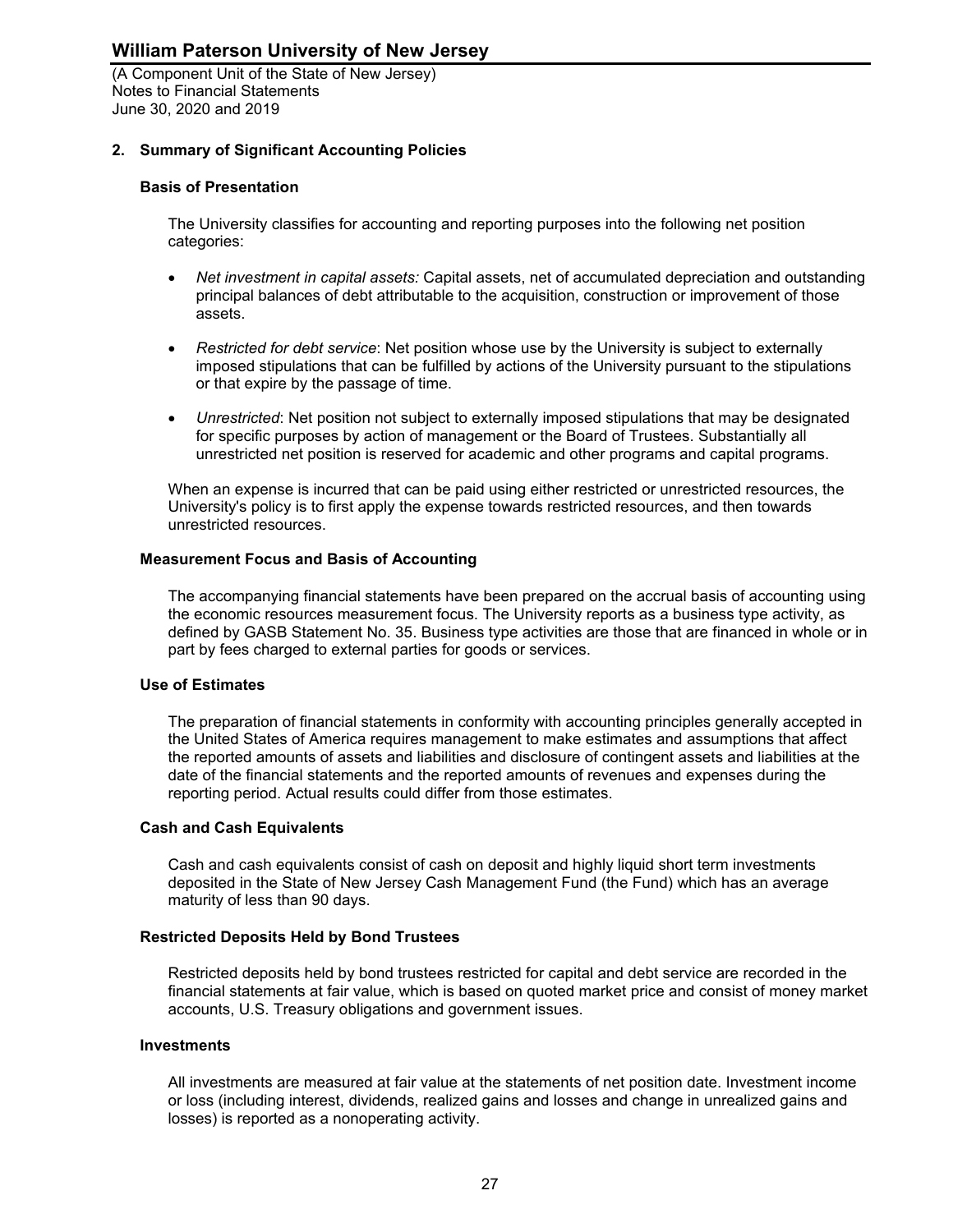## 2. Summary of Significant Accounting Policies

### Basis of Presentation

The University classifies for accounting and reporting purposes into the following net position categories:

- *Net investment in capital assets:* Capital assets, net of accumulated depreciation and outstanding principal balances of debt attributable to the acquisition, construction or improvement of those assets.
- *Restricted for debt service*: Net position whose use by the University is subject to externally imposed stipulations that can be fulfilled by actions of the University pursuant to the stipulations or that expire by the passage of time.
- *Unrestricted*: Net position not subject to externally imposed stipulations that may be designated for specific purposes by action of management or the Board of Trustees. Substantially all unrestricted net position is reserved for academic and other programs and capital programs.

When an expense is incurred that can be paid using either restricted or unrestricted resources, the University's policy is to first apply the expense towards restricted resources, and then towards unrestricted resources.

### Measurement Focus and Basis of Accounting

The accompanying financial statements have been prepared on the accrual basis of accounting using the economic resources measurement focus. The University reports as a business type activity, as defined by GASB Statement No. 35. Business type activities are those that are financed in whole or in part by fees charged to external parties for goods or services.

### Use of Estimates

The preparation of financial statements in conformity with accounting principles generally accepted in the United States of America requires management to make estimates and assumptions that affect the reported amounts of assets and liabilities and disclosure of contingent assets and liabilities at the date of the financial statements and the reported amounts of revenues and expenses during the reporting period. Actual results could differ from those estimates.

### Cash and Cash Equivalents

Cash and cash equivalents consist of cash on deposit and highly liquid short term investments deposited in the State of New Jersey Cash Management Fund (the Fund) which has an average maturity of less than 90 days.

### Restricted Deposits Held by Bond Trustees

Restricted deposits held by bond trustees restricted for capital and debt service are recorded in the financial statements at fair value, which is based on quoted market price and consist of money market accounts, U.S. Treasury obligations and government issues.

### Investments

All investments are measured at fair value at the statements of net position date. Investment income or loss (including interest, dividends, realized gains and losses and change in unrealized gains and losses) is reported as a nonoperating activity.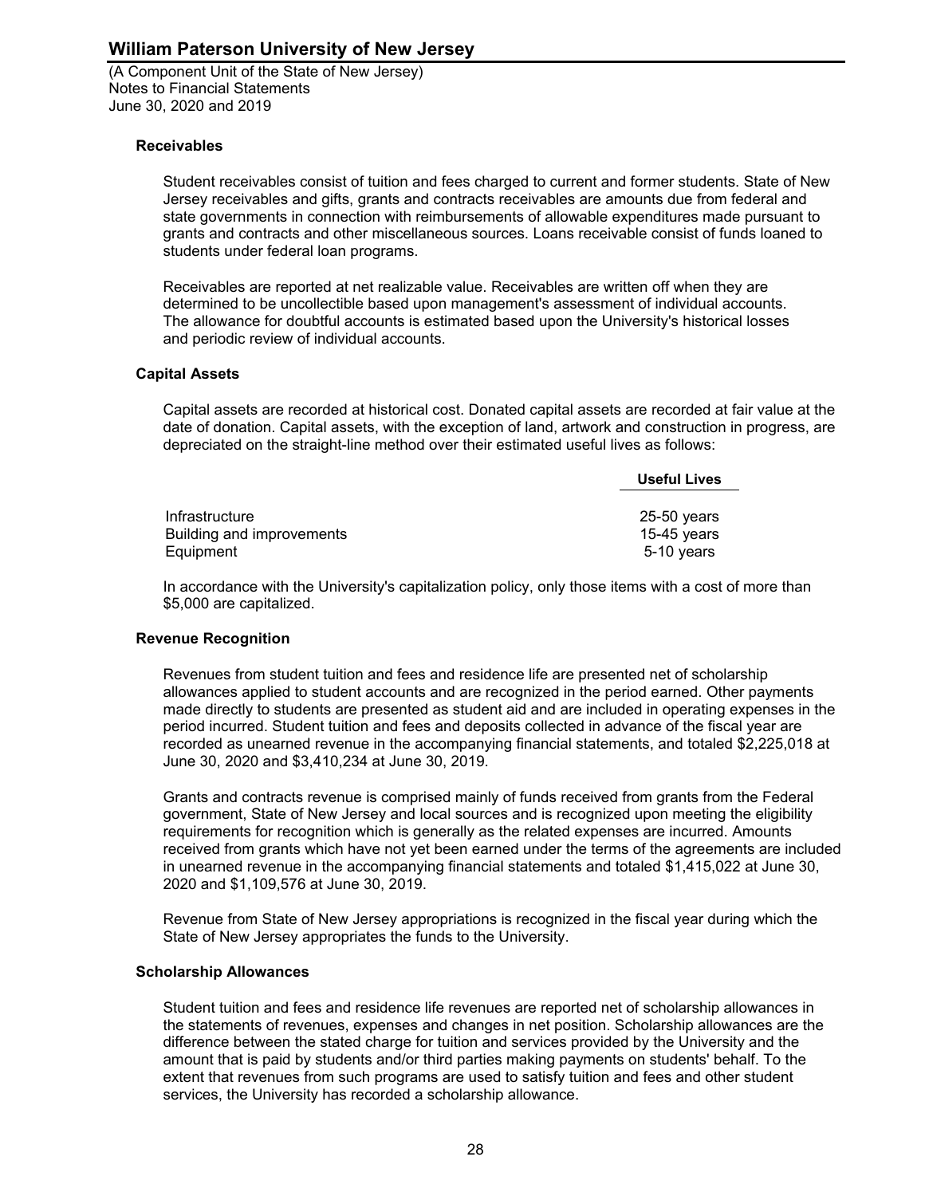### Receivables

Student receivables consist of tuition and fees charged to current and former students. State of New Jersey receivables and gifts, grants and contracts receivables are amounts due from federal and state governments in connection with reimbursements of allowable expenditures made pursuant to grants and contracts and other miscellaneous sources. Loans receivable consist of funds loaned to students under federal loan programs.

Receivables are reported at net realizable value. Receivables are written off when they are determined to be uncollectible based upon management's assessment of individual accounts. The allowance for doubtful accounts is estimated based upon the University's historical losses and periodic review of individual accounts.

### Capital Assets

Capital assets are recorded at historical cost. Donated capital assets are recorded at fair value at the date of donation. Capital assets, with the exception of land, artwork and construction in progress, are depreciated on the straight-line method over their estimated useful lives as follows:

| | Useful Lives |
|---|---|
| Infrastructure | 25-50 years |
| Building and improvements | 15-45 years |
| Equipment | 5-10 years |

In accordance with the University's capitalization policy, only those items with a cost of more than $5,000 are capitalized.

### Revenue Recognition

Revenues from student tuition and fees and residence life are presented net of scholarship allowances applied to student accounts and are recognized in the period earned. Other payments made directly to students are presented as student aid and are included in operating expenses in the period incurred. Student tuition and fees and deposits collected in advance of the fiscal year are recorded as unearned revenue in the accompanying financial statements, and totaled $2,225,018 at June 30, 2020 and $3,410,234 at June 30, 2019.

Grants and contracts revenue is comprised mainly of funds received from grants from the Federal government, State of New Jersey and local sources and is recognized upon meeting the eligibility requirements for recognition which is generally as the related expenses are incurred. Amounts received from grants which have not yet been earned under the terms of the agreements are included in unearned revenue in the accompanying financial statements and totaled $1,415,022 at June 30, 2020 and $1,109,576 at June 30, 2019.

Revenue from State of New Jersey appropriations is recognized in the fiscal year during which the State of New Jersey appropriates the funds to the University.

### Scholarship Allowances

Student tuition and fees and residence life revenues are reported net of scholarship allowances in the statements of revenues, expenses and changes in net position. Scholarship allowances are the difference between the stated charge for tuition and services provided by the University and the amount that is paid by students and/or third parties making payments on students' behalf. To the extent that revenues from such programs are used to satisfy tuition and fees and other student services, the University has recorded a scholarship allowance.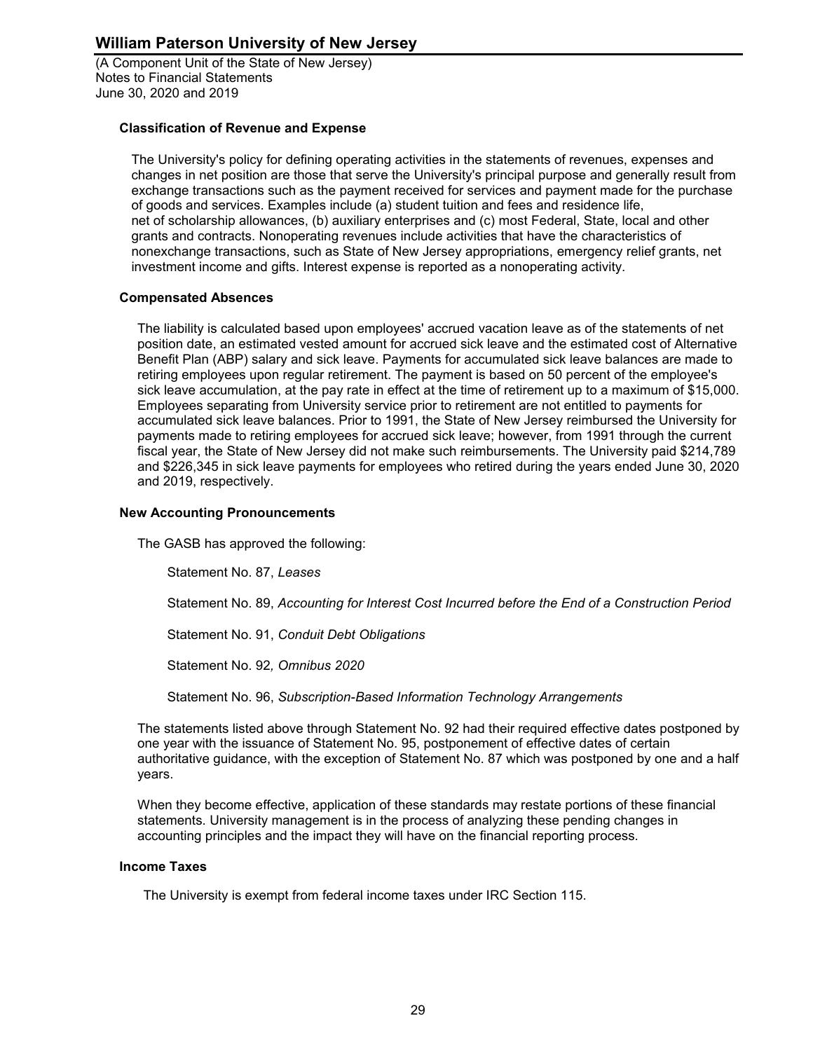### Classification of Revenue and Expense

The University's policy for defining operating activities in the statements of revenues, expenses and changes in net position are those that serve the University's principal purpose and generally result from exchange transactions such as the payment received for services and payment made for the purchase of goods and services. Examples include (a) student tuition and fees and residence life, net of scholarship allowances, (b) auxiliary enterprises and (c) most Federal, State, local and other grants and contracts. Nonoperating revenues include activities that have the characteristics of nonexchange transactions, such as State of New Jersey appropriations, emergency relief grants, net investment income and gifts. Interest expense is reported as a nonoperating activity.

### Compensated Absences

The liability is calculated based upon employees' accrued vacation leave as of the statements of net position date, an estimated vested amount for accrued sick leave and the estimated cost of Alternative Benefit Plan (ABP) salary and sick leave. Payments for accumulated sick leave balances are made to retiring employees upon regular retirement. The payment is based on 50 percent of the employee's sick leave accumulation, at the pay rate in effect at the time of retirement up to a maximum of $15,000. Employees separating from University service prior to retirement are not entitled to payments for accumulated sick leave balances. Prior to 1991, the State of New Jersey reimbursed the University for payments made to retiring employees for accrued sick leave; however, from 1991 through the current fiscal year, the State of New Jersey did not make such reimbursements. The University paid $214,789 and $226,345 in sick leave payments for employees who retired during the years ended June 30, 2020 and 2019, respectively.

### New Accounting Pronouncements

The GASB has approved the following:

Statement No. 87, *Leases*

Statement No. 89, *Accounting for Interest Cost Incurred before the End of a Construction Period*

Statement No. 91, *Conduit Debt Obligations*

Statement No. 92*, Omnibus 2020*

Statement No. 96, *Subscription-Based Information Technology Arrangements*

The statements listed above through Statement No. 92 had their required effective dates postponed by one year with the issuance of Statement No. 95, postponement of effective dates of certain authoritative guidance, with the exception of Statement No. 87 which was postponed by one and a half years.

When they become effective, application of these standards may restate portions of these financial statements. University management is in the process of analyzing these pending changes in accounting principles and the impact they will have on the financial reporting process.

### Income Taxes

The University is exempt from federal income taxes under IRC Section 115.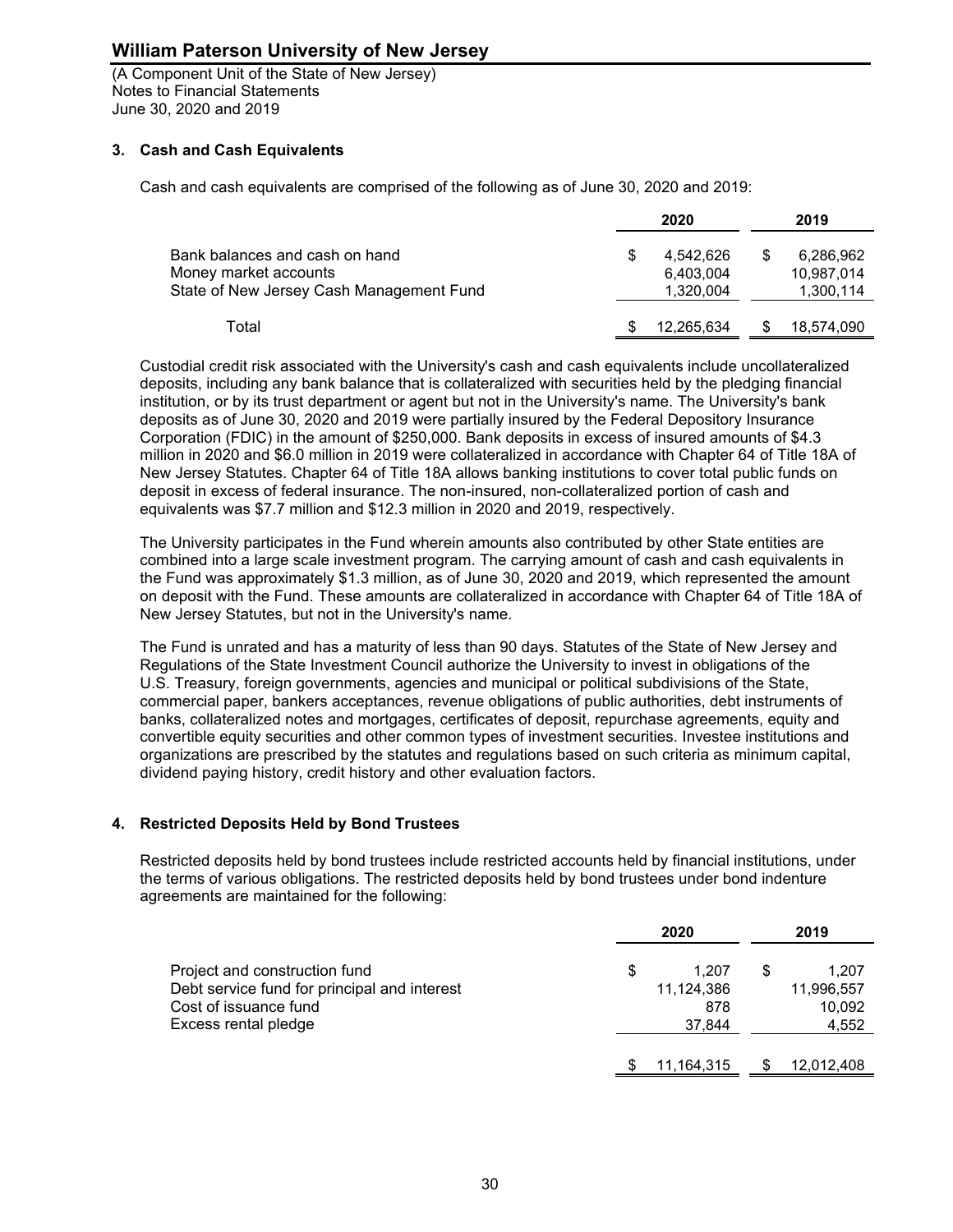# William Paterson University of New Jersey

(A Component Unit of the State of New Jersey)
Notes to Financial Statements
June 30, 2020 and 2019

## 3. Cash and Cash Equivalents

Cash and cash equivalents are comprised of the following as of June 30, 2020 and 2019:

| | 2020 | 2019 |
|---|---|---|
| Bank balances and cash on hand | $ 4,542,626 | $ 6,286,962 |
| Money market accounts | 6,403,004 | 10,987,014 |
| State of New Jersey Cash Management Fund | 1,320,004 | 1,300,114 |
| Total | $ 12,265,634 | $ 18,574,090 |

Custodial credit risk associated with the University's cash and cash equivalents include uncollateralized deposits, including any bank balance that is collateralized with securities held by the pledging financial institution, or by its trust department or agent but not in the University's name. The University's bank deposits as of June 30, 2020 and 2019 were partially insured by the Federal Depository Insurance Corporation (FDIC) in the amount of $250,000. Bank deposits in excess of insured amounts of $4.3 million in 2020 and $6.0 million in 2019 were collateralized in accordance with Chapter 64 of Title 18A of New Jersey Statutes. Chapter 64 of Title 18A allows banking institutions to cover total public funds on deposit in excess of federal insurance. The non-insured, non-collateralized portion of cash and equivalents was $7.7 million and $12.3 million in 2020 and 2019, respectively.

The University participates in the Fund wherein amounts also contributed by other State entities are combined into a large scale investment program. The carrying amount of cash and cash equivalents in the Fund was approximately $1.3 million, as of June 30, 2020 and 2019, which represented the amount on deposit with the Fund. These amounts are collateralized in accordance with Chapter 64 of Title 18A of New Jersey Statutes, but not in the University's name.

The Fund is unrated and has a maturity of less than 90 days. Statutes of the State of New Jersey and Regulations of the State Investment Council authorize the University to invest in obligations of the U.S. Treasury, foreign governments, agencies and municipal or political subdivisions of the State, commercial paper, bankers acceptances, revenue obligations of public authorities, debt instruments of banks, collateralized notes and mortgages, certificates of deposit, repurchase agreements, equity and convertible equity securities and other common types of investment securities. Investee institutions and organizations are prescribed by the statutes and regulations based on such criteria as minimum capital, dividend paying history, credit history and other evaluation factors.

## 4. Restricted Deposits Held by Bond Trustees

Restricted deposits held by bond trustees include restricted accounts held by financial institutions, under the terms of various obligations. The restricted deposits held by bond trustees under bond indenture agreements are maintained for the following:

| | 2020 | 2019 |
|---|---|---|
| Project and construction fund | $ 1,207 | $ 1,207 |
| Debt service fund for principal and interest | 11,124,386 | 11,996,557 |
| Cost of issuance fund | 878 | 10,092 |
| Excess rental pledge | 37,844 | 4,552 |
| | $ 11,164,315 | $ 12,012,408 |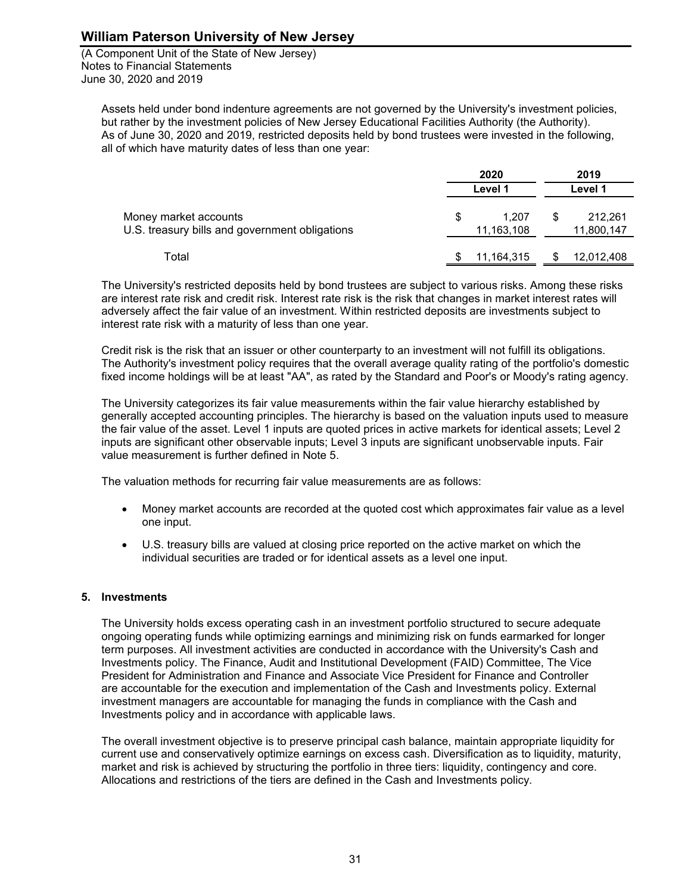Assets held under bond indenture agreements are not governed by the University's investment policies, but rather by the investment policies of New Jersey Educational Facilities Authority (the Authority). As of June 30, 2020 and 2019, restricted deposits held by bond trustees were invested in the following, all of which have maturity dates of less than one year:

| | 2020 | 2019 |
|---|---|---|
| | Level 1 | Level 1 |
| Money market accounts | $ 1,207 | $ 212,261 |
| U.S. treasury bills and government obligations | 11,163,108 | 11,800,147 |
| Total | $ 11,164,315 | $ 12,012,408 |

The University's restricted deposits held by bond trustees are subject to various risks. Among these risks are interest rate risk and credit risk. Interest rate risk is the risk that changes in market interest rates will adversely affect the fair value of an investment. Within restricted deposits are investments subject to interest rate risk with a maturity of less than one year.

Credit risk is the risk that an issuer or other counterparty to an investment will not fulfill its obligations. The Authority's investment policy requires that the overall average quality rating of the portfolio's domestic fixed income holdings will be at least "AA", as rated by the Standard and Poor's or Moody's rating agency.

The University categorizes its fair value measurements within the fair value hierarchy established by generally accepted accounting principles. The hierarchy is based on the valuation inputs used to measure the fair value of the asset. Level 1 inputs are quoted prices in active markets for identical assets; Level 2 inputs are significant other observable inputs; Level 3 inputs are significant unobservable inputs. Fair value measurement is further defined in Note 5.

The valuation methods for recurring fair value measurements are as follows:

- Money market accounts are recorded at the quoted cost which approximates fair value as a level one input.
- U.S. treasury bills are valued at closing price reported on the active market on which the individual securities are traded or for identical assets as a level one input.

## 5. Investments

The University holds excess operating cash in an investment portfolio structured to secure adequate ongoing operating funds while optimizing earnings and minimizing risk on funds earmarked for longer term purposes. All investment activities are conducted in accordance with the University's Cash and Investments policy. The Finance, Audit and Institutional Development (FAID) Committee, The Vice President for Administration and Finance and Associate Vice President for Finance and Controller are accountable for the execution and implementation of the Cash and Investments policy. External investment managers are accountable for managing the funds in compliance with the Cash and Investments policy and in accordance with applicable laws.

The overall investment objective is to preserve principal cash balance, maintain appropriate liquidity for current use and conservatively optimize earnings on excess cash. Diversification as to liquidity, maturity, market and risk is achieved by structuring the portfolio in three tiers: liquidity, contingency and core. Allocations and restrictions of the tiers are defined in the Cash and Investments policy.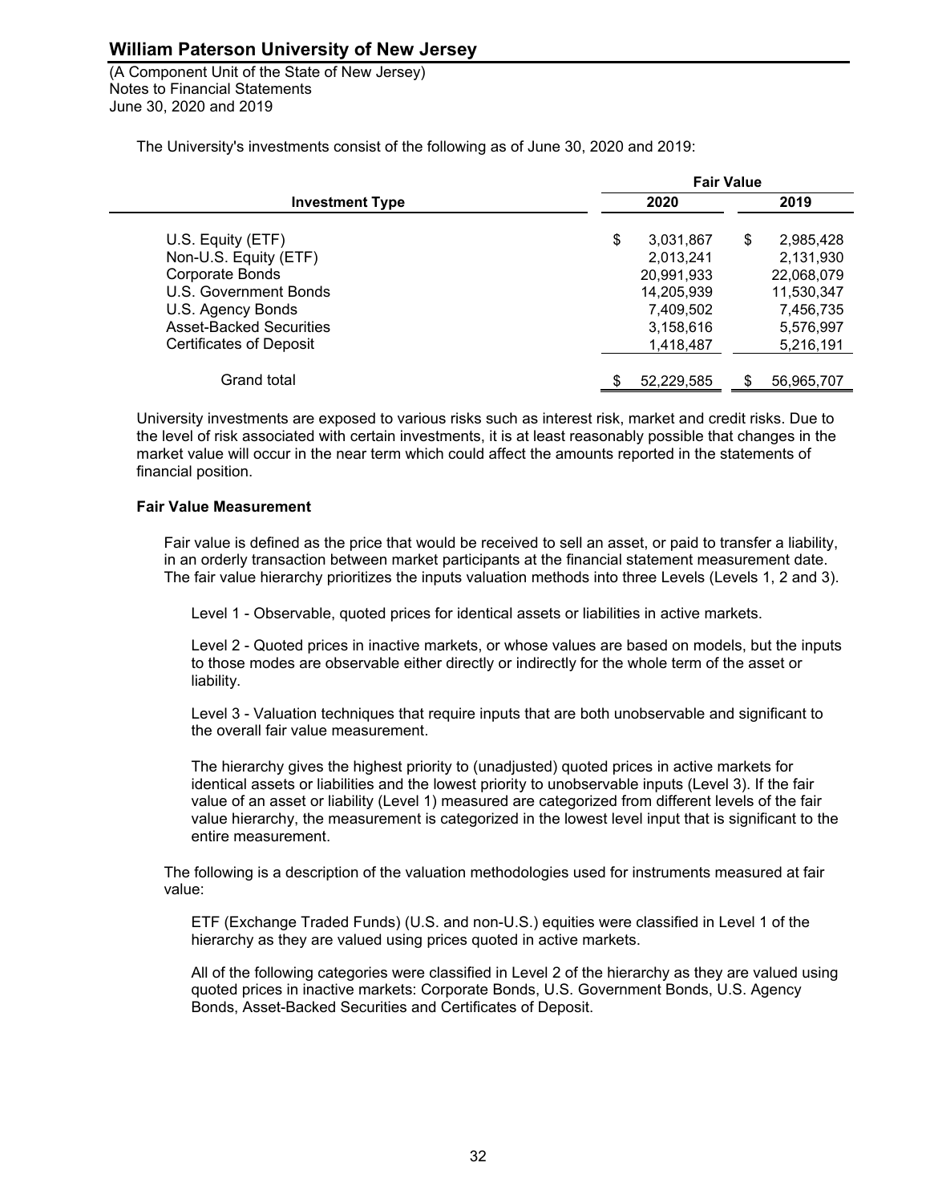The University's investments consist of the following as of June 30, 2020 and 2019:

| Investment Type | Fair Value 2020 | Fair Value 2019 |
|---|---|---|
| U.S. Equity (ETF) | $ 3,031,867 | $ 2,985,428 |
| Non-U.S. Equity (ETF) | 2,013,241 | 2,131,930 |
| Corporate Bonds | 20,991,933 | 22,068,079 |
| U.S. Government Bonds | 14,205,939 | 11,530,347 |
| U.S. Agency Bonds | 7,409,502 | 7,456,735 |
| Asset-Backed Securities | 3,158,616 | 5,576,997 |
| Certificates of Deposit | 1,418,487 | 5,216,191 |
| Grand total | $ 52,229,585 | $ 56,965,707 |

University investments are exposed to various risks such as interest risk, market and credit risks. Due to the level of risk associated with certain investments, it is at least reasonably possible that changes in the market value will occur in the near term which could affect the amounts reported in the statements of financial position.

**Fair Value Measurement**

Fair value is defined as the price that would be received to sell an asset, or paid to transfer a liability, in an orderly transaction between market participants at the financial statement measurement date. The fair value hierarchy prioritizes the inputs valuation methods into three Levels (Levels 1, 2 and 3).

Level 1 - Observable, quoted prices for identical assets or liabilities in active markets.

Level 2 - Quoted prices in inactive markets, or whose values are based on models, but the inputs to those modes are observable either directly or indirectly for the whole term of the asset or liability.

Level 3 - Valuation techniques that require inputs that are both unobservable and significant to the overall fair value measurement.

The hierarchy gives the highest priority to (unadjusted) quoted prices in active markets for identical assets or liabilities and the lowest priority to unobservable inputs (Level 3). If the fair value of an asset or liability (Level 1) measured are categorized from different levels of the fair value hierarchy, the measurement is categorized in the lowest level input that is significant to the entire measurement.

The following is a description of the valuation methodologies used for instruments measured at fair value:

ETF (Exchange Traded Funds) (U.S. and non-U.S.) equities were classified in Level 1 of the hierarchy as they are valued using prices quoted in active markets.

All of the following categories were classified in Level 2 of the hierarchy as they are valued using quoted prices in inactive markets: Corporate Bonds, U.S. Government Bonds, U.S. Agency Bonds, Asset-Backed Securities and Certificates of Deposit.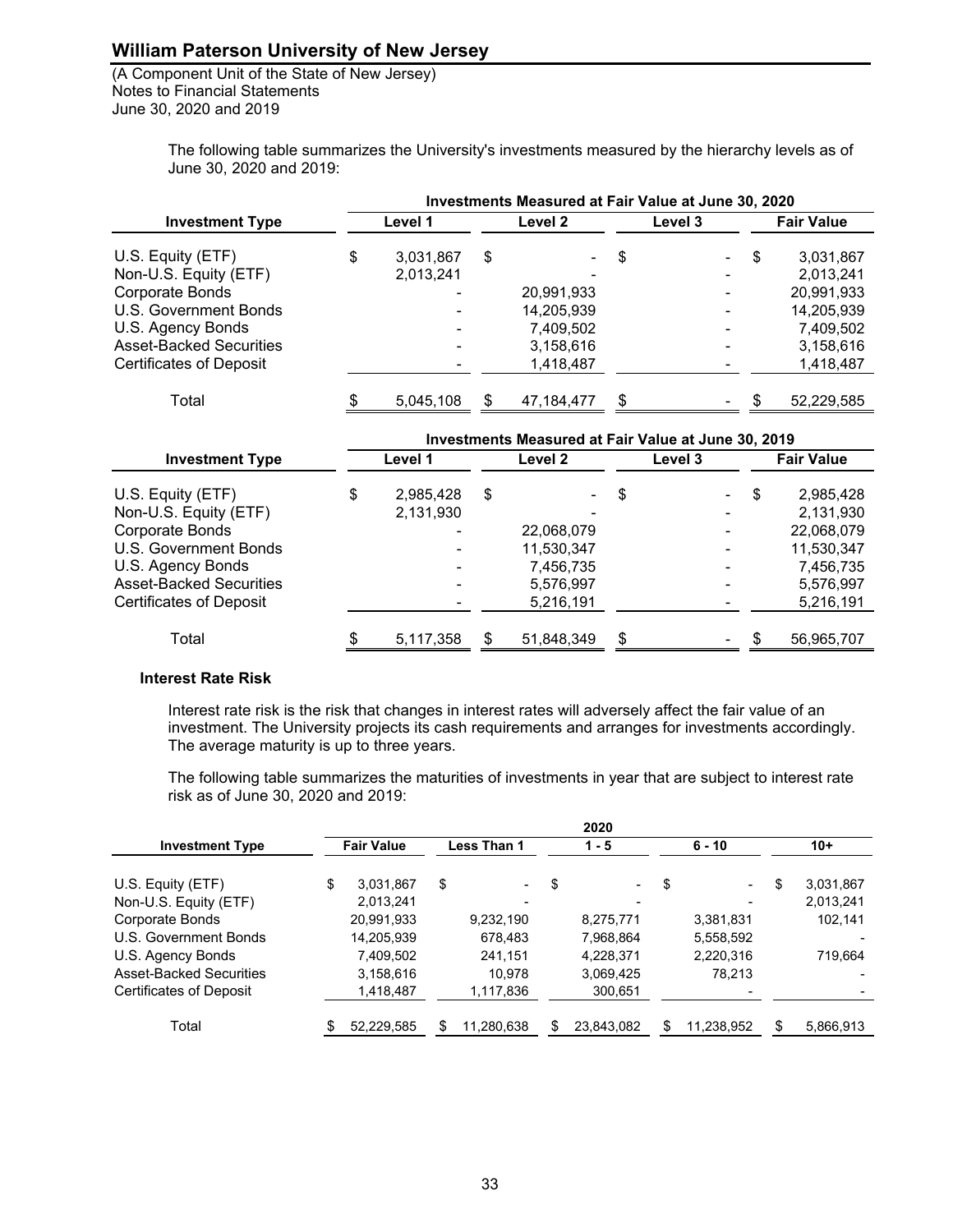The following table summarizes the University's investments measured by the hierarchy levels as of June 30, 2020 and 2019:

| Investment Type | Investments Measured at Fair Value at June 30, 2020 | | | |
|---|---|---|---|---|
| | Level 1 | Level 2 | Level 3 | Fair Value |
| U.S. Equity (ETF) | $ 3,031,867 | $ - | $ - | $ 3,031,867 |
| Non-U.S. Equity (ETF) | 2,013,241 | - | - | 2,013,241 |
| Corporate Bonds | - | 20,991,933 | - | 20,991,933 |
| U.S. Government Bonds | - | 14,205,939 | - | 14,205,939 |
| U.S. Agency Bonds | - | 7,409,502 | - | 7,409,502 |
| Asset-Backed Securities | - | 3,158,616 | - | 3,158,616 |
| Certificates of Deposit | - | 1,418,487 | - | 1,418,487 |
| Total | $ 5,045,108 | $ 47,184,477 | $ - | $ 52,229,585 |

| Investment Type | Investments Measured at Fair Value at June 30, 2019 | | | |
|---|---|---|---|---|
| | Level 1 | Level 2 | Level 3 | Fair Value |
| U.S. Equity (ETF) | $ 2,985,428 | $ - | $ - | $ 2,985,428 |
| Non-U.S. Equity (ETF) | 2,131,930 | - | - | 2,131,930 |
| Corporate Bonds | - | 22,068,079 | - | 22,068,079 |
| U.S. Government Bonds | - | 11,530,347 | - | 11,530,347 |
| U.S. Agency Bonds | - | 7,456,735 | - | 7,456,735 |
| Asset-Backed Securities | - | 5,576,997 | - | 5,576,997 |
| Certificates of Deposit | - | 5,216,191 | - | 5,216,191 |
| Total | $ 5,117,358 | $ 51,848,349 | $ - | $ 56,965,707 |

### Interest Rate Risk

Interest rate risk is the risk that changes in interest rates will adversely affect the fair value of an investment. The University projects its cash requirements and arranges for investments accordingly. The average maturity is up to three years.

The following table summarizes the maturities of investments in year that are subject to interest rate risk as of June 30, 2020 and 2019:

| Investment Type | 2020 | | | | |
|---|---|---|---|---|---|
| | Fair Value | Less Than 1 | 1 - 5 | 6 - 10 | 10+ |
| U.S. Equity (ETF) | $ 3,031,867 | $ - | $ - | $ - | $ 3,031,867 |
| Non-U.S. Equity (ETF) | 2,013,241 | - | - | - | 2,013,241 |
| Corporate Bonds | 20,991,933 | 9,232,190 | 8,275,771 | 3,381,831 | 102,141 |
| U.S. Government Bonds | 14,205,939 | 678,483 | 7,968,864 | 5,558,592 | - |
| U.S. Agency Bonds | 7,409,502 | 241,151 | 4,228,371 | 2,220,316 | 719,664 |
| Asset-Backed Securities | 3,158,616 | 10,978 | 3,069,425 | 78,213 | - |
| Certificates of Deposit | 1,418,487 | 1,117,836 | 300,651 | - | - |
| Total | $ 52,229,585 | $ 11,280,638 | $ 23,843,082 | $ 11,238,952 | $ 5,866,913 |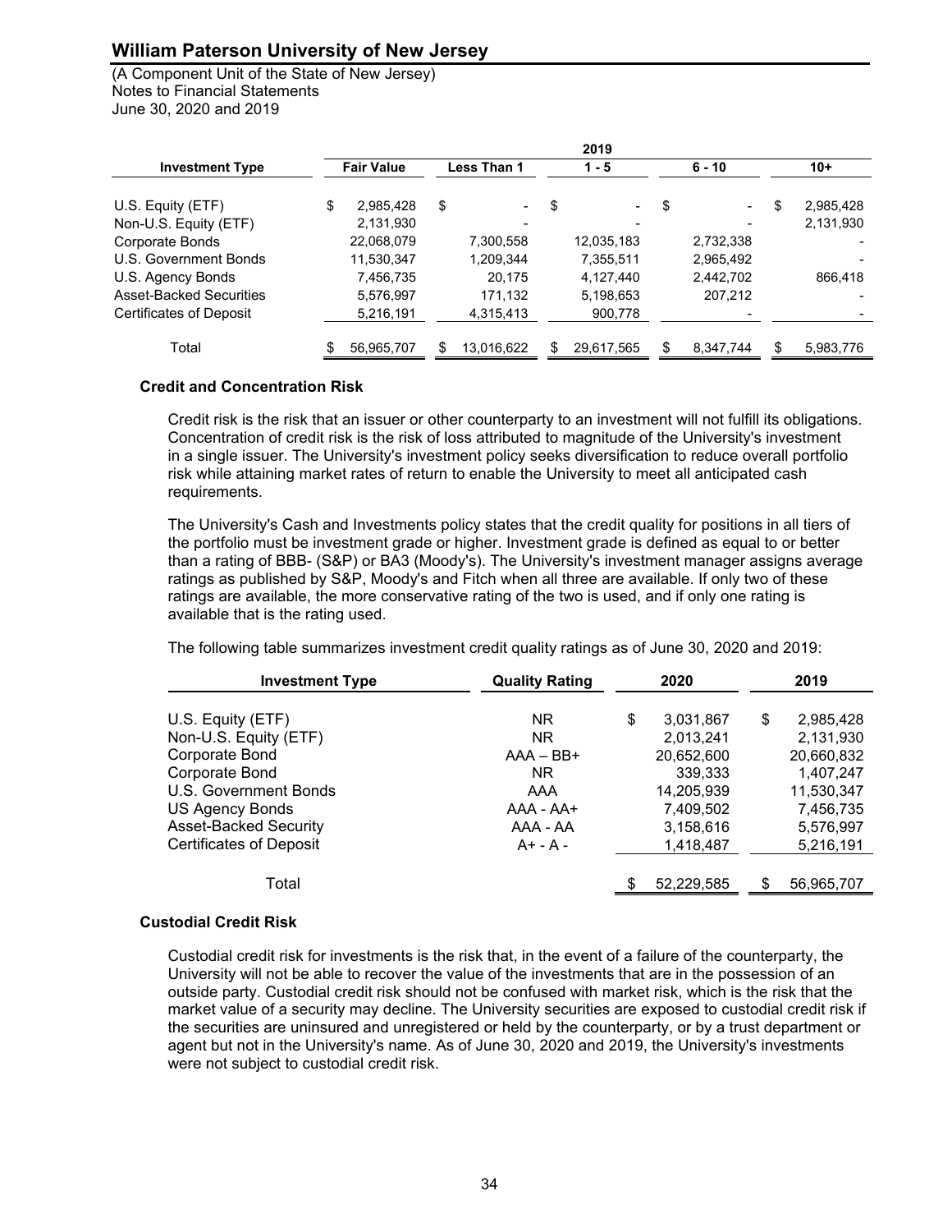| | 2019 | | | | |
|---|---|---|---|---|---|
| **Investment Type** | **Fair Value** | **Less Than 1** | **1 - 5** | **6 - 10** | **10+** |
| U.S. Equity (ETF) | $ 2,985,428 | $ - | $ - | $ - | $ 2,985,428 |
| Non-U.S. Equity (ETF) | 2,131,930 | - | - | - | 2,131,930 |
| Corporate Bonds | 22,068,079 | 7,300,558 | 12,035,183 | 2,732,338 | - |
| U.S. Government Bonds | 11,530,347 | 1,209,344 | 7,355,511 | 2,965,492 | - |
| U.S. Agency Bonds | 7,456,735 | 20,175 | 4,127,440 | 2,442,702 | 866,418 |
| Asset-Backed Securities | 5,576,997 | 171,132 | 5,198,653 | 207,212 | - |
| Certificates of Deposit | 5,216,191 | 4,315,413 | 900,778 | - | - |
| Total | $ 56,965,707 | $ 13,016,622 | $ 29,617,565 | $ 8,347,744 | $ 5,983,776 |

### Credit and Concentration Risk

Credit risk is the risk that an issuer or other counterparty to an investment will not fulfill its obligations. Concentration of credit risk is the risk of loss attributed to magnitude of the University's investment in a single issuer. The University's investment policy seeks diversification to reduce overall portfolio risk while attaining market rates of return to enable the University to meet all anticipated cash requirements.

The University's Cash and Investments policy states that the credit quality for positions in all tiers of the portfolio must be investment grade or higher. Investment grade is defined as equal to or better than a rating of BBB- (S&P) or BA3 (Moody's). The University's investment manager assigns average ratings as published by S&P, Moody's and Fitch when all three are available. If only two of these ratings are available, the more conservative rating of the two is used, and if only one rating is available that is the rating used.

The following table summarizes investment credit quality ratings as of June 30, 2020 and 2019:

| Investment Type | Quality Rating | 2020 | 2019 |
|---|---|---|---|
| U.S. Equity (ETF) | NR | $ 3,031,867 | $ 2,985,428 |
| Non-U.S. Equity (ETF) | NR | 2,013,241 | 2,131,930 |
| Corporate Bond | AAA – BB+ | 20,652,600 | 20,660,832 |
| Corporate Bond | NR | 339,333 | 1,407,247 |
| U.S. Government Bonds | AAA | 14,205,939 | 11,530,347 |
| US Agency Bonds | AAA - AA+ | 7,409,502 | 7,456,735 |
| Asset-Backed Security | AAA - AA | 3,158,616 | 5,576,997 |
| Certificates of Deposit | A+ - A - | 1,418,487 | 5,216,191 |
| Total | | $ 52,229,585 | $ 56,965,707 |

### Custodial Credit Risk

Custodial credit risk for investments is the risk that, in the event of a failure of the counterparty, the University will not be able to recover the value of the investments that are in the possession of an outside party. Custodial credit risk should not be confused with market risk, which is the risk that the market value of a security may decline. The University securities are exposed to custodial credit risk if the securities are uninsured and unregistered or held by the counterparty, or by a trust department or agent but not in the University's name. As of June 30, 2020 and 2019, the University's investments were not subject to custodial credit risk.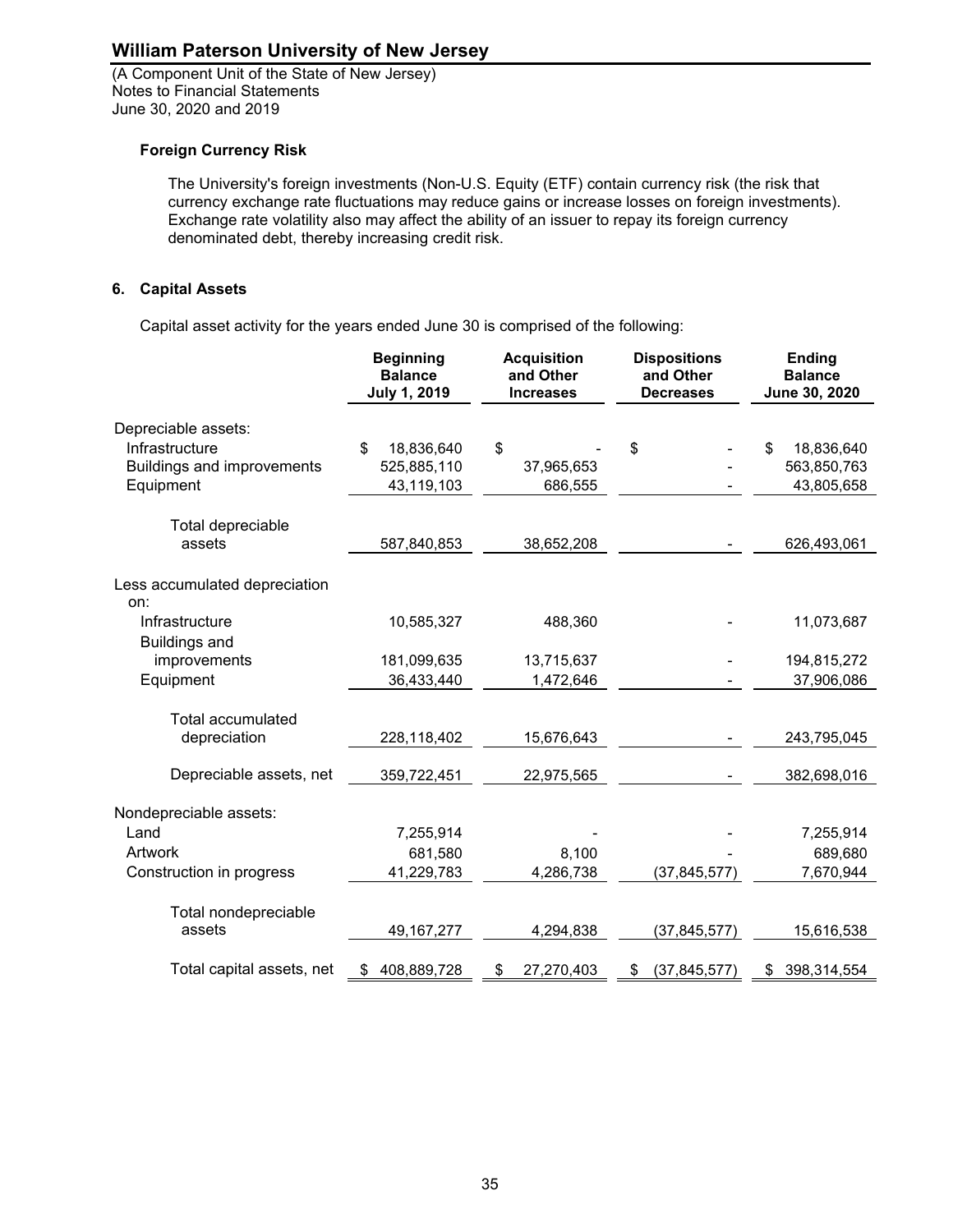#### Foreign Currency Risk

The University's foreign investments (Non-U.S. Equity (ETF) contain currency risk (the risk that currency exchange rate fluctuations may reduce gains or increase losses on foreign investments). Exchange rate volatility also may affect the ability of an issuer to repay its foreign currency denominated debt, thereby increasing credit risk.

### 6. Capital Assets

Capital asset activity for the years ended June 30 is comprised of the following:

| | Beginning Balance July 1, 2019 | Acquisition and Other Increases | Dispositions and Other Decreases | Ending Balance June 30, 2020 |
|---|---|---|---|---|
| Depreciable assets: | | | | |
| Infrastructure | $ 18,836,640 | $ - | $ - | $ 18,836,640 |
| Buildings and improvements | 525,885,110 | 37,965,653 | - | 563,850,763 |
| Equipment | 43,119,103 | 686,555 | - | 43,805,658 |
| Total depreciable assets | 587,840,853 | 38,652,208 | - | 626,493,061 |
| Less accumulated depreciation on: | | | | |
| Infrastructure | 10,585,327 | 488,360 | - | 11,073,687 |
| Buildings and improvements | 181,099,635 | 13,715,637 | - | 194,815,272 |
| Equipment | 36,433,440 | 1,472,646 | - | 37,906,086 |
| Total accumulated depreciation | 228,118,402 | 15,676,643 | - | 243,795,045 |
| Depreciable assets, net | 359,722,451 | 22,975,565 | - | 382,698,016 |
| Nondepreciable assets: | | | | |
| Land | 7,255,914 | - | - | 7,255,914 |
| Artwork | 681,580 | 8,100 | - | 689,680 |
| Construction in progress | 41,229,783 | 4,286,738 | (37,845,577) | 7,670,944 |
| Total nondepreciable assets | 49,167,277 | 4,294,838 | (37,845,577) | 15,616,538 |
| Total capital assets, net | $ 408,889,728 | $ 27,270,403 | $ (37,845,577) | $ 398,314,554 |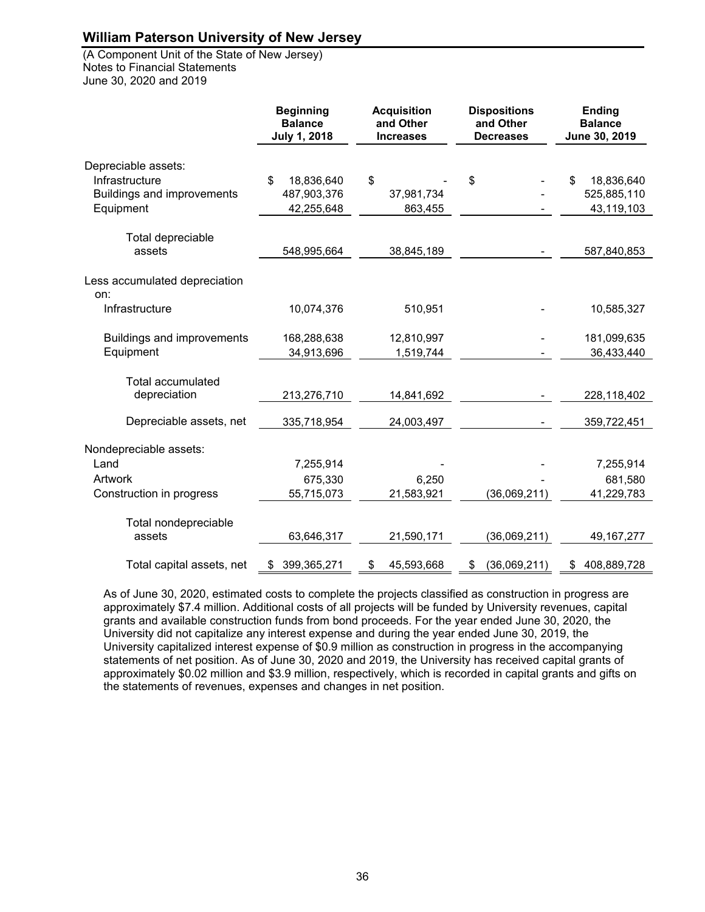| | Beginning Balance July 1, 2018 | Acquisition and Other Increases | Dispositions and Other Decreases | Ending Balance June 30, 2019 |
|---|---|---|---|---|
| Depreciable assets: | | | | |
| Infrastructure | $ 18,836,640 | $ - | $ - | $ 18,836,640 |
| Buildings and improvements | 487,903,376 | 37,981,734 | - | 525,885,110 |
| Equipment | 42,255,648 | 863,455 | - | 43,119,103 |
| Total depreciable assets | 548,995,664 | 38,845,189 | - | 587,840,853 |
| Less accumulated depreciation on: | | | | |
| Infrastructure | 10,074,376 | 510,951 | - | 10,585,327 |
| Buildings and improvements | 168,288,638 | 12,810,997 | - | 181,099,635 |
| Equipment | 34,913,696 | 1,519,744 | - | 36,433,440 |
| Total accumulated depreciation | 213,276,710 | 14,841,692 | - | 228,118,402 |
| Depreciable assets, net | 335,718,954 | 24,003,497 | - | 359,722,451 |
| Nondepreciable assets: | | | | |
| Land | 7,255,914 | - | - | 7,255,914 |
| Artwork | 675,330 | 6,250 | - | 681,580 |
| Construction in progress | 55,715,073 | 21,583,921 | (36,069,211) | 41,229,783 |
| Total nondepreciable assets | 63,646,317 | 21,590,171 | (36,069,211) | 49,167,277 |
| Total capital assets, net | $ 399,365,271 | $ 45,593,668 | $ (36,069,211) | $ 408,889,728 |

As of June 30, 2020, estimated costs to complete the projects classified as construction in progress are approximately $7.4 million. Additional costs of all projects will be funded by University revenues, capital grants and available construction funds from bond proceeds. For the year ended June 30, 2020, the University did not capitalize any interest expense and during the year ended June 30, 2019, the University capitalized interest expense of $0.9 million as construction in progress in the accompanying statements of net position. As of June 30, 2020 and 2019, the University has received capital grants of approximately $0.02 million and $3.9 million, respectively, which is recorded in capital grants and gifts on the statements of revenues, expenses and changes in net position.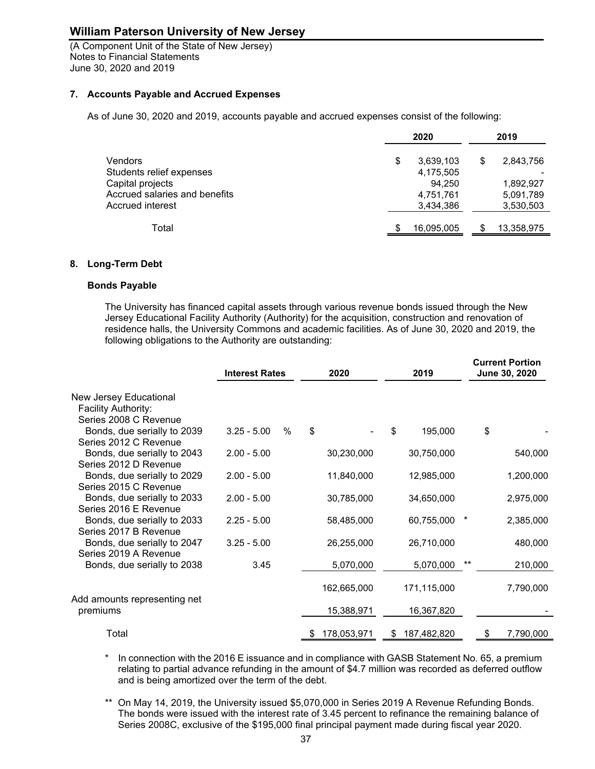## 7. Accounts Payable and Accrued Expenses

As of June 30, 2020 and 2019, accounts payable and accrued expenses consist of the following:

| | 2020 | 2019 |
|---|---|---|
| Vendors | $ 3,639,103 | $ 2,843,756 |
| Students relief expenses | 4,175,505 | - |
| Capital projects | 94,250 | 1,892,927 |
| Accrued salaries and benefits | 4,751,761 | 5,091,789 |
| Accrued interest | 3,434,386 | 3,530,503 |
| Total | $ 16,095,005 | $ 13,358,975 |

## 8. Long-Term Debt

### Bonds Payable

The University has financed capital assets through various revenue bonds issued through the New Jersey Educational Facility Authority (Authority) for the acquisition, construction and renovation of residence halls, the University Commons and academic facilities. As of June 30, 2020 and 2019, the following obligations to the Authority are outstanding:

| | Interest Rates | 2020 | 2019 | Current Portion June 30, 2020 |
|---|---|---|---|---|
| New Jersey Educational Facility Authority: | | | | |
| Series 2008 C Revenue Bonds, due serially to 2039 | 3.25 - 5.00 % | $ - | $ 195,000 | $ - |
| Series 2012 C Revenue Bonds, due serially to 2043 | 2.00 - 5.00 | 30,230,000 | 30,750,000 | 540,000 |
| Series 2012 D Revenue Bonds, due serially to 2029 | 2.00 - 5.00 | 11,840,000 | 12,985,000 | 1,200,000 |
| Series 2015 C Revenue Bonds, due serially to 2033 | 2.00 - 5.00 | 30,785,000 | 34,650,000 | 2,975,000 |
| Series 2016 E Revenue Bonds, due serially to 2033 | 2.25 - 5.00 | 58,485,000 | 60,755,000 * | 2,385,000 |
| Series 2017 B Revenue Bonds, due serially to 2047 | 3.25 - 5.00 | 26,255,000 | 26,710,000 | 480,000 |
| Series 2019 A Revenue Bonds, due serially to 2038 | 3.45 | 5,070,000 | 5,070,000 ** | 210,000 |
| | | 162,665,000 | 171,115,000 | 7,790,000 |
| Add amounts representing net premiums | | 15,388,971 | 16,367,820 | - |
| Total | | $ 178,053,971 | $ 187,482,820 | $ 7,790,000 |

\* In connection with the 2016 E issuance and in compliance with GASB Statement No. 65, a premium relating to partial advance refunding in the amount of $4.7 million was recorded as deferred outflow and is being amortized over the term of the debt.

\*\* On May 14, 2019, the University issued $5,070,000 in Series 2019 A Revenue Refunding Bonds. The bonds were issued with the interest rate of 3.45 percent to refinance the remaining balance of Series 2008C, exclusive of the $195,000 final principal payment made during fiscal year 2020.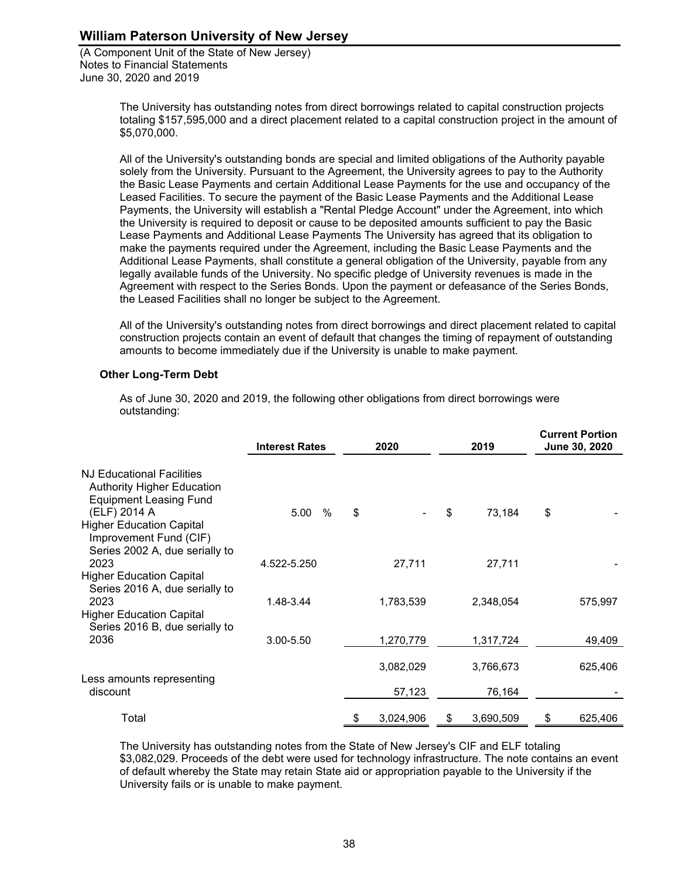The University has outstanding notes from direct borrowings related to capital construction projects totaling $157,595,000 and a direct placement related to a capital construction project in the amount of $5,070,000.

All of the University's outstanding bonds are special and limited obligations of the Authority payable solely from the University. Pursuant to the Agreement, the University agrees to pay to the Authority the Basic Lease Payments and certain Additional Lease Payments for the use and occupancy of the Leased Facilities. To secure the payment of the Basic Lease Payments and the Additional Lease Payments, the University will establish a "Rental Pledge Account" under the Agreement, into which the University is required to deposit or cause to be deposited amounts sufficient to pay the Basic Lease Payments and Additional Lease Payments The University has agreed that its obligation to make the payments required under the Agreement, including the Basic Lease Payments and the Additional Lease Payments, shall constitute a general obligation of the University, payable from any legally available funds of the University. No specific pledge of University revenues is made in the Agreement with respect to the Series Bonds. Upon the payment or defeasance of the Series Bonds, the Leased Facilities shall no longer be subject to the Agreement.

All of the University's outstanding notes from direct borrowings and direct placement related to capital construction projects contain an event of default that changes the timing of repayment of outstanding amounts to become immediately due if the University is unable to make payment.

**Other Long-Term Debt**

As of June 30, 2020 and 2019, the following other obligations from direct borrowings were outstanding:

| | Interest Rates | 2020 | 2019 | Current Portion June 30, 2020 |
|---|---|---|---|---|
| NJ Educational Facilities Authority Higher Education Equipment Leasing Fund (ELF) 2014 A | 5.00 % | $ - | $ 73,184 | $ - |
| Higher Education Capital Improvement Fund (CIF) Series 2002 A, due serially to 2023 | 4.522-5.250 | 27,711 | 27,711 | - |
| Higher Education Capital Series 2016 A, due serially to 2023 | 1.48-3.44 | 1,783,539 | 2,348,054 | 575,997 |
| Higher Education Capital Series 2016 B, due serially to 2036 | 3.00-5.50 | 1,270,779 | 1,317,724 | 49,409 |
| | | 3,082,029 | 3,766,673 | 625,406 |
| Less amounts representing discount | | 57,123 | 76,164 | - |
| Total | | $ 3,024,906 | $ 3,690,509 | $ 625,406 |

The University has outstanding notes from the State of New Jersey's CIF and ELF totaling $3,082,029. Proceeds of the debt were used for technology infrastructure. The note contains an event of default whereby the State may retain State aid or appropriation payable to the University if the University fails or is unable to make payment.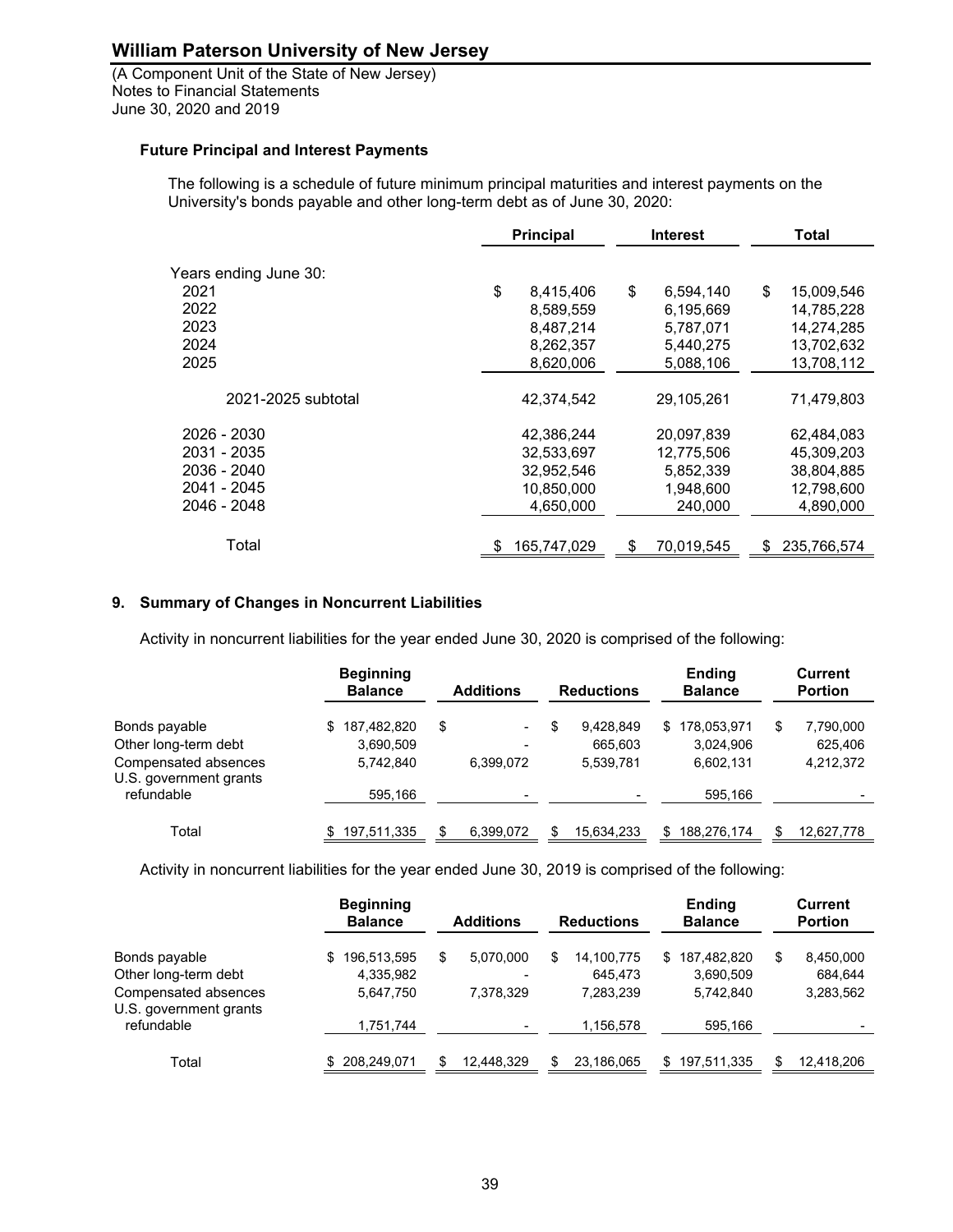### Future Principal and Interest Payments

The following is a schedule of future minimum principal maturities and interest payments on the University's bonds payable and other long-term debt as of June 30, 2020:

| | Principal | Interest | Total |
|---|---|---|---|
| Years ending June 30: | | | |
| 2021 | $ 8,415,406 | $ 6,594,140 | $ 15,009,546 |
| 2022 | 8,589,559 | 6,195,669 | 14,785,228 |
| 2023 | 8,487,214 | 5,787,071 | 14,274,285 |
| 2024 | 8,262,357 | 5,440,275 | 13,702,632 |
| 2025 | 8,620,006 | 5,088,106 | 13,708,112 |
| 2021-2025 subtotal | 42,374,542 | 29,105,261 | 71,479,803 |
| 2026 - 2030 | 42,386,244 | 20,097,839 | 62,484,083 |
| 2031 - 2035 | 32,533,697 | 12,775,506 | 45,309,203 |
| 2036 - 2040 | 32,952,546 | 5,852,339 | 38,804,885 |
| 2041 - 2045 | 10,850,000 | 1,948,600 | 12,798,600 |
| 2046 - 2048 | 4,650,000 | 240,000 | 4,890,000 |
| Total | $ 165,747,029 | $ 70,019,545 | $ 235,766,574 |

## 9. Summary of Changes in Noncurrent Liabilities

Activity in noncurrent liabilities for the year ended June 30, 2020 is comprised of the following:

| | Beginning Balance | Additions | Reductions | Ending Balance | Current Portion |
|---|---|---|---|---|---|
| Bonds payable | $ 187,482,820 | $ - | $ 9,428,849 | $ 178,053,971 | $ 7,790,000 |
| Other long-term debt | 3,690,509 | - | 665,603 | 3,024,906 | 625,406 |
| Compensated absences | 5,742,840 | 6,399,072 | 5,539,781 | 6,602,131 | 4,212,372 |
| U.S. government grants refundable | 595,166 | - | - | 595,166 | - |
| Total | $ 197,511,335 | $ 6,399,072 | $ 15,634,233 | $ 188,276,174 | $ 12,627,778 |

Activity in noncurrent liabilities for the year ended June 30, 2019 is comprised of the following:

| | Beginning Balance | Additions | Reductions | Ending Balance | Current Portion |
|---|---|---|---|---|---|
| Bonds payable | $ 196,513,595 | $ 5,070,000 | $ 14,100,775 | $ 187,482,820 | $ 8,450,000 |
| Other long-term debt | 4,335,982 | - | 645,473 | 3,690,509 | 684,644 |
| Compensated absences | 5,647,750 | 7,378,329 | 7,283,239 | 5,742,840 | 3,283,562 |
| U.S. government grants refundable | 1,751,744 | - | 1,156,578 | 595,166 | - |
| Total | $ 208,249,071 | $ 12,448,329 | $ 23,186,065 | $ 197,511,335 | $ 12,418,206 |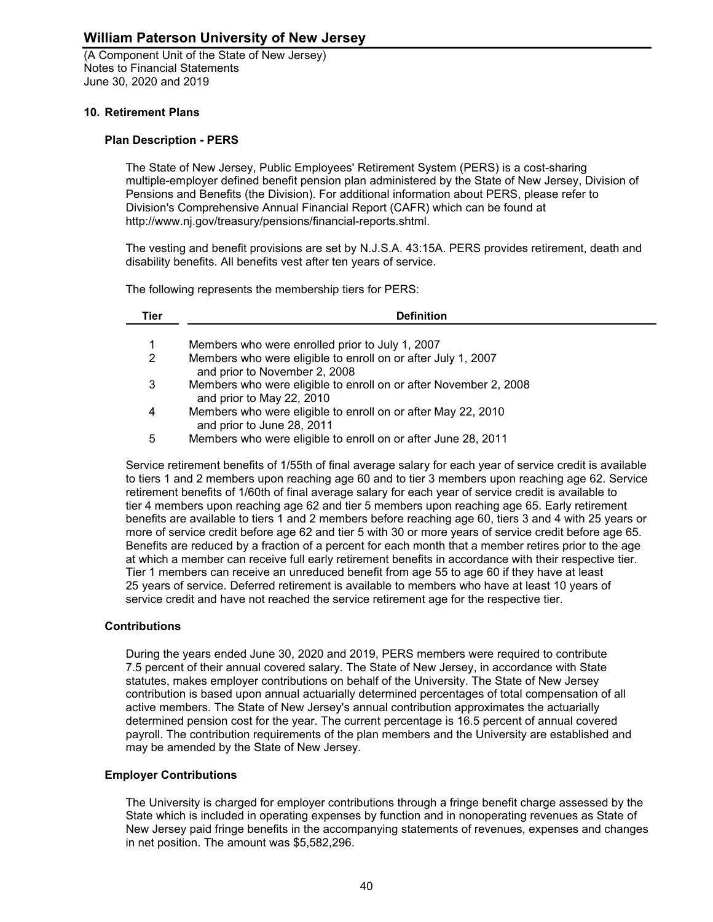## 10. Retirement Plans

### Plan Description - PERS

The State of New Jersey, Public Employees' Retirement System (PERS) is a cost-sharing multiple-employer defined benefit pension plan administered by the State of New Jersey, Division of Pensions and Benefits (the Division). For additional information about PERS, please refer to Division's Comprehensive Annual Financial Report (CAFR) which can be found at http://www.nj.gov/treasury/pensions/financial-reports.shtml.

The vesting and benefit provisions are set by N.J.S.A. 43:15A. PERS provides retirement, death and disability benefits. All benefits vest after ten years of service.

The following represents the membership tiers for PERS:

| Tier | Definition |
|---|---|
| 1 | Members who were enrolled prior to July 1, 2007 |
| 2 | Members who were eligible to enroll on or after July 1, 2007 and prior to November 2, 2008 |
| 3 | Members who were eligible to enroll on or after November 2, 2008 and prior to May 22, 2010 |
| 4 | Members who were eligible to enroll on or after May 22, 2010 and prior to June 28, 2011 |
| 5 | Members who were eligible to enroll on or after June 28, 2011 |

Service retirement benefits of 1/55th of final average salary for each year of service credit is available to tiers 1 and 2 members upon reaching age 60 and to tier 3 members upon reaching age 62. Service retirement benefits of 1/60th of final average salary for each year of service credit is available to tier 4 members upon reaching age 62 and tier 5 members upon reaching age 65. Early retirement benefits are available to tiers 1 and 2 members before reaching age 60, tiers 3 and 4 with 25 years or more of service credit before age 62 and tier 5 with 30 or more years of service credit before age 65. Benefits are reduced by a fraction of a percent for each month that a member retires prior to the age at which a member can receive full early retirement benefits in accordance with their respective tier. Tier 1 members can receive an unreduced benefit from age 55 to age 60 if they have at least 25 years of service. Deferred retirement is available to members who have at least 10 years of service credit and have not reached the service retirement age for the respective tier.

### Contributions

During the years ended June 30, 2020 and 2019, PERS members were required to contribute 7.5 percent of their annual covered salary. The State of New Jersey, in accordance with State statutes, makes employer contributions on behalf of the University. The State of New Jersey contribution is based upon annual actuarially determined percentages of total compensation of all active members. The State of New Jersey's annual contribution approximates the actuarially determined pension cost for the year. The current percentage is 16.5 percent of annual covered payroll. The contribution requirements of the plan members and the University are established and may be amended by the State of New Jersey.

### Employer Contributions

The University is charged for employer contributions through a fringe benefit charge assessed by the State which is included in operating expenses by function and in nonoperating revenues as State of New Jersey paid fringe benefits in the accompanying statements of revenues, expenses and changes in net position. The amount was $5,582,296.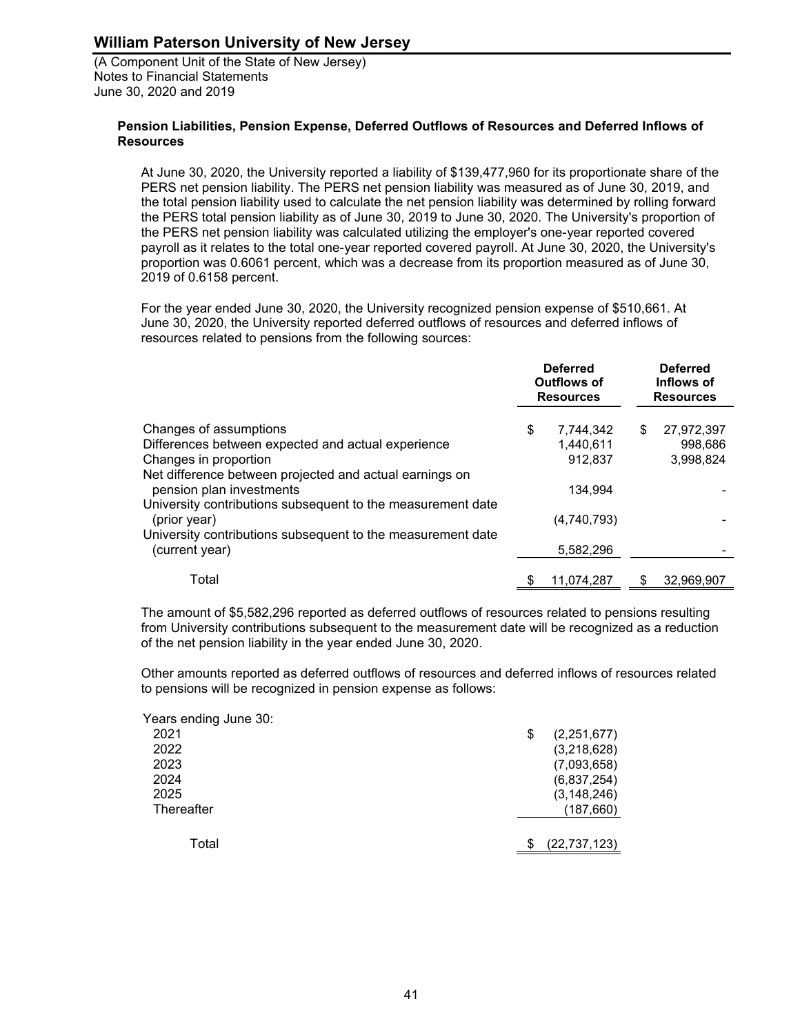**Pension Liabilities, Pension Expense, Deferred Outflows of Resources and Deferred Inflows of Resources**

At June 30, 2020, the University reported a liability of $139,477,960 for its proportionate share of the PERS net pension liability. The PERS net pension liability was measured as of June 30, 2019, and the total pension liability used to calculate the net pension liability was determined by rolling forward the PERS total pension liability as of June 30, 2019 to June 30, 2020. The University's proportion of the PERS net pension liability was calculated utilizing the employer's one-year reported covered payroll as it relates to the total one-year reported covered payroll. At June 30, 2020, the University's proportion was 0.6061 percent, which was a decrease from its proportion measured as of June 30, 2019 of 0.6158 percent.

For the year ended June 30, 2020, the University recognized pension expense of $510,661. At June 30, 2020, the University reported deferred outflows of resources and deferred inflows of resources related to pensions from the following sources:

| | Deferred Outflows of Resources | Deferred Inflows of Resources |
|---|---|---|
| Changes of assumptions | $ 7,744,342 | $ 27,972,397 |
| Differences between expected and actual experience | 1,440,611 | 998,686 |
| Changes in proportion | 912,837 | 3,998,824 |
| Net difference between projected and actual earnings on pension plan investments | 134,994 | - |
| University contributions subsequent to the measurement date (prior year) | (4,740,793) | - |
| University contributions subsequent to the measurement date (current year) | 5,582,296 | - |
| Total | $ 11,074,287 | $ 32,969,907 |

The amount of $5,582,296 reported as deferred outflows of resources related to pensions resulting from University contributions subsequent to the measurement date will be recognized as a reduction of the net pension liability in the year ended June 30, 2020.

Other amounts reported as deferred outflows of resources and deferred inflows of resources related to pensions will be recognized in pension expense as follows:

| Years ending June 30: | |
|---|---|
| 2021 | $ (2,251,677) |
| 2022 | (3,218,628) |
| 2023 | (7,093,658) |
| 2024 | (6,837,254) |
| 2025 | (3,148,246) |
| Thereafter | (187,660) |
| Total | $ (22,737,123) |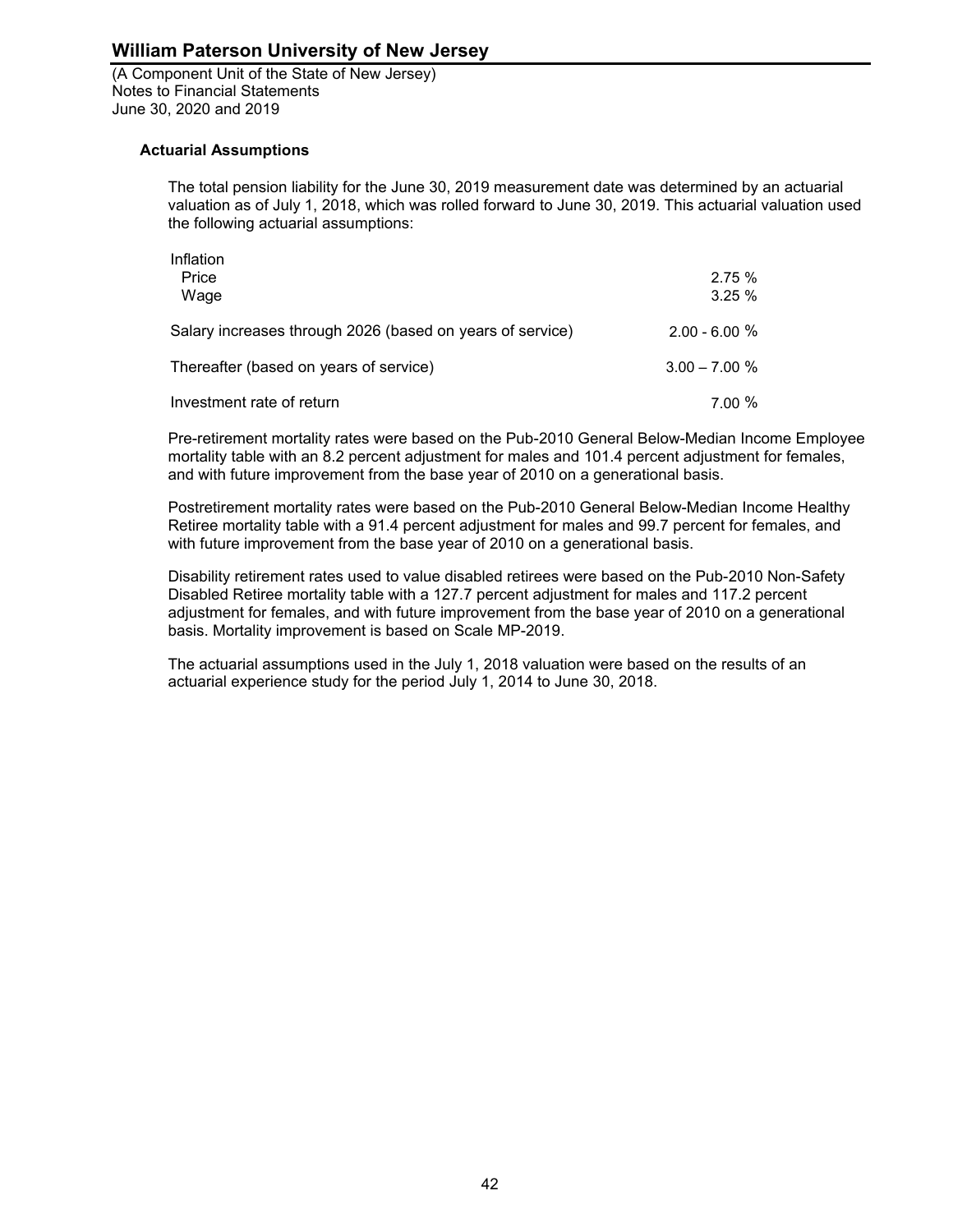## Actuarial Assumptions

The total pension liability for the June 30, 2019 measurement date was determined by an actuarial valuation as of July 1, 2018, which was rolled forward to June 30, 2019. This actuarial valuation used the following actuarial assumptions:

| | |
|---|---|
| Inflation | |
| Price | 2.75 % |
| Wage | 3.25 % |
| Salary increases through 2026 (based on years of service) | 2.00 - 6.00 % |
| Thereafter (based on years of service) | 3.00 – 7.00 % |
| Investment rate of return | 7.00 % |

Pre-retirement mortality rates were based on the Pub-2010 General Below-Median Income Employee mortality table with an 8.2 percent adjustment for males and 101.4 percent adjustment for females, and with future improvement from the base year of 2010 on a generational basis.

Postretirement mortality rates were based on the Pub-2010 General Below-Median Income Healthy Retiree mortality table with a 91.4 percent adjustment for males and 99.7 percent for females, and with future improvement from the base year of 2010 on a generational basis.

Disability retirement rates used to value disabled retirees were based on the Pub-2010 Non-Safety Disabled Retiree mortality table with a 127.7 percent adjustment for males and 117.2 percent adjustment for females, and with future improvement from the base year of 2010 on a generational basis. Mortality improvement is based on Scale MP-2019.

The actuarial assumptions used in the July 1, 2018 valuation were based on the results of an actuarial experience study for the period July 1, 2014 to June 30, 2018.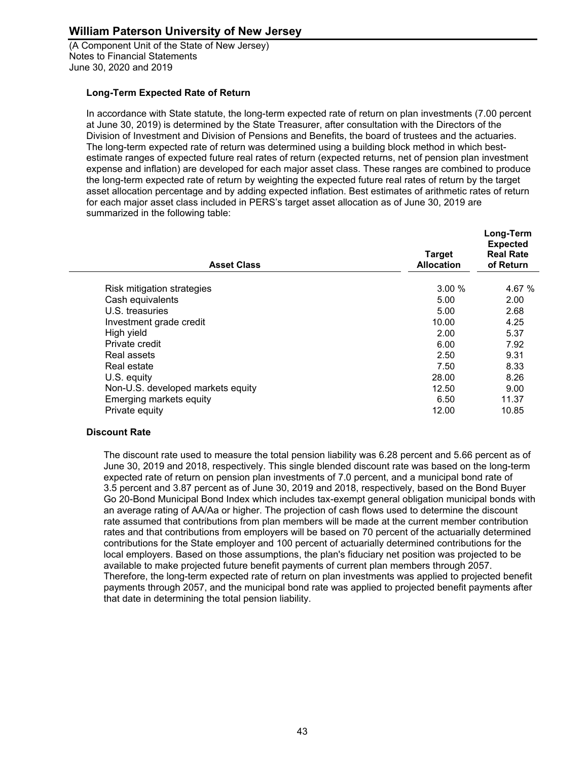### Long-Term Expected Rate of Return

In accordance with State statute, the long-term expected rate of return on plan investments (7.00 percent at June 30, 2019) is determined by the State Treasurer, after consultation with the Directors of the Division of Investment and Division of Pensions and Benefits, the board of trustees and the actuaries. The long-term expected rate of return was determined using a building block method in which best-estimate ranges of expected future real rates of return (expected returns, net of pension plan investment expense and inflation) are developed for each major asset class. These ranges are combined to produce the long-term expected rate of return by weighting the expected future real rates of return by the target asset allocation percentage and by adding expected inflation. Best estimates of arithmetic rates of return for each major asset class included in PERS's target asset allocation as of June 30, 2019 are summarized in the following table:

| Asset Class | Target Allocation | Long-Term Expected Real Rate of Return |
|---|---|---|
| Risk mitigation strategies | 3.00 % | 4.67 % |
| Cash equivalents | 5.00 | 2.00 |
| U.S. treasuries | 5.00 | 2.68 |
| Investment grade credit | 10.00 | 4.25 |
| High yield | 2.00 | 5.37 |
| Private credit | 6.00 | 7.92 |
| Real assets | 2.50 | 9.31 |
| Real estate | 7.50 | 8.33 |
| U.S. equity | 28.00 | 8.26 |
| Non-U.S. developed markets equity | 12.50 | 9.00 |
| Emerging markets equity | 6.50 | 11.37 |
| Private equity | 12.00 | 10.85 |

### Discount Rate

The discount rate used to measure the total pension liability was 6.28 percent and 5.66 percent as of June 30, 2019 and 2018, respectively. This single blended discount rate was based on the long-term expected rate of return on pension plan investments of 7.0 percent, and a municipal bond rate of 3.5 percent and 3.87 percent as of June 30, 2019 and 2018, respectively, based on the Bond Buyer Go 20-Bond Municipal Bond Index which includes tax-exempt general obligation municipal bonds with an average rating of AA/Aa or higher. The projection of cash flows used to determine the discount rate assumed that contributions from plan members will be made at the current member contribution rates and that contributions from employers will be based on 70 percent of the actuarially determined contributions for the State employer and 100 percent of actuarially determined contributions for the local employers. Based on those assumptions, the plan's fiduciary net position was projected to be available to make projected future benefit payments of current plan members through 2057. Therefore, the long-term expected rate of return on plan investments was applied to projected benefit payments through 2057, and the municipal bond rate was applied to projected benefit payments after that date in determining the total pension liability.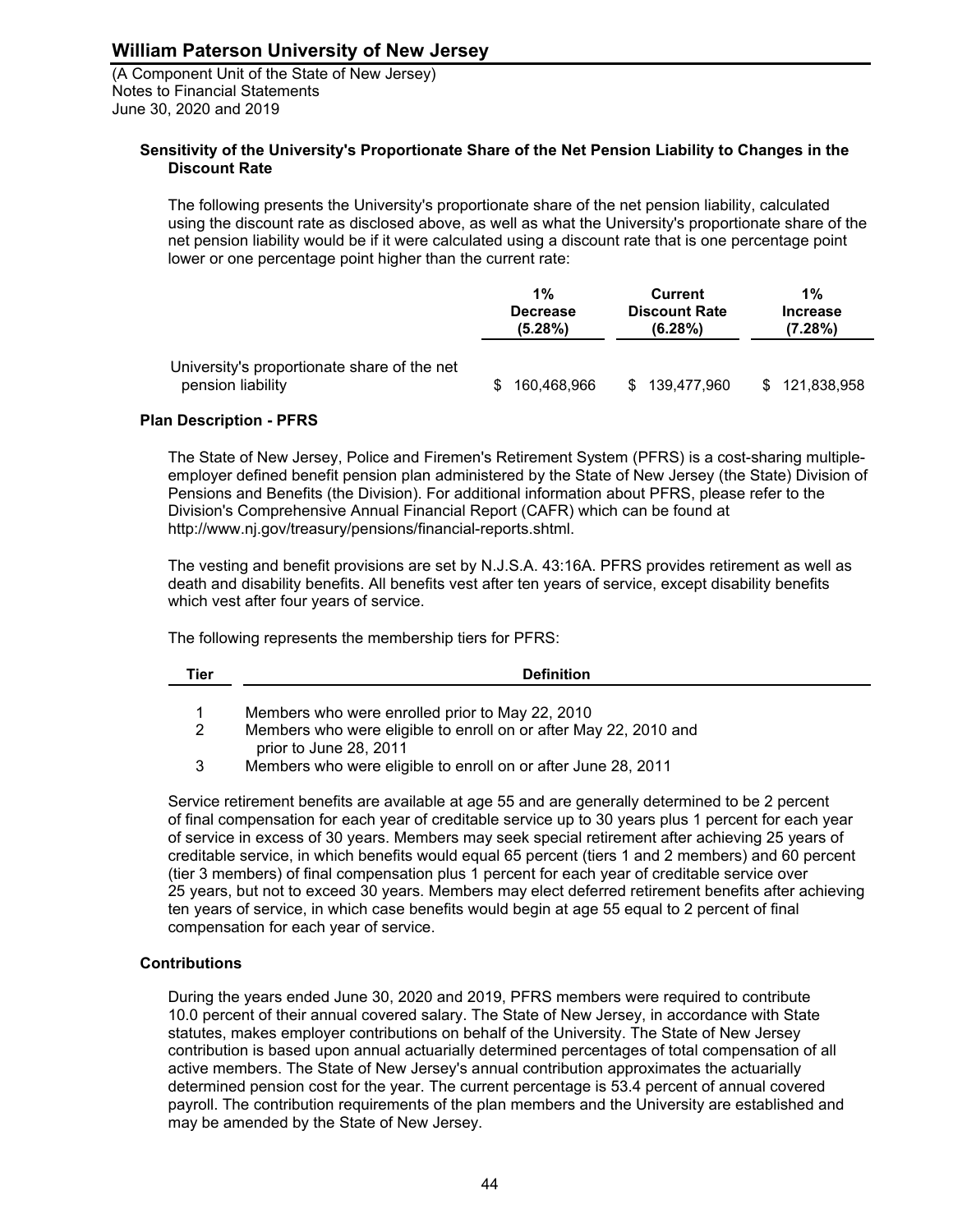**Sensitivity of the University's Proportionate Share of the Net Pension Liability to Changes in the Discount Rate**

The following presents the University's proportionate share of the net pension liability, calculated using the discount rate as disclosed above, as well as what the University's proportionate share of the net pension liability would be if it were calculated using a discount rate that is one percentage point lower or one percentage point higher than the current rate:

| | 1% Decrease (5.28%) | Current Discount Rate (6.28%) | 1% Increase (7.28%) |
|---|---|---|---|
| University's proportionate share of the net pension liability | $ 160,468,966 | $ 139,477,960 | $ 121,838,958 |

**Plan Description - PFRS**

The State of New Jersey, Police and Firemen's Retirement System (PFRS) is a cost-sharing multiple-employer defined benefit pension plan administered by the State of New Jersey (the State) Division of Pensions and Benefits (the Division). For additional information about PFRS, please refer to the Division's Comprehensive Annual Financial Report (CAFR) which can be found at http://www.nj.gov/treasury/pensions/financial-reports.shtml.

The vesting and benefit provisions are set by N.J.S.A. 43:16A. PFRS provides retirement as well as death and disability benefits. All benefits vest after ten years of service, except disability benefits which vest after four years of service.

The following represents the membership tiers for PFRS:

| Tier | Definition |
|---|---|
| 1 | Members who were enrolled prior to May 22, 2010 |
| 2 | Members who were eligible to enroll on or after May 22, 2010 and prior to June 28, 2011 |
| 3 | Members who were eligible to enroll on or after June 28, 2011 |

Service retirement benefits are available at age 55 and are generally determined to be 2 percent of final compensation for each year of creditable service up to 30 years plus 1 percent for each year of service in excess of 30 years. Members may seek special retirement after achieving 25 years of creditable service, in which benefits would equal 65 percent (tiers 1 and 2 members) and 60 percent (tier 3 members) of final compensation plus 1 percent for each year of creditable service over 25 years, but not to exceed 30 years. Members may elect deferred retirement benefits after achieving ten years of service, in which case benefits would begin at age 55 equal to 2 percent of final compensation for each year of service.

**Contributions**

During the years ended June 30, 2020 and 2019, PFRS members were required to contribute 10.0 percent of their annual covered salary. The State of New Jersey, in accordance with State statutes, makes employer contributions on behalf of the University. The State of New Jersey contribution is based upon annual actuarially determined percentages of total compensation of all active members. The State of New Jersey's annual contribution approximates the actuarially determined pension cost for the year. The current percentage is 53.4 percent of annual covered payroll. The contribution requirements of the plan members and the University are established and may be amended by the State of New Jersey.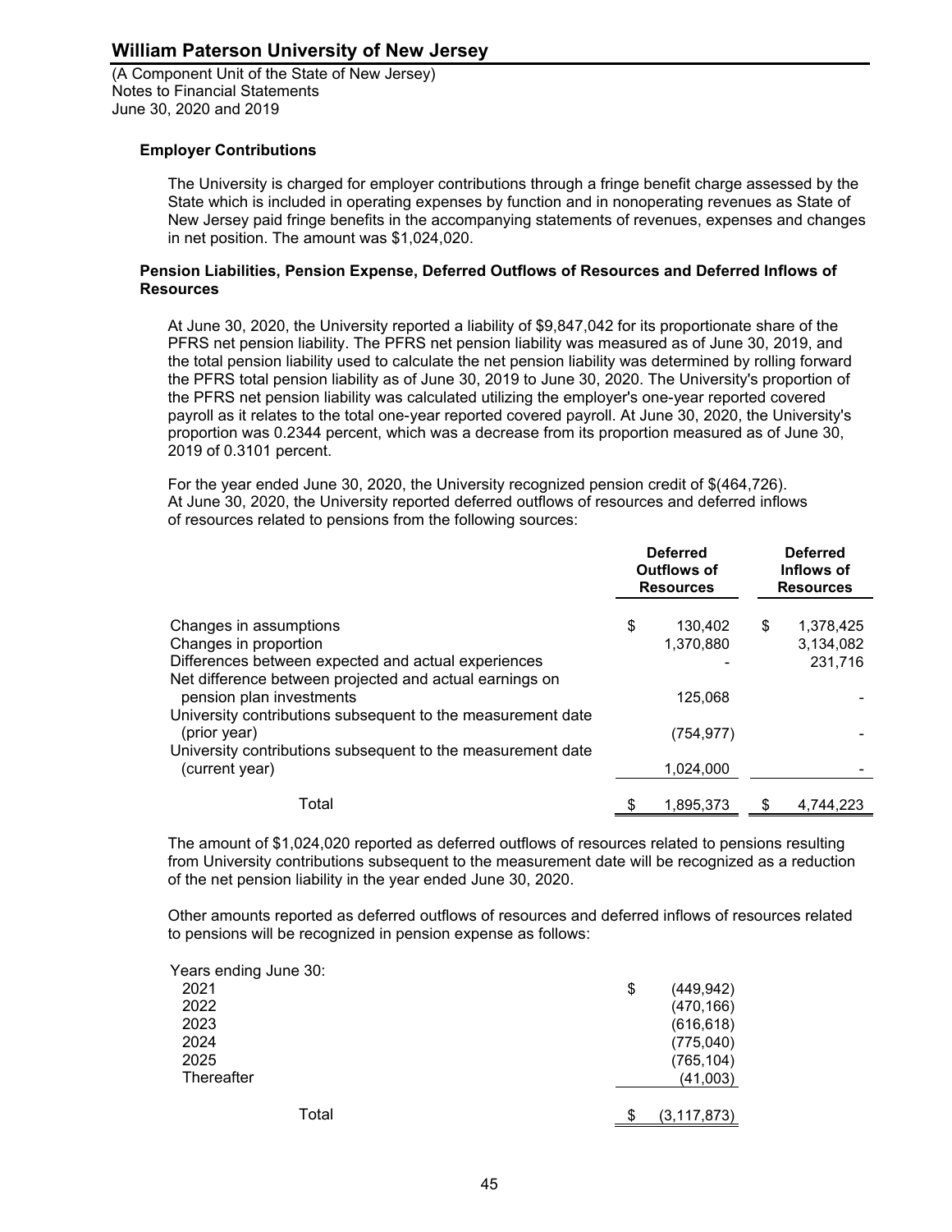#### Employer Contributions

The University is charged for employer contributions through a fringe benefit charge assessed by the State which is included in operating expenses by function and in nonoperating revenues as State of New Jersey paid fringe benefits in the accompanying statements of revenues, expenses and changes in net position. The amount was $1,024,020.

#### Pension Liabilities, Pension Expense, Deferred Outflows of Resources and Deferred Inflows of Resources

At June 30, 2020, the University reported a liability of $9,847,042 for its proportionate share of the PFRS net pension liability. The PFRS net pension liability was measured as of June 30, 2019, and the total pension liability used to calculate the net pension liability was determined by rolling forward the PFRS total pension liability as of June 30, 2019 to June 30, 2020. The University's proportion of the PFRS net pension liability was calculated utilizing the employer's one-year reported covered payroll as it relates to the total one-year reported covered payroll. At June 30, 2020, the University's proportion was 0.2344 percent, which was a decrease from its proportion measured as of June 30, 2019 of 0.3101 percent.

For the year ended June 30, 2020, the University recognized pension credit of $(464,726). At June 30, 2020, the University reported deferred outflows of resources and deferred inflows of resources related to pensions from the following sources:

| | Deferred Outflows of Resources | Deferred Inflows of Resources |
|---|---|---|
| Changes in assumptions | $ 130,402 | $ 1,378,425 |
| Changes in proportion | 1,370,880 | 3,134,082 |
| Differences between expected and actual experiences | - | 231,716 |
| Net difference between projected and actual earnings on pension plan investments | 125,068 | - |
| University contributions subsequent to the measurement date (prior year) | (754,977) | - |
| University contributions subsequent to the measurement date (current year) | 1,024,000 | - |
| Total | $ 1,895,373 | $ 4,744,223 |

The amount of $1,024,020 reported as deferred outflows of resources related to pensions resulting from University contributions subsequent to the measurement date will be recognized as a reduction of the net pension liability in the year ended June 30, 2020.

Other amounts reported as deferred outflows of resources and deferred inflows of resources related to pensions will be recognized in pension expense as follows:

| | |
|---|---|
| Years ending June 30: | |
| 2021 | $ (449,942) |
| 2022 | (470,166) |
| 2023 | (616,618) |
| 2024 | (775,040) |
| 2025 | (765,104) |
| Thereafter | (41,003) |
| Total | $ (3,117,873) |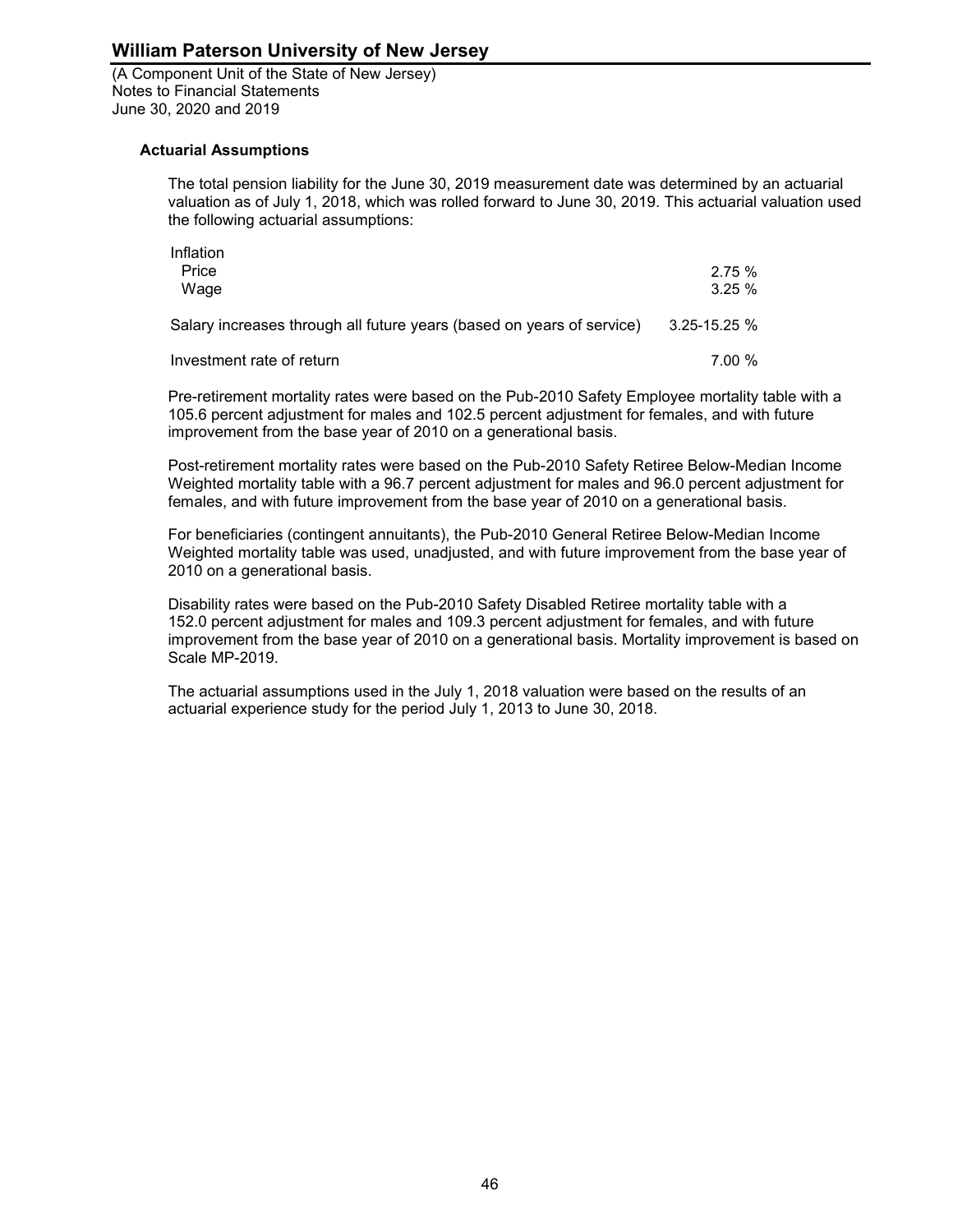#### Actuarial Assumptions

The total pension liability for the June 30, 2019 measurement date was determined by an actuarial valuation as of July 1, 2018, which was rolled forward to June 30, 2019. This actuarial valuation used the following actuarial assumptions:

| | |
|---|---|
| Inflation | |
| Price | 2.75 % |
| Wage | 3.25 % |
| Salary increases through all future years (based on years of service) | 3.25-15.25 % |
| Investment rate of return | 7.00 % |

Pre-retirement mortality rates were based on the Pub-2010 Safety Employee mortality table with a 105.6 percent adjustment for males and 102.5 percent adjustment for females, and with future improvement from the base year of 2010 on a generational basis.

Post-retirement mortality rates were based on the Pub-2010 Safety Retiree Below-Median Income Weighted mortality table with a 96.7 percent adjustment for males and 96.0 percent adjustment for females, and with future improvement from the base year of 2010 on a generational basis.

For beneficiaries (contingent annuitants), the Pub-2010 General Retiree Below-Median Income Weighted mortality table was used, unadjusted, and with future improvement from the base year of 2010 on a generational basis.

Disability rates were based on the Pub-2010 Safety Disabled Retiree mortality table with a 152.0 percent adjustment for males and 109.3 percent adjustment for females, and with future improvement from the base year of 2010 on a generational basis. Mortality improvement is based on Scale MP-2019.

The actuarial assumptions used in the July 1, 2018 valuation were based on the results of an actuarial experience study for the period July 1, 2013 to June 30, 2018.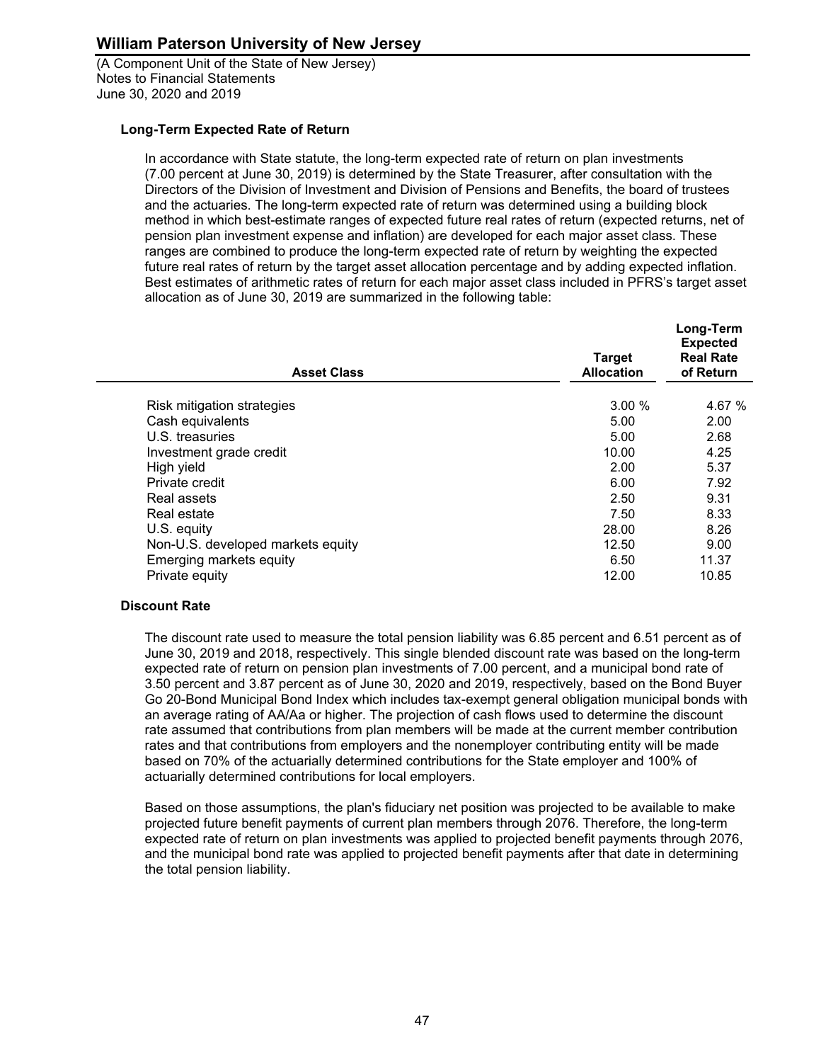**Long-Term Expected Rate of Return**

In accordance with State statute, the long-term expected rate of return on plan investments (7.00 percent at June 30, 2019) is determined by the State Treasurer, after consultation with the Directors of the Division of Investment and Division of Pensions and Benefits, the board of trustees and the actuaries. The long-term expected rate of return was determined using a building block method in which best-estimate ranges of expected future real rates of return (expected returns, net of pension plan investment expense and inflation) are developed for each major asset class. These ranges are combined to produce the long-term expected rate of return by weighting the expected future real rates of return by the target asset allocation percentage and by adding expected inflation. Best estimates of arithmetic rates of return for each major asset class included in PFRS's target asset allocation as of June 30, 2019 are summarized in the following table:

| Asset Class | Target Allocation | Long-Term Expected Real Rate of Return |
|---|---|---|
| Risk mitigation strategies | 3.00 % | 4.67 % |
| Cash equivalents | 5.00 | 2.00 |
| U.S. treasuries | 5.00 | 2.68 |
| Investment grade credit | 10.00 | 4.25 |
| High yield | 2.00 | 5.37 |
| Private credit | 6.00 | 7.92 |
| Real assets | 2.50 | 9.31 |
| Real estate | 7.50 | 8.33 |
| U.S. equity | 28.00 | 8.26 |
| Non-U.S. developed markets equity | 12.50 | 9.00 |
| Emerging markets equity | 6.50 | 11.37 |
| Private equity | 12.00 | 10.85 |

**Discount Rate**

The discount rate used to measure the total pension liability was 6.85 percent and 6.51 percent as of June 30, 2019 and 2018, respectively. This single blended discount rate was based on the long-term expected rate of return on pension plan investments of 7.00 percent, and a municipal bond rate of 3.50 percent and 3.87 percent as of June 30, 2020 and 2019, respectively, based on the Bond Buyer Go 20-Bond Municipal Bond Index which includes tax-exempt general obligation municipal bonds with an average rating of AA/Aa or higher. The projection of cash flows used to determine the discount rate assumed that contributions from plan members will be made at the current member contribution rates and that contributions from employers and the nonemployer contributing entity will be made based on 70% of the actuarially determined contributions for the State employer and 100% of actuarially determined contributions for local employers.

Based on those assumptions, the plan's fiduciary net position was projected to be available to make projected future benefit payments of current plan members through 2076. Therefore, the long-term expected rate of return on plan investments was applied to projected benefit payments through 2076, and the municipal bond rate was applied to projected benefit payments after that date in determining the total pension liability.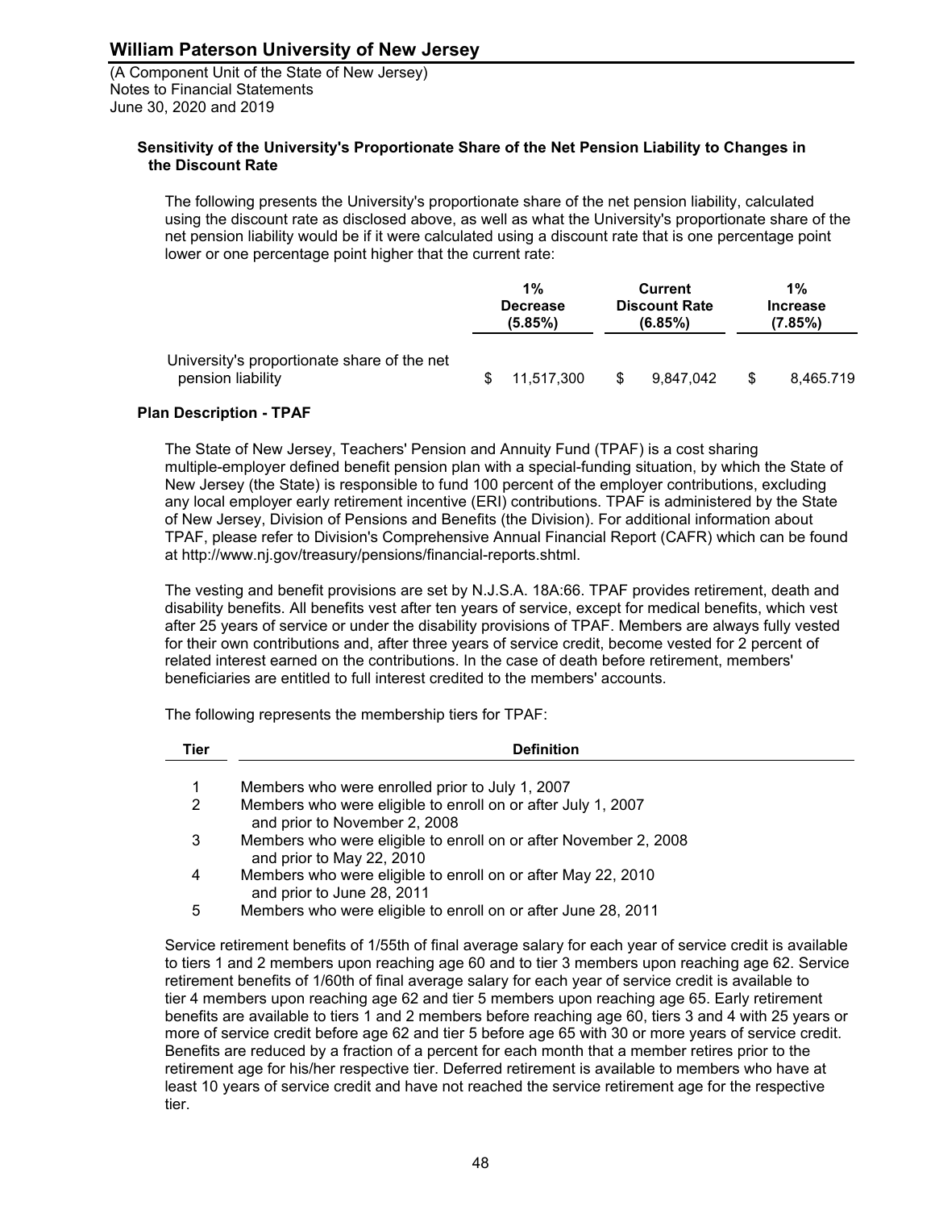**Sensitivity of the University's Proportionate Share of the Net Pension Liability to Changes in the Discount Rate**

The following presents the University's proportionate share of the net pension liability, calculated using the discount rate as disclosed above, as well as what the University's proportionate share of the net pension liability would be if it were calculated using a discount rate that is one percentage point lower or one percentage point higher that the current rate:

| | 1% Decrease (5.85%) | Current Discount Rate (6.85%) | 1% Increase (7.85%) |
|---|---|---|---|
| University's proportionate share of the net pension liability | $ 11,517,300 | $ 9,847,042 | $ 8,465.719 |

**Plan Description - TPAF**

The State of New Jersey, Teachers' Pension and Annuity Fund (TPAF) is a cost sharing multiple-employer defined benefit pension plan with a special-funding situation, by which the State of New Jersey (the State) is responsible to fund 100 percent of the employer contributions, excluding any local employer early retirement incentive (ERI) contributions. TPAF is administered by the State of New Jersey, Division of Pensions and Benefits (the Division). For additional information about TPAF, please refer to Division's Comprehensive Annual Financial Report (CAFR) which can be found at http://www.nj.gov/treasury/pensions/financial-reports.shtml.

The vesting and benefit provisions are set by N.J.S.A. 18A:66. TPAF provides retirement, death and disability benefits. All benefits vest after ten years of service, except for medical benefits, which vest after 25 years of service or under the disability provisions of TPAF. Members are always fully vested for their own contributions and, after three years of service credit, become vested for 2 percent of related interest earned on the contributions. In the case of death before retirement, members' beneficiaries are entitled to full interest credited to the members' accounts.

The following represents the membership tiers for TPAF:

| Tier | Definition |
|---|---|
| 1 | Members who were enrolled prior to July 1, 2007 |
| 2 | Members who were eligible to enroll on or after July 1, 2007 and prior to November 2, 2008 |
| 3 | Members who were eligible to enroll on or after November 2, 2008 and prior to May 22, 2010 |
| 4 | Members who were eligible to enroll on or after May 22, 2010 and prior to June 28, 2011 |
| 5 | Members who were eligible to enroll on or after June 28, 2011 |

Service retirement benefits of 1/55th of final average salary for each year of service credit is available to tiers 1 and 2 members upon reaching age 60 and to tier 3 members upon reaching age 62. Service retirement benefits of 1/60th of final average salary for each year of service credit is available to tier 4 members upon reaching age 62 and tier 5 members upon reaching age 65. Early retirement benefits are available to tiers 1 and 2 members before reaching age 60, tiers 3 and 4 with 25 years or more of service credit before age 62 and tier 5 before age 65 with 30 or more years of service credit. Benefits are reduced by a fraction of a percent for each month that a member retires prior to the retirement age for his/her respective tier. Deferred retirement is available to members who have at least 10 years of service credit and have not reached the service retirement age for the respective tier.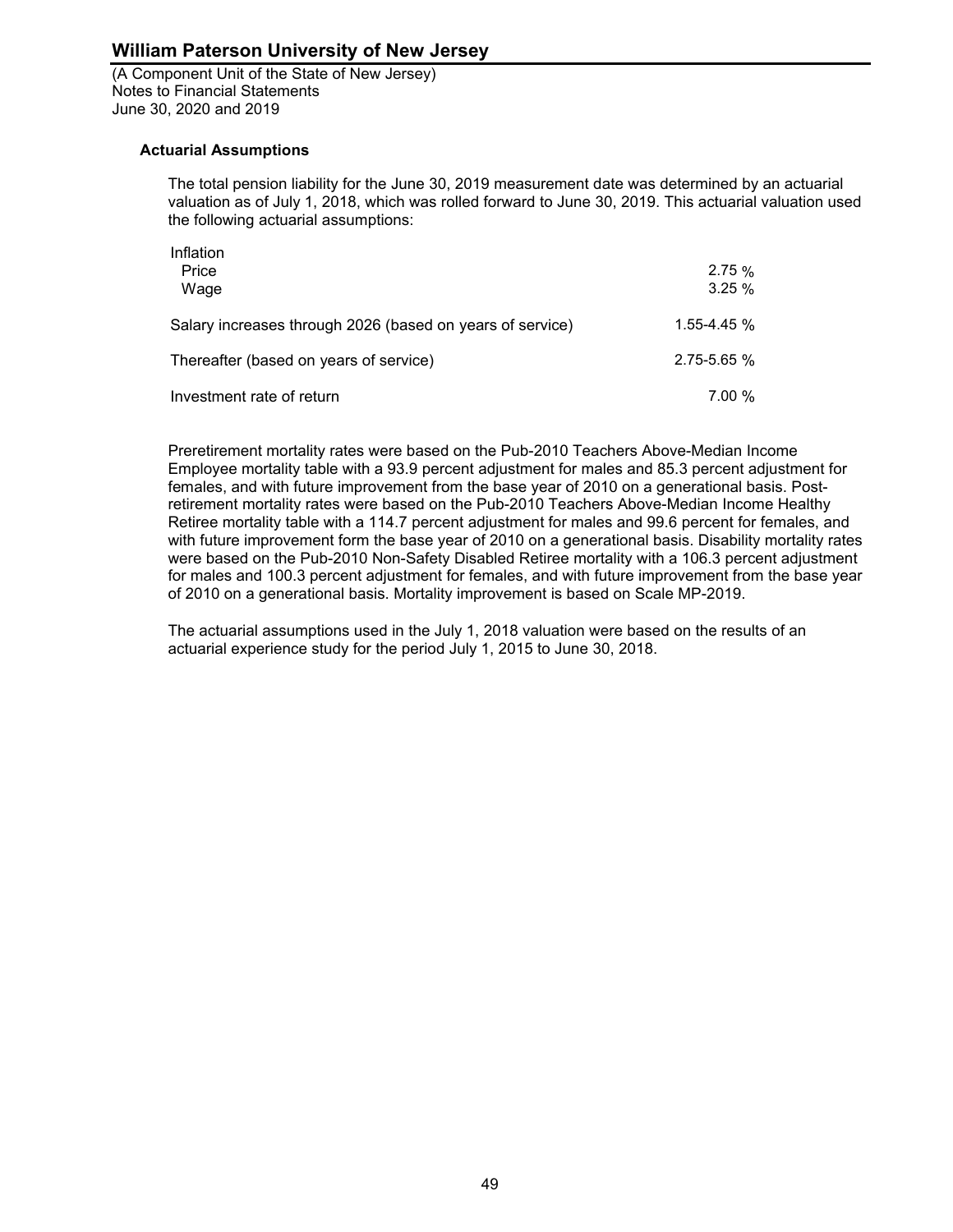### Actuarial Assumptions

The total pension liability for the June 30, 2019 measurement date was determined by an actuarial valuation as of July 1, 2018, which was rolled forward to June 30, 2019. This actuarial valuation used the following actuarial assumptions:

| | |
|---|---|
| Inflation | |
| Price | 2.75 % |
| Wage | 3.25 % |
| Salary increases through 2026 (based on years of service) | 1.55-4.45 % |
| Thereafter (based on years of service) | 2.75-5.65 % |
| Investment rate of return | 7.00 % |

Preretirement mortality rates were based on the Pub-2010 Teachers Above-Median Income Employee mortality table with a 93.9 percent adjustment for males and 85.3 percent adjustment for females, and with future improvement from the base year of 2010 on a generational basis. Post-retirement mortality rates were based on the Pub-2010 Teachers Above-Median Income Healthy Retiree mortality table with a 114.7 percent adjustment for males and 99.6 percent for females, and with future improvement form the base year of 2010 on a generational basis. Disability mortality rates were based on the Pub-2010 Non-Safety Disabled Retiree mortality with a 106.3 percent adjustment for males and 100.3 percent adjustment for females, and with future improvement from the base year of 2010 on a generational basis. Mortality improvement is based on Scale MP-2019.

The actuarial assumptions used in the July 1, 2018 valuation were based on the results of an actuarial experience study for the period July 1, 2015 to June 30, 2018.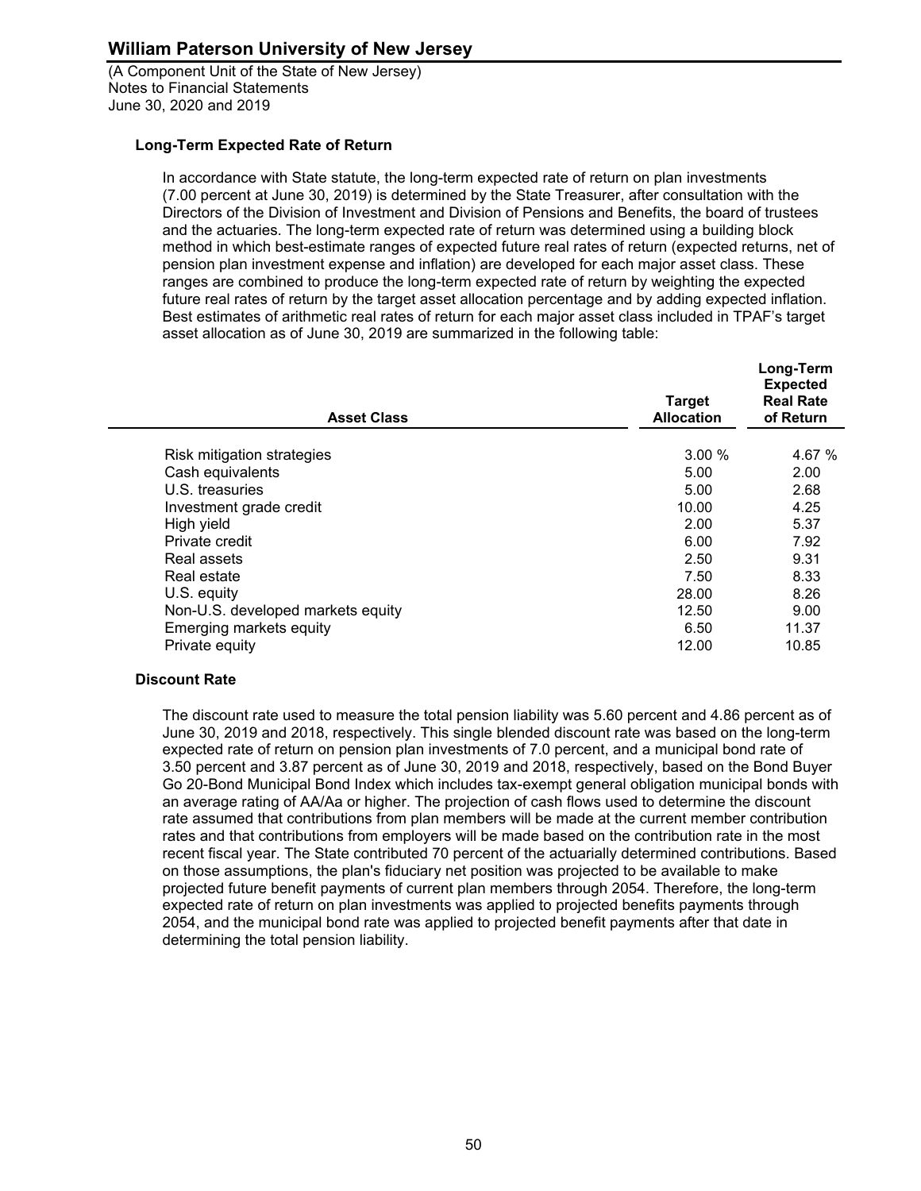### Long-Term Expected Rate of Return

In accordance with State statute, the long-term expected rate of return on plan investments (7.00 percent at June 30, 2019) is determined by the State Treasurer, after consultation with the Directors of the Division of Investment and Division of Pensions and Benefits, the board of trustees and the actuaries. The long-term expected rate of return was determined using a building block method in which best-estimate ranges of expected future real rates of return (expected returns, net of pension plan investment expense and inflation) are developed for each major asset class. These ranges are combined to produce the long-term expected rate of return by weighting the expected future real rates of return by the target asset allocation percentage and by adding expected inflation. Best estimates of arithmetic real rates of return for each major asset class included in TPAF's target asset allocation as of June 30, 2019 are summarized in the following table:

| Asset Class | Target Allocation | Long-Term Expected Real Rate of Return |
|---|---|---|
| Risk mitigation strategies | 3.00 % | 4.67 % |
| Cash equivalents | 5.00 | 2.00 |
| U.S. treasuries | 5.00 | 2.68 |
| Investment grade credit | 10.00 | 4.25 |
| High yield | 2.00 | 5.37 |
| Private credit | 6.00 | 7.92 |
| Real assets | 2.50 | 9.31 |
| Real estate | 7.50 | 8.33 |
| U.S. equity | 28.00 | 8.26 |
| Non-U.S. developed markets equity | 12.50 | 9.00 |
| Emerging markets equity | 6.50 | 11.37 |
| Private equity | 12.00 | 10.85 |

### Discount Rate

The discount rate used to measure the total pension liability was 5.60 percent and 4.86 percent as of June 30, 2019 and 2018, respectively. This single blended discount rate was based on the long-term expected rate of return on pension plan investments of 7.0 percent, and a municipal bond rate of 3.50 percent and 3.87 percent as of June 30, 2019 and 2018, respectively, based on the Bond Buyer Go 20-Bond Municipal Bond Index which includes tax-exempt general obligation municipal bonds with an average rating of AA/Aa or higher. The projection of cash flows used to determine the discount rate assumed that contributions from plan members will be made at the current member contribution rates and that contributions from employers will be made based on the contribution rate in the most recent fiscal year. The State contributed 70 percent of the actuarially determined contributions. Based on those assumptions, the plan's fiduciary net position was projected to be available to make projected future benefit payments of current plan members through 2054. Therefore, the long-term expected rate of return on plan investments was applied to projected benefits payments through 2054, and the municipal bond rate was applied to projected benefit payments after that date in determining the total pension liability.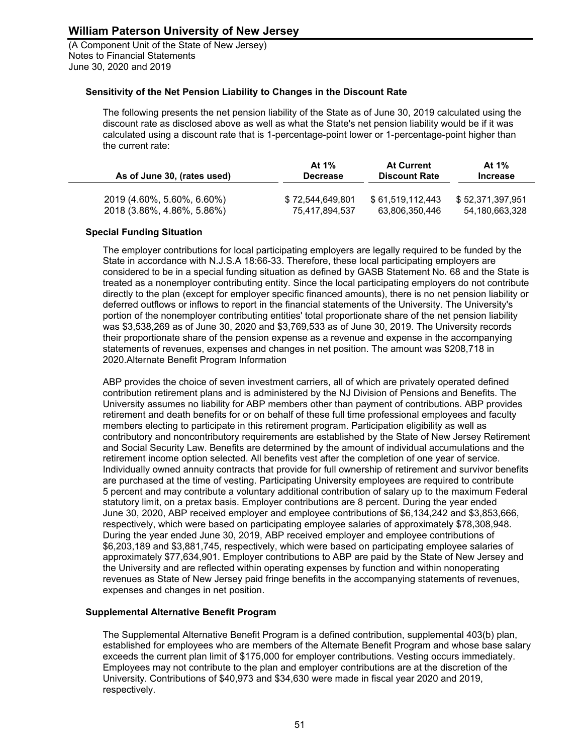### Sensitivity of the Net Pension Liability to Changes in the Discount Rate

The following presents the net pension liability of the State as of June 30, 2019 calculated using the discount rate as disclosed above as well as what the State's net pension liability would be if it was calculated using a discount rate that is 1-percentage-point lower or 1-percentage-point higher than the current rate:

| As of June 30, (rates used) | At 1% Decrease | At Current Discount Rate | At 1% Increase |
|---|---|---|---|
| 2019 (4.60%, 5.60%, 6.60%) | $ 72,544,649,801 | $ 61,519,112,443 | $ 52,371,397,951 |
| 2018 (3.86%, 4.86%, 5.86%) | 75,417,894,537 | 63,806,350,446 | 54,180,663,328 |

### Special Funding Situation

The employer contributions for local participating employers are legally required to be funded by the State in accordance with N.J.S.A 18:66-33. Therefore, these local participating employers are considered to be in a special funding situation as defined by GASB Statement No. 68 and the State is treated as a nonemployer contributing entity. Since the local participating employers do not contribute directly to the plan (except for employer specific financed amounts), there is no net pension liability or deferred outflows or inflows to report in the financial statements of the University. The University's portion of the nonemployer contributing entities' total proportionate share of the net pension liability was $3,538,269 as of June 30, 2020 and $3,769,533 as of June 30, 2019. The University records their proportionate share of the pension expense as a revenue and expense in the accompanying statements of revenues, expenses and changes in net position. The amount was $208,718 in 2020.Alternate Benefit Program Information

ABP provides the choice of seven investment carriers, all of which are privately operated defined contribution retirement plans and is administered by the NJ Division of Pensions and Benefits. The University assumes no liability for ABP members other than payment of contributions. ABP provides retirement and death benefits for or on behalf of these full time professional employees and faculty members electing to participate in this retirement program. Participation eligibility as well as contributory and noncontributory requirements are established by the State of New Jersey Retirement and Social Security Law. Benefits are determined by the amount of individual accumulations and the retirement income option selected. All benefits vest after the completion of one year of service. Individually owned annuity contracts that provide for full ownership of retirement and survivor benefits are purchased at the time of vesting. Participating University employees are required to contribute 5 percent and may contribute a voluntary additional contribution of salary up to the maximum Federal statutory limit, on a pretax basis. Employer contributions are 8 percent. During the year ended June 30, 2020, ABP received employer and employee contributions of $6,134,242 and $3,853,666, respectively, which were based on participating employee salaries of approximately $78,308,948. During the year ended June 30, 2019, ABP received employer and employee contributions of $6,203,189 and $3,881,745, respectively, which were based on participating employee salaries of approximately $77,634,901. Employer contributions to ABP are paid by the State of New Jersey and the University and are reflected within operating expenses by function and within nonoperating revenues as State of New Jersey paid fringe benefits in the accompanying statements of revenues, expenses and changes in net position.

### Supplemental Alternative Benefit Program

The Supplemental Alternative Benefit Program is a defined contribution, supplemental 403(b) plan, established for employees who are members of the Alternate Benefit Program and whose base salary exceeds the current plan limit of $175,000 for employer contributions. Vesting occurs immediately. Employees may not contribute to the plan and employer contributions are at the discretion of the University. Contributions of $40,973 and $34,630 were made in fiscal year 2020 and 2019, respectively.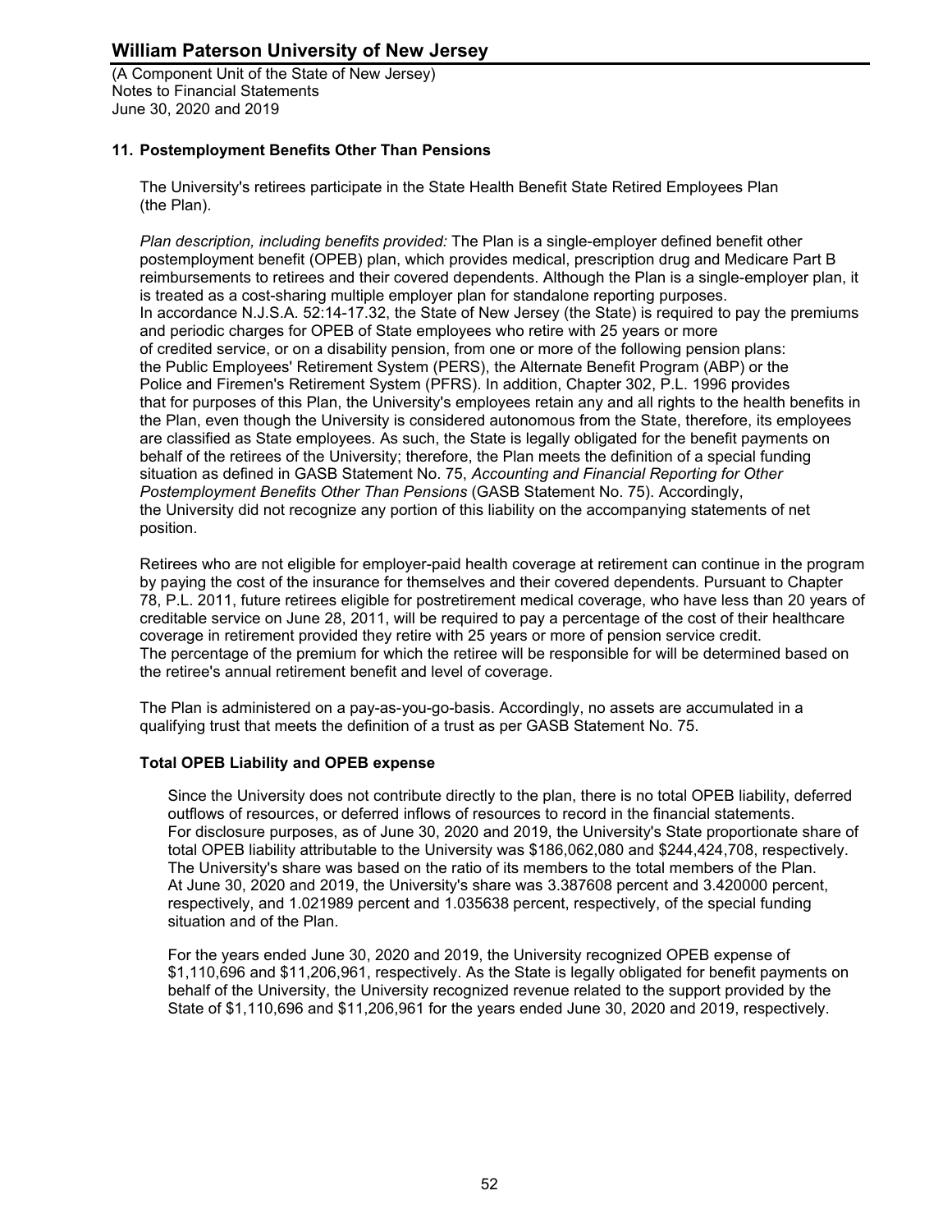## 11. Postemployment Benefits Other Than Pensions

The University's retirees participate in the State Health Benefit State Retired Employees Plan (the Plan).

*Plan description, including benefits provided:* The Plan is a single-employer defined benefit other postemployment benefit (OPEB) plan, which provides medical, prescription drug and Medicare Part B reimbursements to retirees and their covered dependents. Although the Plan is a single-employer plan, it is treated as a cost-sharing multiple employer plan for standalone reporting purposes. In accordance N.J.S.A. 52:14-17.32, the State of New Jersey (the State) is required to pay the premiums and periodic charges for OPEB of State employees who retire with 25 years or more of credited service, or on a disability pension, from one or more of the following pension plans: the Public Employees' Retirement System (PERS), the Alternate Benefit Program (ABP) or the Police and Firemen's Retirement System (PFRS). In addition, Chapter 302, P.L. 1996 provides that for purposes of this Plan, the University's employees retain any and all rights to the health benefits in the Plan, even though the University is considered autonomous from the State, therefore, its employees are classified as State employees. As such, the State is legally obligated for the benefit payments on behalf of the retirees of the University; therefore, the Plan meets the definition of a special funding situation as defined in GASB Statement No. 75, *Accounting and Financial Reporting for Other Postemployment Benefits Other Than Pensions* (GASB Statement No. 75). Accordingly, the University did not recognize any portion of this liability on the accompanying statements of net position.

Retirees who are not eligible for employer-paid health coverage at retirement can continue in the program by paying the cost of the insurance for themselves and their covered dependents. Pursuant to Chapter 78, P.L. 2011, future retirees eligible for postretirement medical coverage, who have less than 20 years of creditable service on June 28, 2011, will be required to pay a percentage of the cost of their healthcare coverage in retirement provided they retire with 25 years or more of pension service credit. The percentage of the premium for which the retiree will be responsible for will be determined based on the retiree's annual retirement benefit and level of coverage.

The Plan is administered on a pay-as-you-go-basis. Accordingly, no assets are accumulated in a qualifying trust that meets the definition of a trust as per GASB Statement No. 75.

### Total OPEB Liability and OPEB expense

Since the University does not contribute directly to the plan, there is no total OPEB liability, deferred outflows of resources, or deferred inflows of resources to record in the financial statements. For disclosure purposes, as of June 30, 2020 and 2019, the University's State proportionate share of total OPEB liability attributable to the University was $186,062,080 and $244,424,708, respectively. The University's share was based on the ratio of its members to the total members of the Plan. At June 30, 2020 and 2019, the University's share was 3.387608 percent and 3.420000 percent, respectively, and 1.021989 percent and 1.035638 percent, respectively, of the special funding situation and of the Plan.

For the years ended June 30, 2020 and 2019, the University recognized OPEB expense of $1,110,696 and $11,206,961, respectively. As the State is legally obligated for benefit payments on behalf of the University, the University recognized revenue related to the support provided by the State of $1,110,696 and $11,206,961 for the years ended June 30, 2020 and 2019, respectively.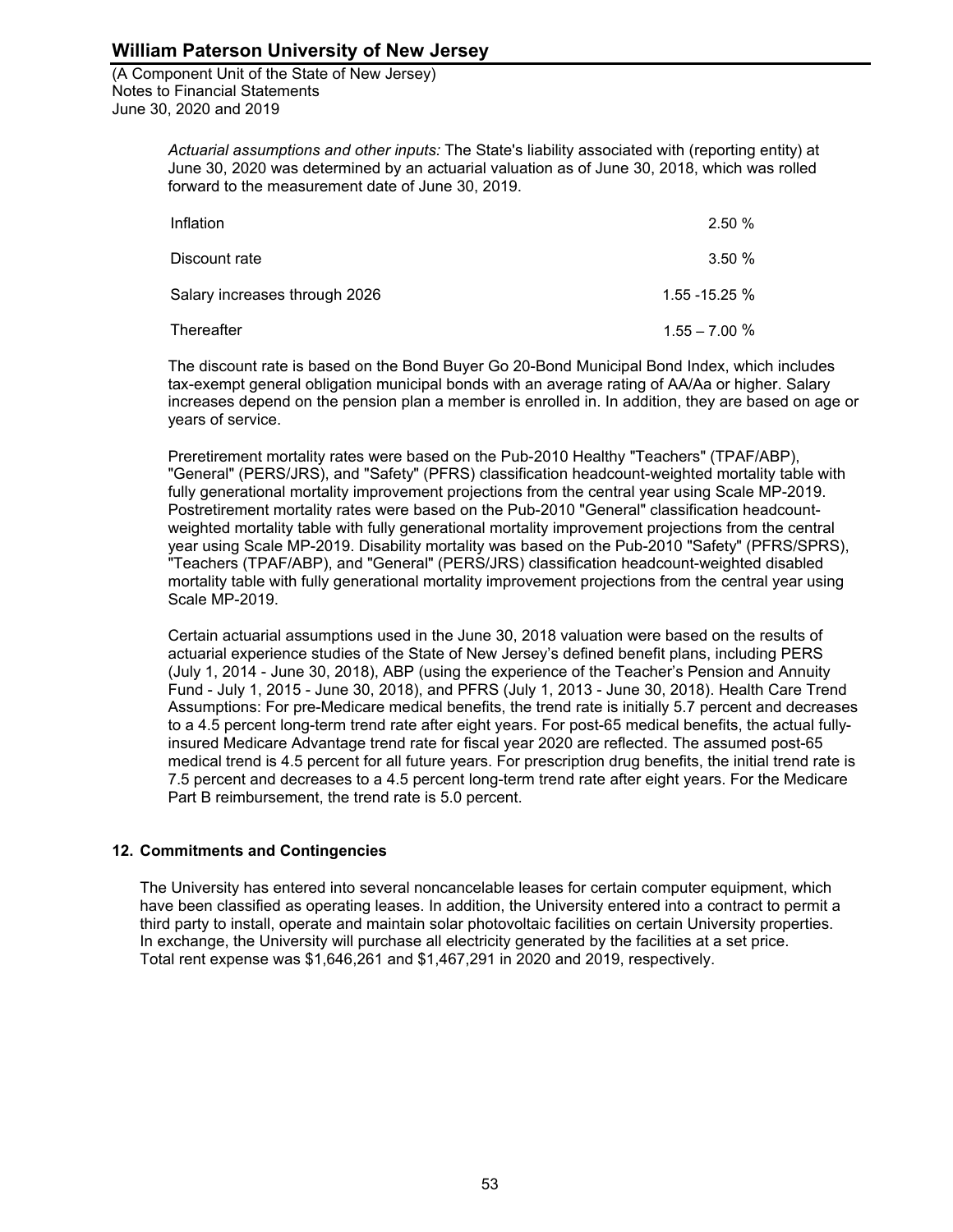*Actuarial assumptions and other inputs:* The State's liability associated with (reporting entity) at June 30, 2020 was determined by an actuarial valuation as of June 30, 2018, which was rolled forward to the measurement date of June 30, 2019.

| | |
|---|---|
| Inflation | 2.50 % |
| Discount rate | 3.50 % |
| Salary increases through 2026 | 1.55 -15.25 % |
| Thereafter | 1.55 – 7.00 % |

The discount rate is based on the Bond Buyer Go 20-Bond Municipal Bond Index, which includes tax-exempt general obligation municipal bonds with an average rating of AA/Aa or higher. Salary increases depend on the pension plan a member is enrolled in. In addition, they are based on age or years of service.

Preretirement mortality rates were based on the Pub-2010 Healthy "Teachers" (TPAF/ABP), "General" (PERS/JRS), and "Safety" (PFRS) classification headcount-weighted mortality table with fully generational mortality improvement projections from the central year using Scale MP-2019. Postretirement mortality rates were based on the Pub-2010 "General" classification headcount-weighted mortality table with fully generational mortality improvement projections from the central year using Scale MP-2019. Disability mortality was based on the Pub-2010 "Safety" (PFRS/SPRS), "Teachers (TPAF/ABP), and "General" (PERS/JRS) classification headcount-weighted disabled mortality table with fully generational mortality improvement projections from the central year using Scale MP-2019.

Certain actuarial assumptions used in the June 30, 2018 valuation were based on the results of actuarial experience studies of the State of New Jersey's defined benefit plans, including PERS (July 1, 2014 - June 30, 2018), ABP (using the experience of the Teacher's Pension and Annuity Fund - July 1, 2015 - June 30, 2018), and PFRS (July 1, 2013 - June 30, 2018). Health Care Trend Assumptions: For pre-Medicare medical benefits, the trend rate is initially 5.7 percent and decreases to a 4.5 percent long-term trend rate after eight years. For post-65 medical benefits, the actual fully-insured Medicare Advantage trend rate for fiscal year 2020 are reflected. The assumed post-65 medical trend is 4.5 percent for all future years. For prescription drug benefits, the initial trend rate is 7.5 percent and decreases to a 4.5 percent long-term trend rate after eight years. For the Medicare Part B reimbursement, the trend rate is 5.0 percent.

## 12. Commitments and Contingencies

The University has entered into several noncancelable leases for certain computer equipment, which have been classified as operating leases. In addition, the University entered into a contract to permit a third party to install, operate and maintain solar photovoltaic facilities on certain University properties. In exchange, the University will purchase all electricity generated by the facilities at a set price. Total rent expense was $1,646,261 and $1,467,291 in 2020 and 2019, respectively.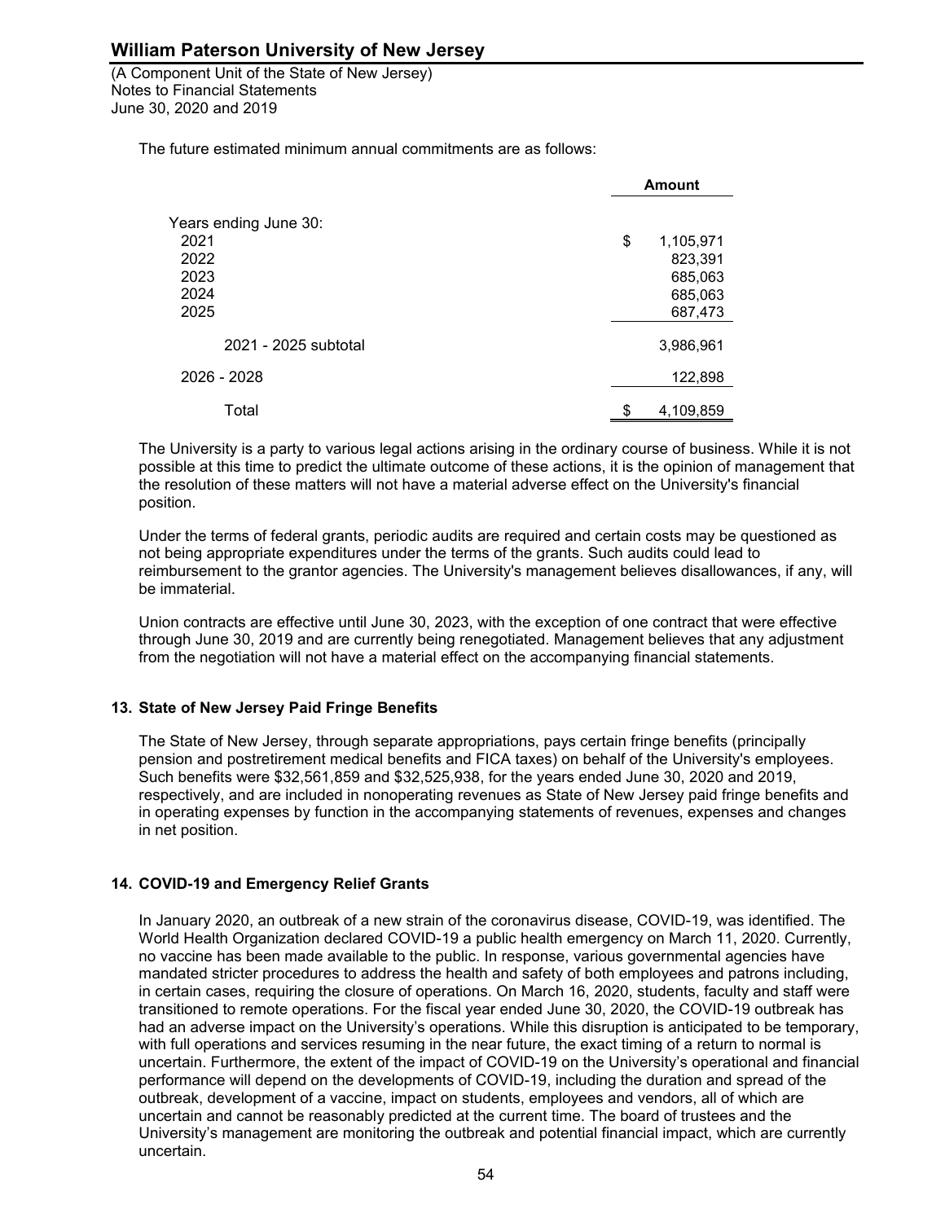The future estimated minimum annual commitments are as follows:

| | Amount |
|---|---|
| Years ending June 30: | |
| 2021 | $ 1,105,971 |
| 2022 | 823,391 |
| 2023 | 685,063 |
| 2024 | 685,063 |
| 2025 | 687,473 |
| 2021 - 2025 subtotal | 3,986,961 |
| 2026 - 2028 | 122,898 |
| Total | $ 4,109,859 |

The University is a party to various legal actions arising in the ordinary course of business. While it is not possible at this time to predict the ultimate outcome of these actions, it is the opinion of management that the resolution of these matters will not have a material adverse effect on the University's financial position.

Under the terms of federal grants, periodic audits are required and certain costs may be questioned as not being appropriate expenditures under the terms of the grants. Such audits could lead to reimbursement to the grantor agencies. The University's management believes disallowances, if any, will be immaterial.

Union contracts are effective until June 30, 2023, with the exception of one contract that were effective through June 30, 2019 and are currently being renegotiated. Management believes that any adjustment from the negotiation will not have a material effect on the accompanying financial statements.

## 13. State of New Jersey Paid Fringe Benefits

The State of New Jersey, through separate appropriations, pays certain fringe benefits (principally pension and postretirement medical benefits and FICA taxes) on behalf of the University's employees. Such benefits were $32,561,859 and $32,525,938, for the years ended June 30, 2020 and 2019, respectively, and are included in nonoperating revenues as State of New Jersey paid fringe benefits and in operating expenses by function in the accompanying statements of revenues, expenses and changes in net position.

## 14. COVID-19 and Emergency Relief Grants

In January 2020, an outbreak of a new strain of the coronavirus disease, COVID-19, was identified. The World Health Organization declared COVID-19 a public health emergency on March 11, 2020. Currently, no vaccine has been made available to the public. In response, various governmental agencies have mandated stricter procedures to address the health and safety of both employees and patrons including, in certain cases, requiring the closure of operations. On March 16, 2020, students, faculty and staff were transitioned to remote operations. For the fiscal year ended June 30, 2020, the COVID-19 outbreak has had an adverse impact on the University's operations. While this disruption is anticipated to be temporary, with full operations and services resuming in the near future, the exact timing of a return to normal is uncertain. Furthermore, the extent of the impact of COVID-19 on the University's operational and financial performance will depend on the developments of COVID-19, including the duration and spread of the outbreak, development of a vaccine, impact on students, employees and vendors, all of which are uncertain and cannot be reasonably predicted at the current time. The board of trustees and the University's management are monitoring the outbreak and potential financial impact, which are currently uncertain.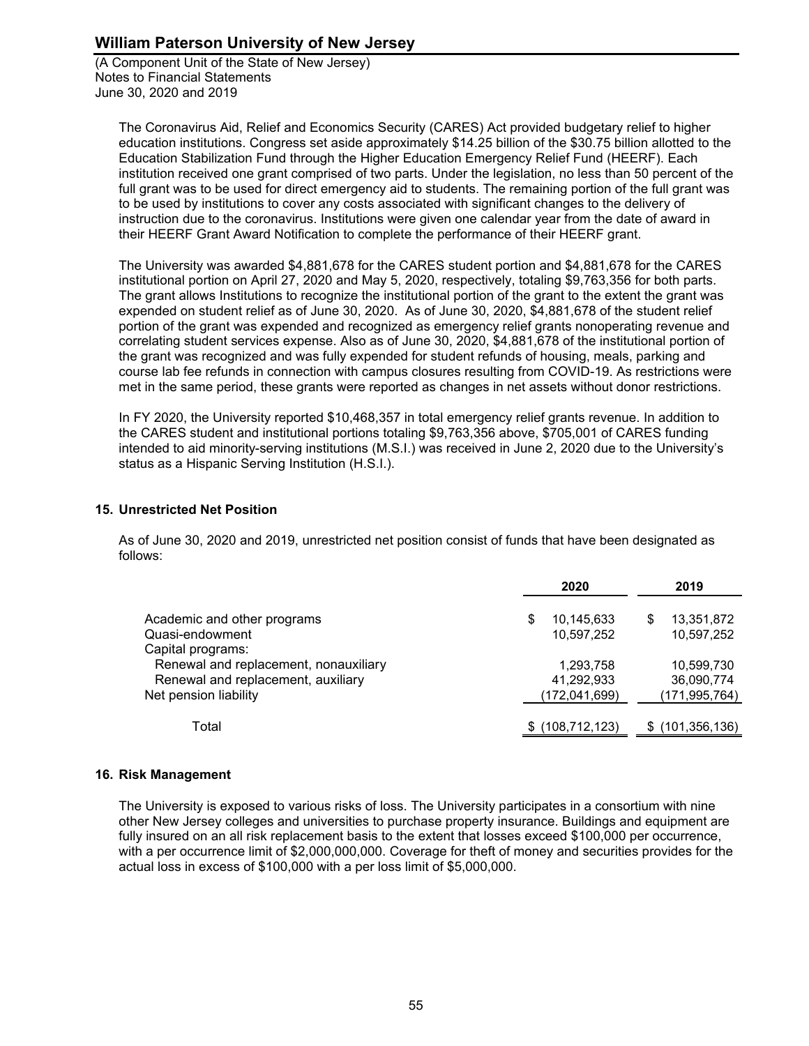The Coronavirus Aid, Relief and Economics Security (CARES) Act provided budgetary relief to higher education institutions. Congress set aside approximately $14.25 billion of the $30.75 billion allotted to the Education Stabilization Fund through the Higher Education Emergency Relief Fund (HEERF). Each institution received one grant comprised of two parts. Under the legislation, no less than 50 percent of the full grant was to be used for direct emergency aid to students. The remaining portion of the full grant was to be used by institutions to cover any costs associated with significant changes to the delivery of instruction due to the coronavirus. Institutions were given one calendar year from the date of award in their HEERF Grant Award Notification to complete the performance of their HEERF grant.

The University was awarded $4,881,678 for the CARES student portion and $4,881,678 for the CARES institutional portion on April 27, 2020 and May 5, 2020, respectively, totaling $9,763,356 for both parts. The grant allows Institutions to recognize the institutional portion of the grant to the extent the grant was expended on student relief as of June 30, 2020. As of June 30, 2020, $4,881,678 of the student relief portion of the grant was expended and recognized as emergency relief grants nonoperating revenue and correlating student services expense. Also as of June 30, 2020, $4,881,678 of the institutional portion of the grant was recognized and was fully expended for student refunds of housing, meals, parking and course lab fee refunds in connection with campus closures resulting from COVID-19. As restrictions were met in the same period, these grants were reported as changes in net assets without donor restrictions.

In FY 2020, the University reported $10,468,357 in total emergency relief grants revenue. In addition to the CARES student and institutional portions totaling $9,763,356 above, $705,001 of CARES funding intended to aid minority-serving institutions (M.S.I.) was received in June 2, 2020 due to the University's status as a Hispanic Serving Institution (H.S.I.).

## 15. Unrestricted Net Position

As of June 30, 2020 and 2019, unrestricted net position consist of funds that have been designated as follows:

| | 2020 | 2019 |
|---|---|---|
| Academic and other programs | $ 10,145,633 | $ 13,351,872 |
| Quasi-endowment | 10,597,252 | 10,597,252 |
| Capital programs: | | |
| Renewal and replacement, nonauxiliary | 1,293,758 | 10,599,730 |
| Renewal and replacement, auxiliary | 41,292,933 | 36,090,774 |
| Net pension liability | (172,041,699) | (171,995,764) |
| Total | $ (108,712,123) | $ (101,356,136) |

## 16. Risk Management

The University is exposed to various risks of loss. The University participates in a consortium with nine other New Jersey colleges and universities to purchase property insurance. Buildings and equipment are fully insured on an all risk replacement basis to the extent that losses exceed $100,000 per occurrence, with a per occurrence limit of $2,000,000,000. Coverage for theft of money and securities provides for the actual loss in excess of $100,000 with a per loss limit of $5,000,000.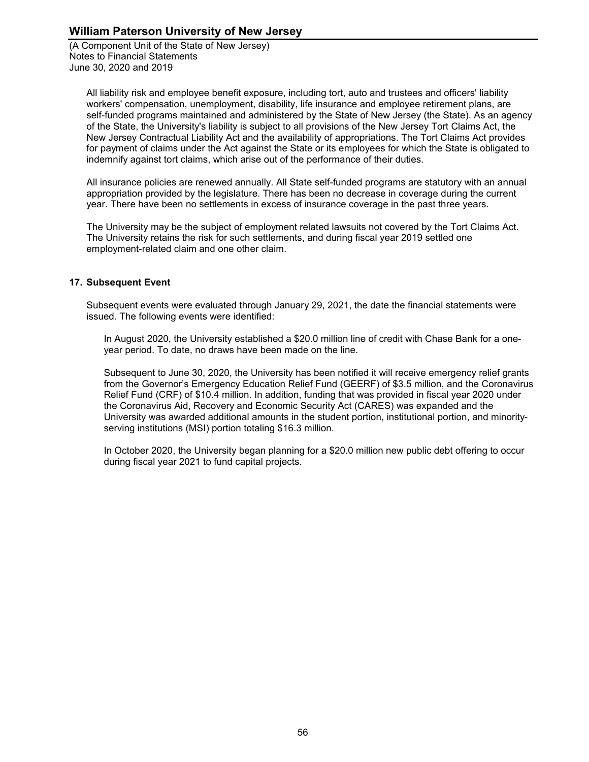All liability risk and employee benefit exposure, including tort, auto and trustees and officers' liability workers' compensation, unemployment, disability, life insurance and employee retirement plans, are self-funded programs maintained and administered by the State of New Jersey (the State). As an agency of the State, the University's liability is subject to all provisions of the New Jersey Tort Claims Act, the New Jersey Contractual Liability Act and the availability of appropriations. The Tort Claims Act provides for payment of claims under the Act against the State or its employees for which the State is obligated to indemnify against tort claims, which arise out of the performance of their duties.

All insurance policies are renewed annually. All State self-funded programs are statutory with an annual appropriation provided by the legislature. There has been no decrease in coverage during the current year. There have been no settlements in excess of insurance coverage in the past three years.

The University may be the subject of employment related lawsuits not covered by the Tort Claims Act. The University retains the risk for such settlements, and during fiscal year 2019 settled one employment-related claim and one other claim.

## 17. Subsequent Event

Subsequent events were evaluated through January 29, 2021, the date the financial statements were issued. The following events were identified:

In August 2020, the University established a $20.0 million line of credit with Chase Bank for a one-year period. To date, no draws have been made on the line.

Subsequent to June 30, 2020, the University has been notified it will receive emergency relief grants from the Governor's Emergency Education Relief Fund (GEERF) of $3.5 million, and the Coronavirus Relief Fund (CRF) of $10.4 million. In addition, funding that was provided in fiscal year 2020 under the Coronavirus Aid, Recovery and Economic Security Act (CARES) was expanded and the University was awarded additional amounts in the student portion, institutional portion, and minority-serving institutions (MSI) portion totaling $16.3 million.

In October 2020, the University began planning for a $20.0 million new public debt offering to occur during fiscal year 2021 to fund capital projects.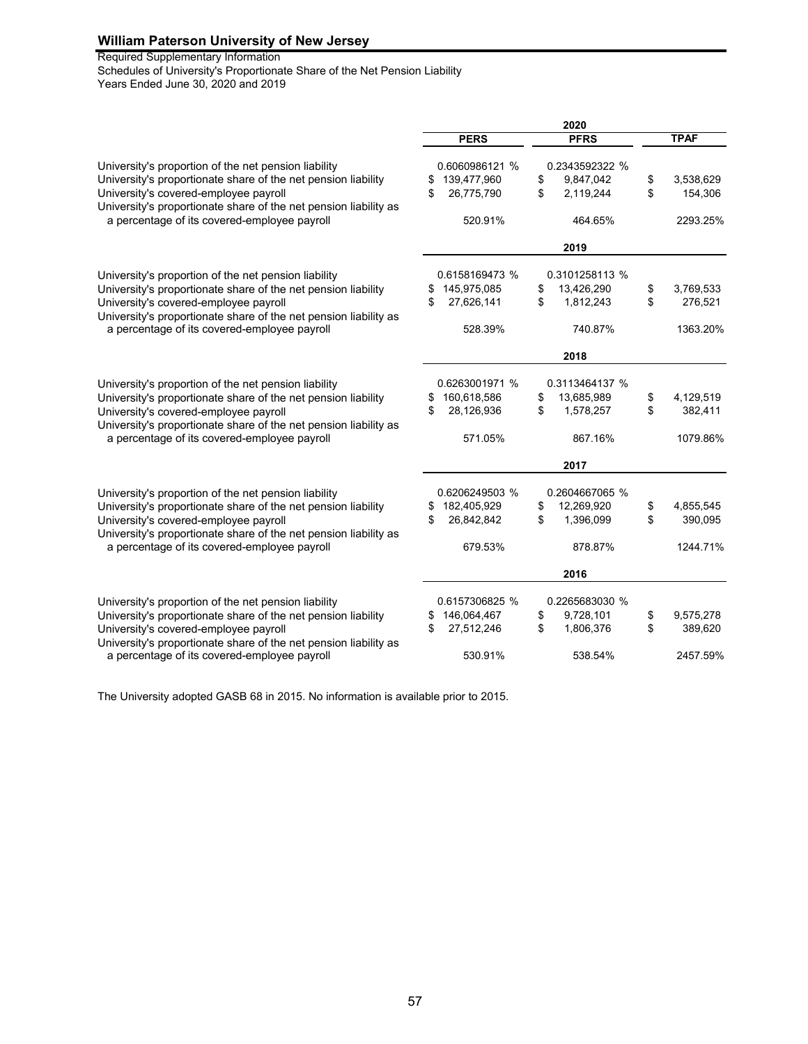# William Paterson University of New Jersey

Required Supplementary Information
Schedules of University's Proportionate Share of the Net Pension Liability
Years Ended June 30, 2020 and 2019

| | PERS | PFRS | TPAF |
|---|---|---|---|
| **2020** | | | |
| University's proportion of the net pension liability | 0.6060986121 % | 0.2343592322 % | |
| University's proportionate share of the net pension liability | $ 139,477,960 | $ 9,847,042 | $ 3,538,629 |
| University's covered-employee payroll | $ 26,775,790 | $ 2,119,244 | $ 154,306 |
| University's proportionate share of the net pension liability as a percentage of its covered-employee payroll | 520.91% | 464.65% | 2293.25% |
| **2019** | | | |
| University's proportion of the net pension liability | 0.6158169473 % | 0.3101258113 % | |
| University's proportionate share of the net pension liability | $ 145,975,085 | $ 13,426,290 | $ 3,769,533 |
| University's covered-employee payroll | $ 27,626,141 | $ 1,812,243 | $ 276,521 |
| University's proportionate share of the net pension liability as a percentage of its covered-employee payroll | 528.39% | 740.87% | 1363.20% |
| **2018** | | | |
| University's proportion of the net pension liability | 0.6263001971 % | 0.3113464137 % | |
| University's proportionate share of the net pension liability | $ 160,618,586 | $ 13,685,989 | $ 4,129,519 |
| University's covered-employee payroll | $ 28,126,936 | $ 1,578,257 | $ 382,411 |
| University's proportionate share of the net pension liability as a percentage of its covered-employee payroll | 571.05% | 867.16% | 1079.86% |
| **2017** | | | |
| University's proportion of the net pension liability | 0.6206249503 % | 0.2604667065 % | |
| University's proportionate share of the net pension liability | $ 182,405,929 | $ 12,269,920 | $ 4,855,545 |
| University's covered-employee payroll | $ 26,842,842 | $ 1,396,099 | $ 390,095 |
| University's proportionate share of the net pension liability as a percentage of its covered-employee payroll | 679.53% | 878.87% | 1244.71% |
| **2016** | | | |
| University's proportion of the net pension liability | 0.6157306825 % | 0.2265683030 % | |
| University's proportionate share of the net pension liability | $ 146,064,467 | $ 9,728,101 | $ 9,575,278 |
| University's covered-employee payroll | $ 27,512,246 | $ 1,806,376 | $ 389,620 |
| University's proportionate share of the net pension liability as a percentage of its covered-employee payroll | 530.91% | 538.54% | 2457.59% |

The University adopted GASB 68 in 2015. No information is available prior to 2015.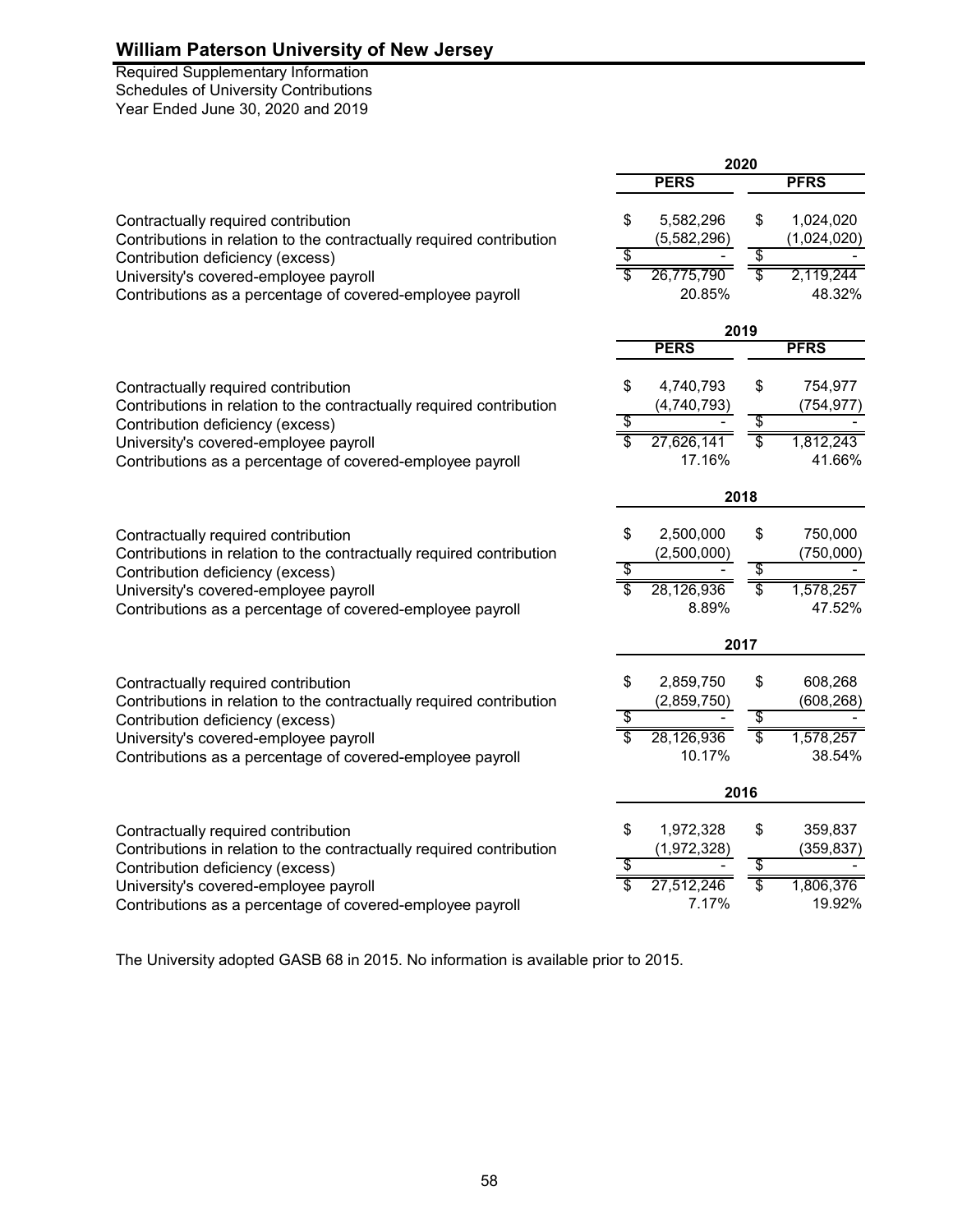# William Paterson University of New Jersey

Required Supplementary Information
Schedules of University Contributions
Year Ended June 30, 2020 and 2019

| | 2020 | |
|---|---|---|
| | **PERS** | **PFRS** |
| Contractually required contribution | $ 5,582,296 | $ 1,024,020 |
| Contributions in relation to the contractually required contribution | (5,582,296) | (1,024,020) |
| Contribution deficiency (excess) | $ - | $ - |
| University's covered-employee payroll | $ 26,775,790 | $ 2,119,244 |
| Contributions as a percentage of covered-employee payroll | 20.85% | 48.32% |

| | 2019 | |
|---|---|---|
| | **PERS** | **PFRS** |
| Contractually required contribution | $ 4,740,793 | $ 754,977 |
| Contributions in relation to the contractually required contribution | (4,740,793) | (754,977) |
| Contribution deficiency (excess) | $ - | $ - |
| University's covered-employee payroll | $ 27,626,141 | $ 1,812,243 |
| Contributions as a percentage of covered-employee payroll | 17.16% | 41.66% |

| | 2018 | |
|---|---|---|
| Contractually required contribution | $ 2,500,000 | $ 750,000 |
| Contributions in relation to the contractually required contribution | (2,500,000) | (750,000) |
| Contribution deficiency (excess) | $ - | $ - |
| University's covered-employee payroll | $ 28,126,936 | $ 1,578,257 |
| Contributions as a percentage of covered-employee payroll | 8.89% | 47.52% |

| | 2017 | |
|---|---|---|
| Contractually required contribution | $ 2,859,750 | $ 608,268 |
| Contributions in relation to the contractually required contribution | (2,859,750) | (608,268) |
| Contribution deficiency (excess) | $ - | $ - |
| University's covered-employee payroll | $ 28,126,936 | $ 1,578,257 |
| Contributions as a percentage of covered-employee payroll | 10.17% | 38.54% |

| | 2016 | |
|---|---|---|
| Contractually required contribution | $ 1,972,328 | $ 359,837 |
| Contributions in relation to the contractually required contribution | (1,972,328) | (359,837) |
| Contribution deficiency (excess) | $ - | $ - |
| University's covered-employee payroll | $ 27,512,246 | $ 1,806,376 |
| Contributions as a percentage of covered-employee payroll | 7.17% | 19.92% |

The University adopted GASB 68 in 2015. No information is available prior to 2015.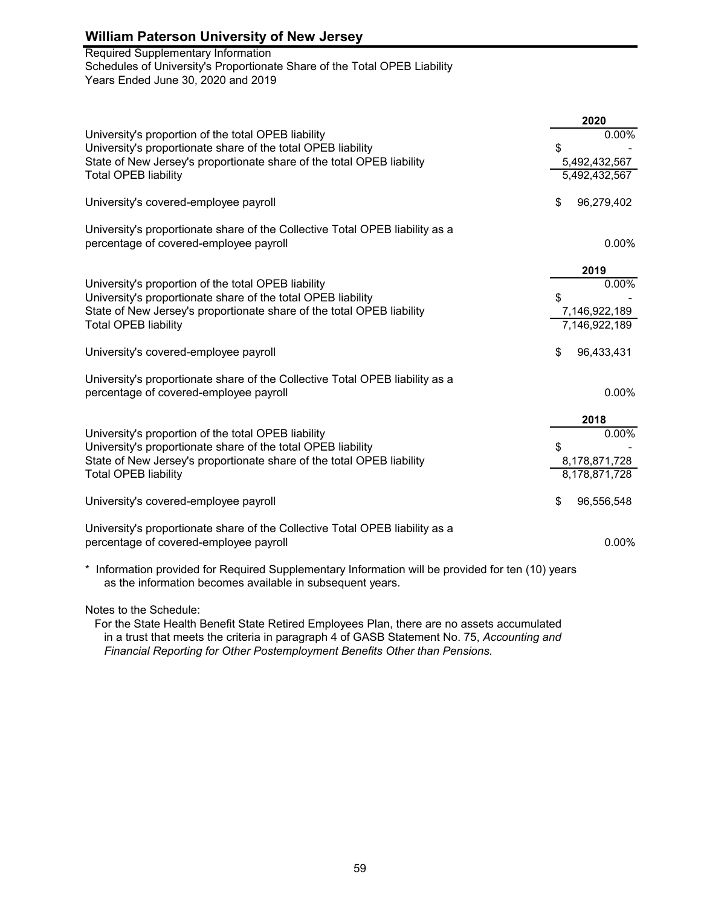# William Paterson University of New Jersey

Required Supplementary Information
Schedules of University's Proportionate Share of the Total OPEB Liability
Years Ended June 30, 2020 and 2019

| | 2020 |
|---|---|
| University's proportion of the total OPEB liability | 0.00% |
| University's proportionate share of the total OPEB liability | $ - |
| State of New Jersey's proportionate share of the total OPEB liability | 5,492,432,567 |
| Total OPEB liability | 5,492,432,567 |
| University's covered-employee payroll | $ 96,279,402 |
| University's proportionate share of the Collective Total OPEB liability as a percentage of covered-employee payroll | 0.00% |

| | 2019 |
|---|---|
| University's proportion of the total OPEB liability | 0.00% |
| University's proportionate share of the total OPEB liability | $ - |
| State of New Jersey's proportionate share of the total OPEB liability | 7,146,922,189 |
| Total OPEB liability | 7,146,922,189 |
| University's covered-employee payroll | $ 96,433,431 |
| University's proportionate share of the Collective Total OPEB liability as a percentage of covered-employee payroll | 0.00% |

| | 2018 |
|---|---|
| University's proportion of the total OPEB liability | 0.00% |
| University's proportionate share of the total OPEB liability | $ - |
| State of New Jersey's proportionate share of the total OPEB liability | 8,178,871,728 |
| Total OPEB liability | 8,178,871,728 |
| University's covered-employee payroll | $ 96,556,548 |
| University's proportionate share of the Collective Total OPEB liability as a percentage of covered-employee payroll | 0.00% |

\* Information provided for Required Supplementary Information will be provided for ten (10) years as the information becomes available in subsequent years.

Notes to the Schedule:

For the State Health Benefit State Retired Employees Plan, there are no assets accumulated in a trust that meets the criteria in paragraph 4 of GASB Statement No. 75, *Accounting and Financial Reporting for Other Postemployment Benefits Other than Pensions.*